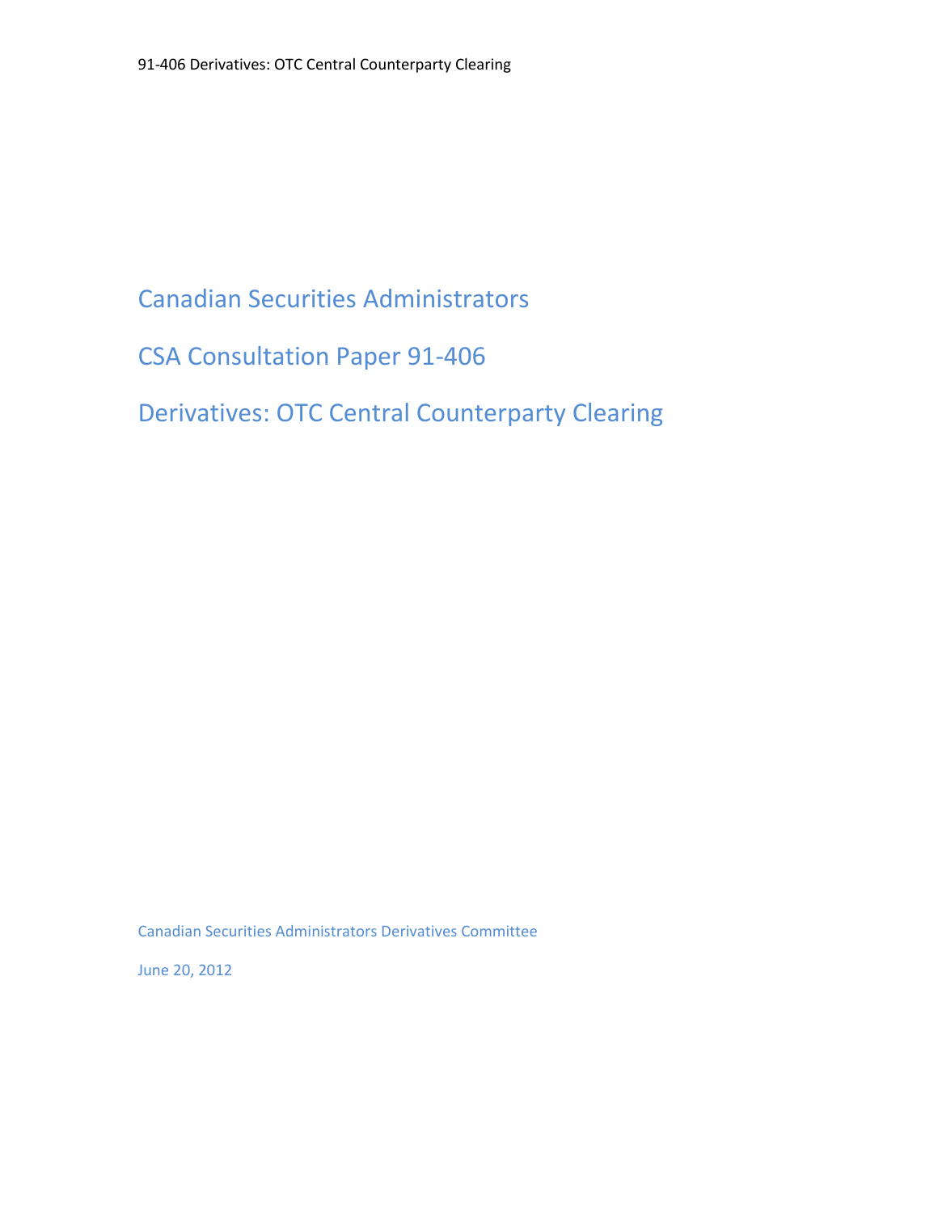# Canadian Securities Administrators

# CSA Consultation Paper 91-406

# Derivatives: OTC Central Counterparty Clearing

Canadian Securities Administrators Derivatives Committee

June 20, 2012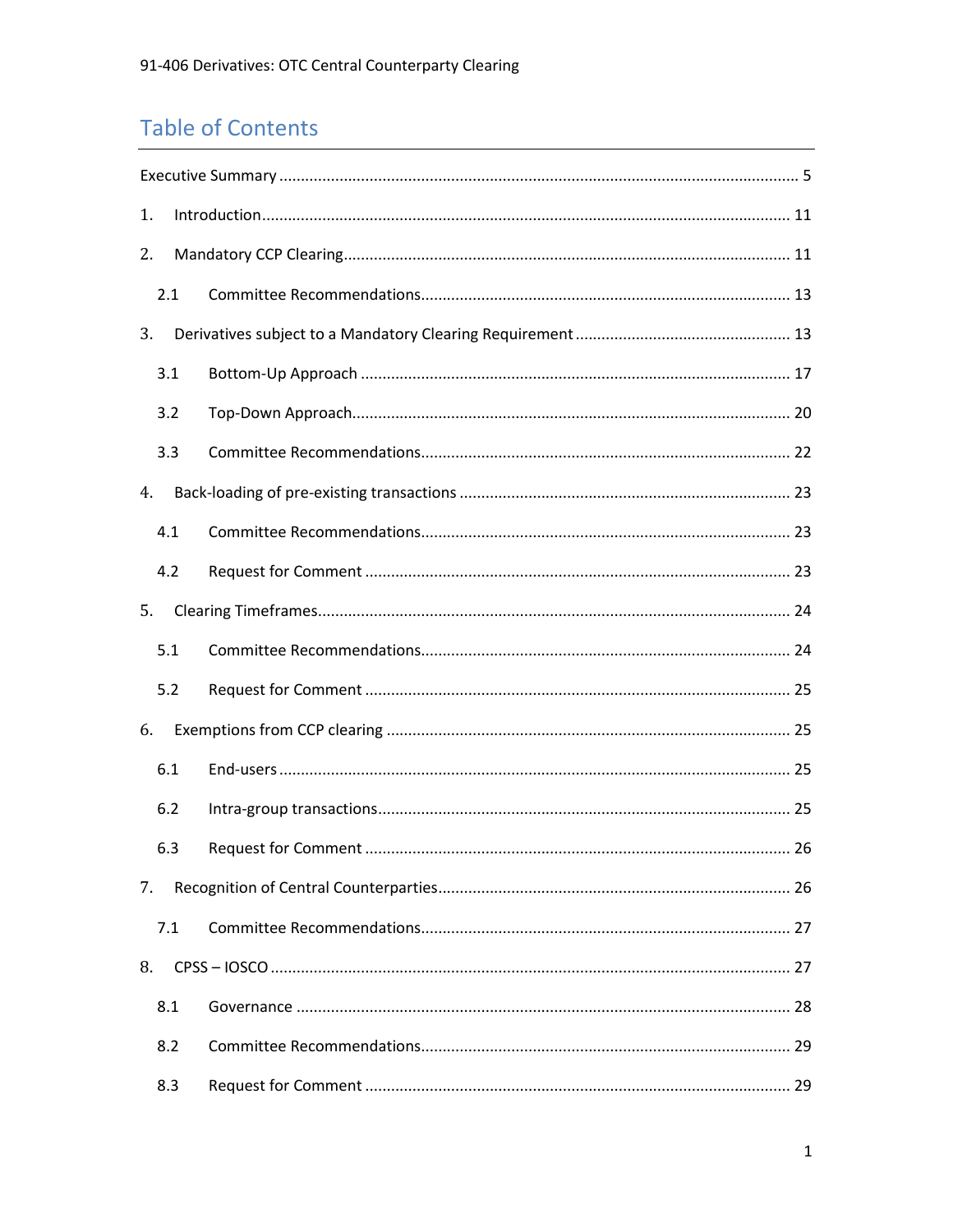## Table of Contents

Executive Summary ........................................................................................................................ 5

1. Introduction ......................................................................................................................... 11

2. Mandatory CCP Clearing ...................................................................................................... 11

   2.1 Committee Recommendations .................................................................................... 13

3. Derivatives subject to a Mandatory Clearing Requirement ................................................. 13

   3.1 Bottom-Up Approach .................................................................................................. 17

   3.2 Top-Down Approach .................................................................................................... 20

   3.3 Committee Recommendations .................................................................................... 22

4. Back-loading of pre-existing transactions ............................................................................ 23

   4.1 Committee Recommendations .................................................................................... 23

   4.2 Request for Comment ................................................................................................. 23

5. Clearing Timeframes ............................................................................................................ 24

   5.1 Committee Recommendations .................................................................................... 24

   5.2 Request for Comment ................................................................................................. 25

6. Exemptions from CCP clearing ............................................................................................ 25

   6.1 End-users .................................................................................................................... 25

   6.2 Intra-group transactions .............................................................................................. 25

   6.3 Request for Comment ................................................................................................. 26

7. Recognition of Central Counterparties ................................................................................. 26

   7.1 Committee Recommendations .................................................................................... 27

8. CPSS – IOSCO ....................................................................................................................... 27

   8.1 Governance ................................................................................................................. 28

   8.2 Committee Recommendations .................................................................................... 29

   8.3 Request for Comment ................................................................................................. 29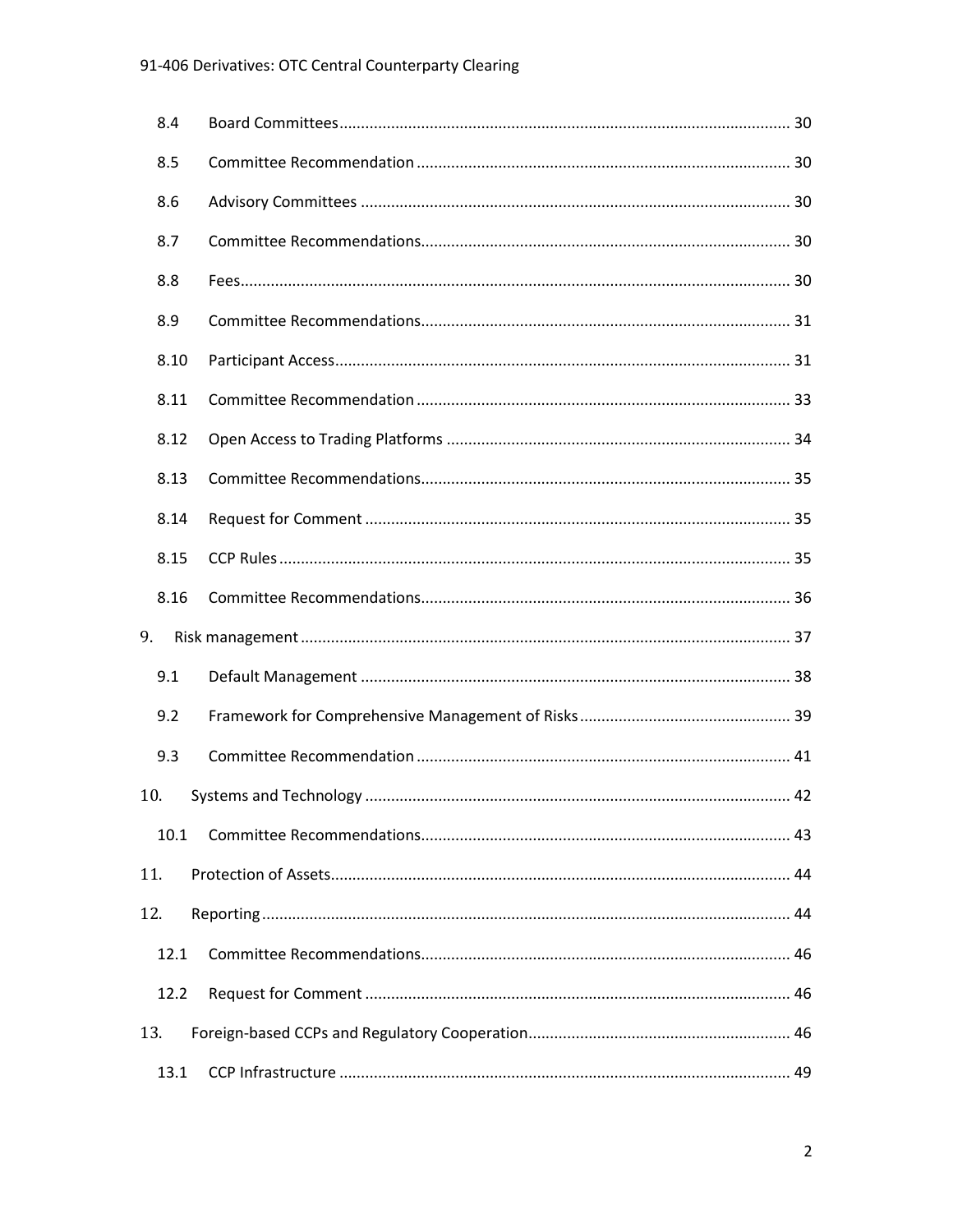8.4 Board Committees ........................................................................................................ 30

8.5 Committee Recommendation ...................................................................................... 30

8.6 Advisory Committees ................................................................................................... 30

8.7 Committee Recommendations..................................................................................... 30

8.8 Fees............................................................................................................................... 30

8.9 Committee Recommendations..................................................................................... 31

8.10 Participant Access......................................................................................................... 31

8.11 Committee Recommendation ...................................................................................... 33

8.12 Open Access to Trading Platforms ............................................................................... 34

8.13 Committee Recommendations..................................................................................... 35

8.14 Request for Comment .................................................................................................. 35

8.15 CCP Rules ...................................................................................................................... 35

8.16 Committee Recommendations..................................................................................... 36

9. Risk management .............................................................................................................. 37

9.1 Default Management ................................................................................................... 38

9.2 Framework for Comprehensive Management of Risks ................................................ 39

9.3 Committee Recommendation ...................................................................................... 41

10. Systems and Technology .................................................................................................. 42

10.1 Committee Recommendations..................................................................................... 43

11. Protection of Assets.......................................................................................................... 44

12. Reporting .......................................................................................................................... 44

12.1 Committee Recommendations..................................................................................... 46

12.2 Request for Comment .................................................................................................. 46

13. Foreign-based CCPs and Regulatory Cooperation............................................................ 46

13.1 CCP Infrastructure ........................................................................................................ 49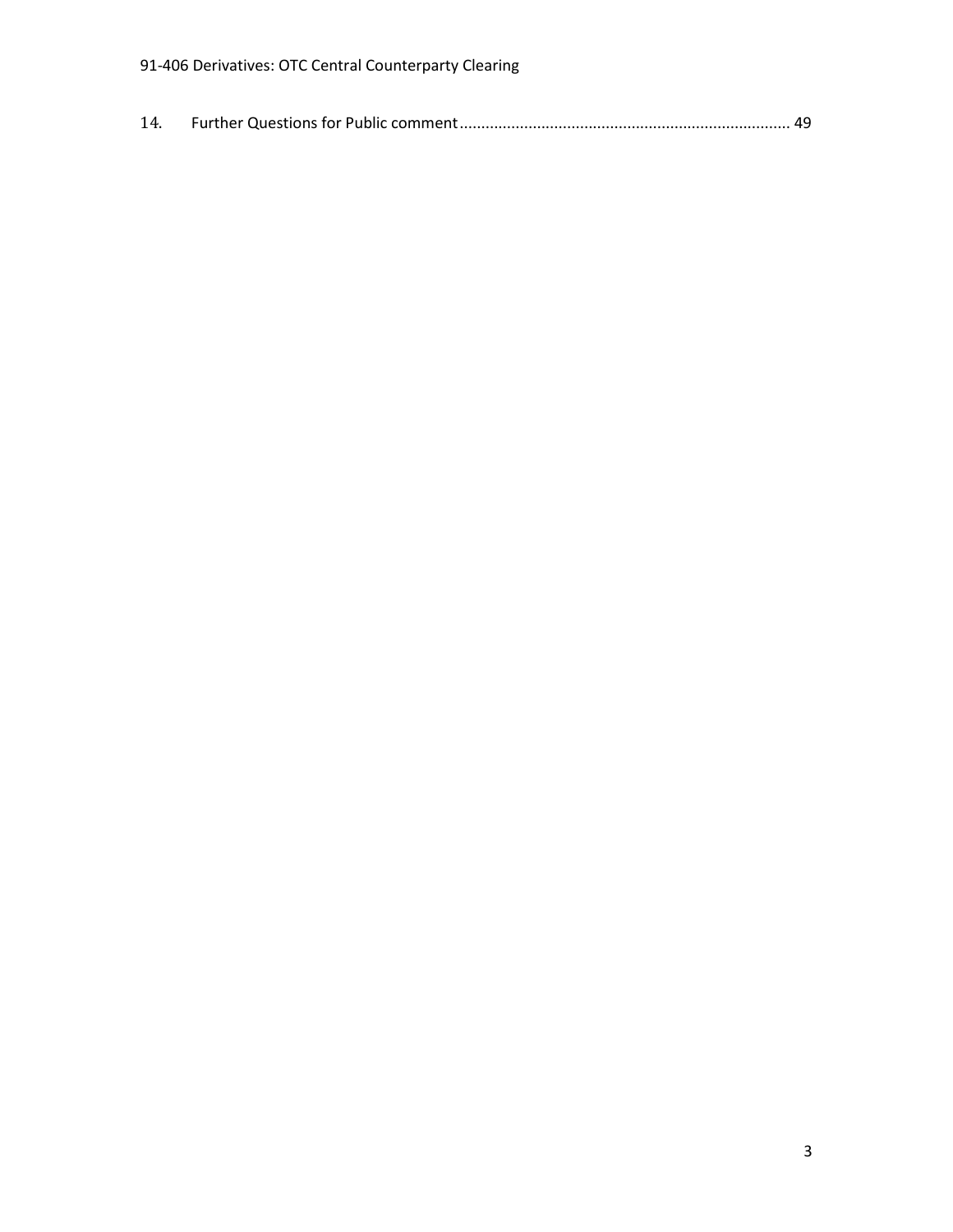14. Further Questions for Public comment ........................................................................ 49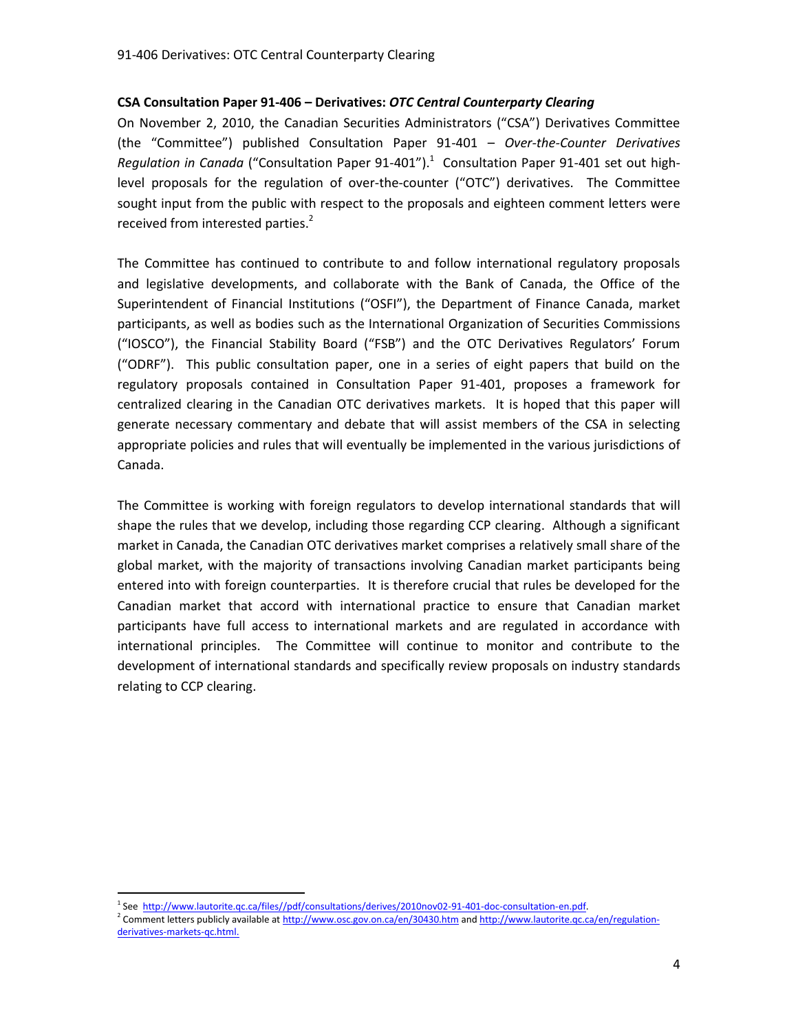**CSA Consultation Paper 91-406 – Derivatives: *OTC Central Counterparty Clearing***

On November 2, 2010, the Canadian Securities Administrators ("CSA") Derivatives Committee (the "Committee") published Consultation Paper 91-401 – *Over-the-Counter Derivatives Regulation in Canada* ("Consultation Paper 91-401").[1] Consultation Paper 91-401 set out high-level proposals for the regulation of over-the-counter ("OTC") derivatives. The Committee sought input from the public with respect to the proposals and eighteen comment letters were received from interested parties.[2]

The Committee has continued to contribute to and follow international regulatory proposals and legislative developments, and collaborate with the Bank of Canada, the Office of the Superintendent of Financial Institutions ("OSFI"), the Department of Finance Canada, market participants, as well as bodies such as the International Organization of Securities Commissions ("IOSCO"), the Financial Stability Board ("FSB") and the OTC Derivatives Regulators' Forum ("ODRF"). This public consultation paper, one in a series of eight papers that build on the regulatory proposals contained in Consultation Paper 91-401, proposes a framework for centralized clearing in the Canadian OTC derivatives markets. It is hoped that this paper will generate necessary commentary and debate that will assist members of the CSA in selecting appropriate policies and rules that will eventually be implemented in the various jurisdictions of Canada.

The Committee is working with foreign regulators to develop international standards that will shape the rules that we develop, including those regarding CCP clearing. Although a significant market in Canada, the Canadian OTC derivatives market comprises a relatively small share of the global market, with the majority of transactions involving Canadian market participants being entered into with foreign counterparties. It is therefore crucial that rules be developed for the Canadian market that accord with international practice to ensure that Canadian market participants have full access to international markets and are regulated in accordance with international principles. The Committee will continue to monitor and contribute to the development of international standards and specifically review proposals on industry standards relating to CCP clearing.

---

[1] See http://www.lautorite.qc.ca/files//pdf/consultations/derives/2010nov02-91-401-doc-consultation-en.pdf.

[2] Comment letters publicly available at http://www.osc.gov.on.ca/en/30430.htm and http://www.lautorite.qc.ca/en/regulation-derivatives-markets-qc.html.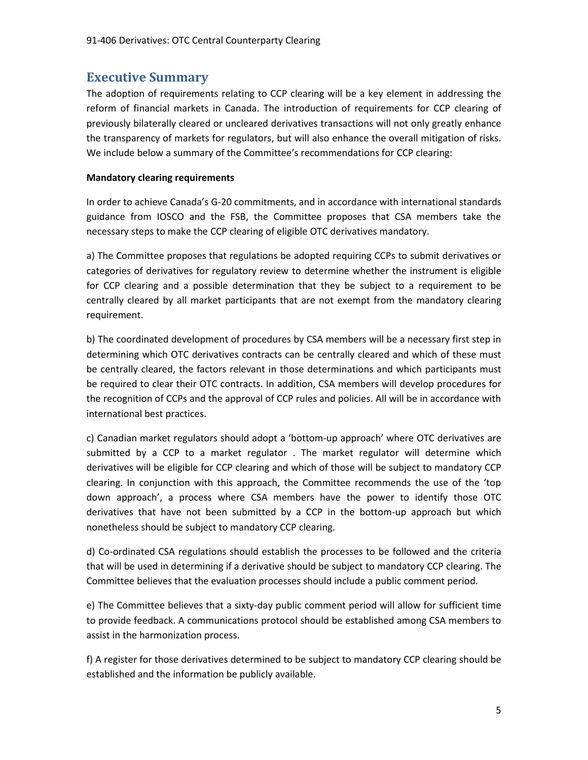## Executive Summary

The adoption of requirements relating to CCP clearing will be a key element in addressing the reform of financial markets in Canada. The introduction of requirements for CCP clearing of previously bilaterally cleared or uncleared derivatives transactions will not only greatly enhance the transparency of markets for regulators, but will also enhance the overall mitigation of risks. We include below a summary of the Committee's recommendations for CCP clearing:

**Mandatory clearing requirements**

In order to achieve Canada's G-20 commitments, and in accordance with international standards guidance from IOSCO and the FSB, the Committee proposes that CSA members take the necessary steps to make the CCP clearing of eligible OTC derivatives mandatory.

a) The Committee proposes that regulations be adopted requiring CCPs to submit derivatives or categories of derivatives for regulatory review to determine whether the instrument is eligible for CCP clearing and a possible determination that they be subject to a requirement to be centrally cleared by all market participants that are not exempt from the mandatory clearing requirement.

b) The coordinated development of procedures by CSA members will be a necessary first step in determining which OTC derivatives contracts can be centrally cleared and which of these must be centrally cleared, the factors relevant in those determinations and which participants must be required to clear their OTC contracts. In addition, CSA members will develop procedures for the recognition of CCPs and the approval of CCP rules and policies. All will be in accordance with international best practices.

c) Canadian market regulators should adopt a 'bottom-up approach' where OTC derivatives are submitted by a CCP to a market regulator . The market regulator will determine which derivatives will be eligible for CCP clearing and which of those will be subject to mandatory CCP clearing. In conjunction with this approach, the Committee recommends the use of the 'top down approach', a process where CSA members have the power to identify those OTC derivatives that have not been submitted by a CCP in the bottom-up approach but which nonetheless should be subject to mandatory CCP clearing.

d) Co-ordinated CSA regulations should establish the processes to be followed and the criteria that will be used in determining if a derivative should be subject to mandatory CCP clearing. The Committee believes that the evaluation processes should include a public comment period.

e) The Committee believes that a sixty-day public comment period will allow for sufficient time to provide feedback. A communications protocol should be established among CSA members to assist in the harmonization process.

f) A register for those derivatives determined to be subject to mandatory CCP clearing should be established and the information be publicly available.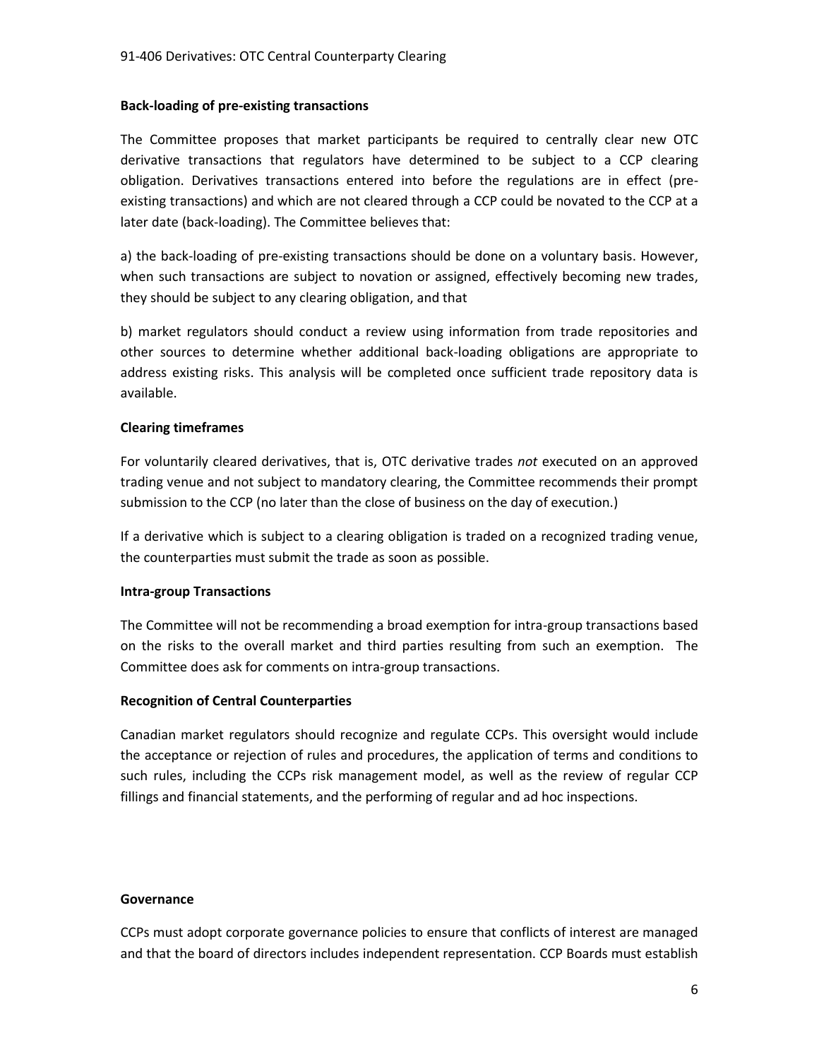**Back-loading of pre-existing transactions**

The Committee proposes that market participants be required to centrally clear new OTC derivative transactions that regulators have determined to be subject to a CCP clearing obligation. Derivatives transactions entered into before the regulations are in effect (pre-existing transactions) and which are not cleared through a CCP could be novated to the CCP at a later date (back-loading). The Committee believes that:

a) the back-loading of pre-existing transactions should be done on a voluntary basis. However, when such transactions are subject to novation or assigned, effectively becoming new trades, they should be subject to any clearing obligation, and that

b) market regulators should conduct a review using information from trade repositories and other sources to determine whether additional back-loading obligations are appropriate to address existing risks. This analysis will be completed once sufficient trade repository data is available.

**Clearing timeframes**

For voluntarily cleared derivatives, that is, OTC derivative trades *not* executed on an approved trading venue and not subject to mandatory clearing, the Committee recommends their prompt submission to the CCP (no later than the close of business on the day of execution.)

If a derivative which is subject to a clearing obligation is traded on a recognized trading venue, the counterparties must submit the trade as soon as possible.

**Intra-group Transactions**

The Committee will not be recommending a broad exemption for intra-group transactions based on the risks to the overall market and third parties resulting from such an exemption. The Committee does ask for comments on intra-group transactions.

**Recognition of Central Counterparties**

Canadian market regulators should recognize and regulate CCPs. This oversight would include the acceptance or rejection of rules and procedures, the application of terms and conditions to such rules, including the CCPs risk management model, as well as the review of regular CCP fillings and financial statements, and the performing of regular and ad hoc inspections.

**Governance**

CCPs must adopt corporate governance policies to ensure that conflicts of interest are managed and that the board of directors includes independent representation. CCP Boards must establish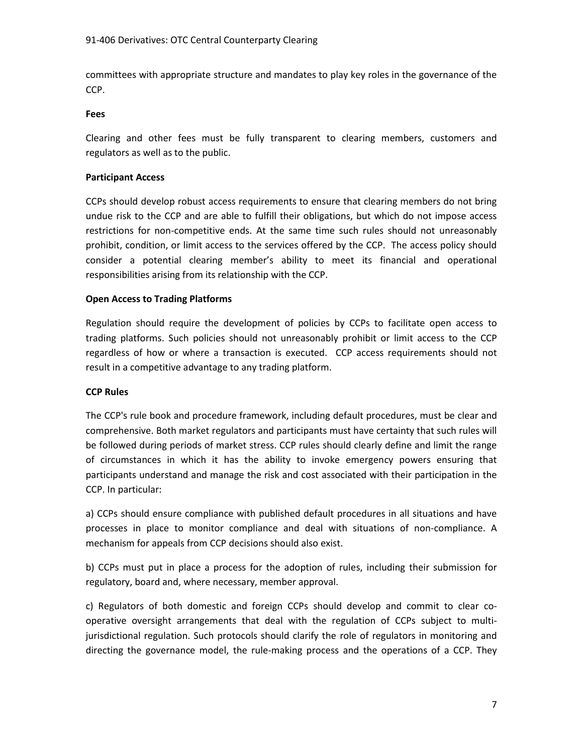committees with appropriate structure and mandates to play key roles in the governance of the CCP.

**Fees**

Clearing and other fees must be fully transparent to clearing members, customers and regulators as well as to the public.

**Participant Access**

CCPs should develop robust access requirements to ensure that clearing members do not bring undue risk to the CCP and are able to fulfill their obligations, but which do not impose access restrictions for non-competitive ends. At the same time such rules should not unreasonably prohibit, condition, or limit access to the services offered by the CCP. The access policy should consider a potential clearing member's ability to meet its financial and operational responsibilities arising from its relationship with the CCP.

**Open Access to Trading Platforms**

Regulation should require the development of policies by CCPs to facilitate open access to trading platforms. Such policies should not unreasonably prohibit or limit access to the CCP regardless of how or where a transaction is executed. CCP access requirements should not result in a competitive advantage to any trading platform.

**CCP Rules**

The CCP's rule book and procedure framework, including default procedures, must be clear and comprehensive. Both market regulators and participants must have certainty that such rules will be followed during periods of market stress. CCP rules should clearly define and limit the range of circumstances in which it has the ability to invoke emergency powers ensuring that participants understand and manage the risk and cost associated with their participation in the CCP. In particular:

a) CCPs should ensure compliance with published default procedures in all situations and have processes in place to monitor compliance and deal with situations of non-compliance. A mechanism for appeals from CCP decisions should also exist.

b) CCPs must put in place a process for the adoption of rules, including their submission for regulatory, board and, where necessary, member approval.

c) Regulators of both domestic and foreign CCPs should develop and commit to clear co-operative oversight arrangements that deal with the regulation of CCPs subject to multi-jurisdictional regulation. Such protocols should clarify the role of regulators in monitoring and directing the governance model, the rule-making process and the operations of a CCP. They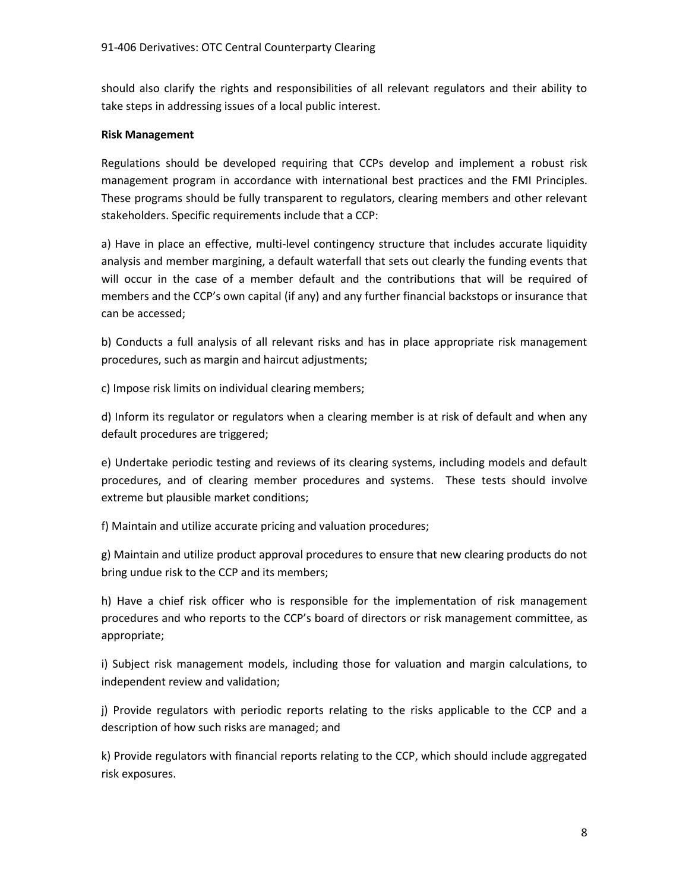should also clarify the rights and responsibilities of all relevant regulators and their ability to take steps in addressing issues of a local public interest.

**Risk Management**

Regulations should be developed requiring that CCPs develop and implement a robust risk management program in accordance with international best practices and the FMI Principles. These programs should be fully transparent to regulators, clearing members and other relevant stakeholders. Specific requirements include that a CCP:

a) Have in place an effective, multi-level contingency structure that includes accurate liquidity analysis and member margining, a default waterfall that sets out clearly the funding events that will occur in the case of a member default and the contributions that will be required of members and the CCP's own capital (if any) and any further financial backstops or insurance that can be accessed;

b) Conducts a full analysis of all relevant risks and has in place appropriate risk management procedures, such as margin and haircut adjustments;

c) Impose risk limits on individual clearing members;

d) Inform its regulator or regulators when a clearing member is at risk of default and when any default procedures are triggered;

e) Undertake periodic testing and reviews of its clearing systems, including models and default procedures, and of clearing member procedures and systems. These tests should involve extreme but plausible market conditions;

f) Maintain and utilize accurate pricing and valuation procedures;

g) Maintain and utilize product approval procedures to ensure that new clearing products do not bring undue risk to the CCP and its members;

h) Have a chief risk officer who is responsible for the implementation of risk management procedures and who reports to the CCP's board of directors or risk management committee, as appropriate;

i) Subject risk management models, including those for valuation and margin calculations, to independent review and validation;

j) Provide regulators with periodic reports relating to the risks applicable to the CCP and a description of how such risks are managed; and

k) Provide regulators with financial reports relating to the CCP, which should include aggregated risk exposures.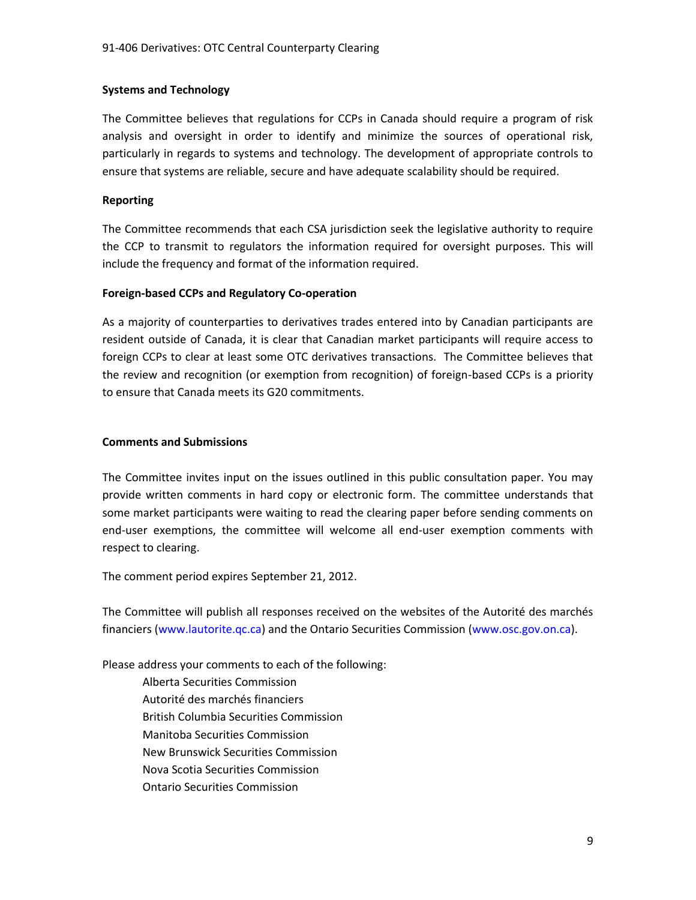**Systems and Technology**

The Committee believes that regulations for CCPs in Canada should require a program of risk analysis and oversight in order to identify and minimize the sources of operational risk, particularly in regards to systems and technology. The development of appropriate controls to ensure that systems are reliable, secure and have adequate scalability should be required.

**Reporting**

The Committee recommends that each CSA jurisdiction seek the legislative authority to require the CCP to transmit to regulators the information required for oversight purposes. This will include the frequency and format of the information required.

**Foreign-based CCPs and Regulatory Co-operation**

As a majority of counterparties to derivatives trades entered into by Canadian participants are resident outside of Canada, it is clear that Canadian market participants will require access to foreign CCPs to clear at least some OTC derivatives transactions. The Committee believes that the review and recognition (or exemption from recognition) of foreign-based CCPs is a priority to ensure that Canada meets its G20 commitments.

**Comments and Submissions**

The Committee invites input on the issues outlined in this public consultation paper. You may provide written comments in hard copy or electronic form. The committee understands that some market participants were waiting to read the clearing paper before sending comments on end-user exemptions, the committee will welcome all end-user exemption comments with respect to clearing.

The comment period expires September 21, 2012.

The Committee will publish all responses received on the websites of the Autorité des marchés financiers (www.lautorite.qc.ca) and the Ontario Securities Commission (www.osc.gov.on.ca).

Please address your comments to each of the following:

Alberta Securities Commission
Autorité des marchés financiers
British Columbia Securities Commission
Manitoba Securities Commission
New Brunswick Securities Commission
Nova Scotia Securities Commission
Ontario Securities Commission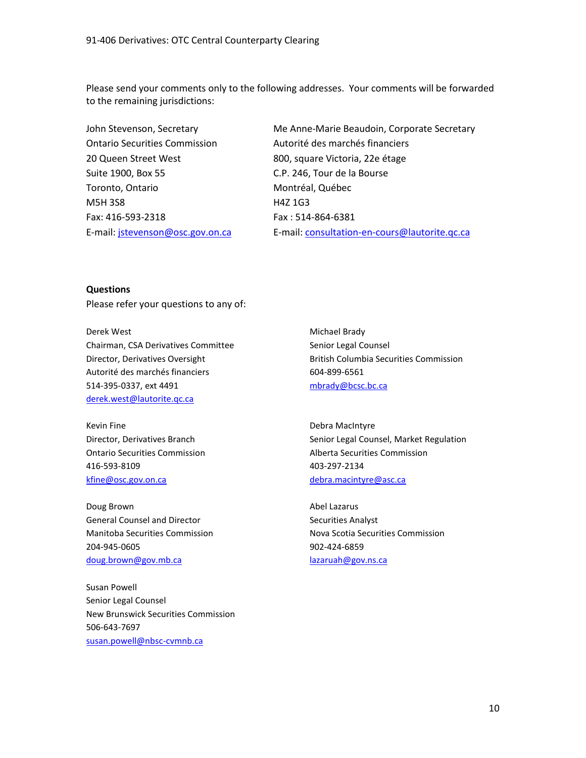Please send your comments only to the following addresses. Your comments will be forwarded to the remaining jurisdictions:

John Stevenson, Secretary
Ontario Securities Commission
20 Queen Street West
Suite 1900, Box 55
Toronto, Ontario
M5H 3S8
Fax: 416-593-2318
E-mail: jstevenson@osc.gov.on.ca

Me Anne-Marie Beaudoin, Corporate Secretary
Autorité des marchés financiers
800, square Victoria, 22e étage
C.P. 246, Tour de la Bourse
Montréal, Québec
H4Z 1G3
Fax : 514-864-6381
E-mail: consultation-en-cours@lautorite.qc.ca

**Questions**

Please refer your questions to any of:

Derek West
Chairman, CSA Derivatives Committee
Director, Derivatives Oversight
Autorité des marchés financiers
514-395-0337, ext 4491
derek.west@lautorite.qc.ca

Michael Brady
Senior Legal Counsel
British Columbia Securities Commission
604-899-6561
mbrady@bcsc.bc.ca

Kevin Fine
Director, Derivatives Branch
Ontario Securities Commission
416-593-8109
kfine@osc.gov.on.ca

Debra MacIntyre
Senior Legal Counsel, Market Regulation
Alberta Securities Commission
403-297-2134
debra.macintyre@asc.ca

Doug Brown
General Counsel and Director
Manitoba Securities Commission
204-945-0605
doug.brown@gov.mb.ca

Abel Lazarus
Securities Analyst
Nova Scotia Securities Commission
902-424-6859
lazaruah@gov.ns.ca

Susan Powell
Senior Legal Counsel
New Brunswick Securities Commission
506-643-7697
susan.powell@nbsc-cvmnb.ca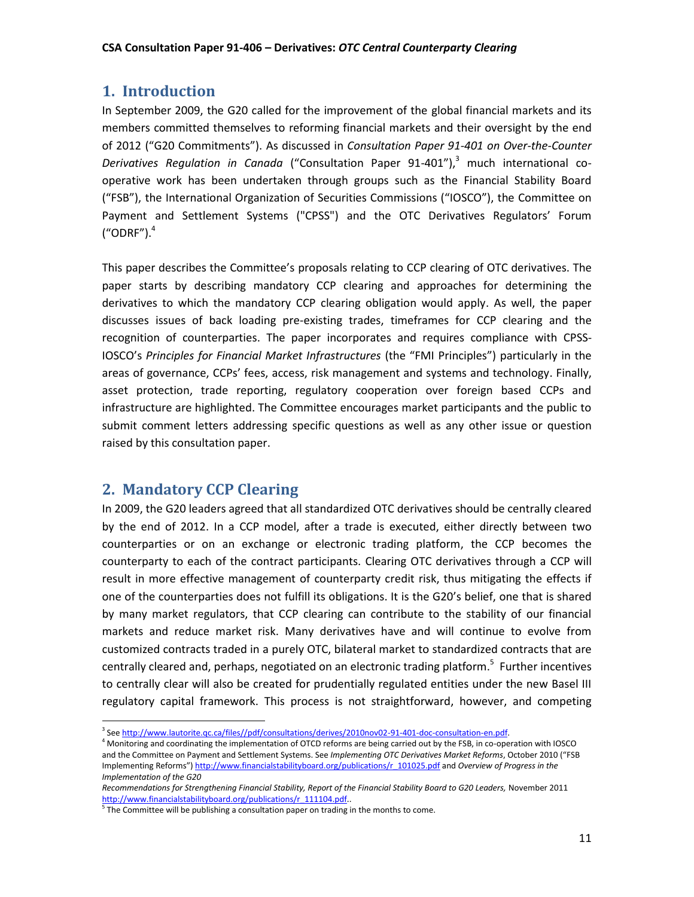## 1. Introduction

In September 2009, the G20 called for the improvement of the global financial markets and its members committed themselves to reforming financial markets and their oversight by the end of 2012 ("G20 Commitments"). As discussed in *Consultation Paper 91-401 on Over-the-Counter Derivatives Regulation in Canada* ("Consultation Paper 91-401"),[3] much international co-operative work has been undertaken through groups such as the Financial Stability Board ("FSB"), the International Organization of Securities Commissions ("IOSCO"), the Committee on Payment and Settlement Systems ("CPSS") and the OTC Derivatives Regulators' Forum ("ODRF").[4]

This paper describes the Committee's proposals relating to CCP clearing of OTC derivatives. The paper starts by describing mandatory CCP clearing and approaches for determining the derivatives to which the mandatory CCP clearing obligation would apply. As well, the paper discusses issues of back loading pre-existing trades, timeframes for CCP clearing and the recognition of counterparties. The paper incorporates and requires compliance with CPSS-IOSCO's *Principles for Financial Market Infrastructures* (the "FMI Principles") particularly in the areas of governance, CCPs' fees, access, risk management and systems and technology. Finally, asset protection, trade reporting, regulatory cooperation over foreign based CCPs and infrastructure are highlighted. The Committee encourages market participants and the public to submit comment letters addressing specific questions as well as any other issue or question raised by this consultation paper.

## 2. Mandatory CCP Clearing

In 2009, the G20 leaders agreed that all standardized OTC derivatives should be centrally cleared by the end of 2012. In a CCP model, after a trade is executed, either directly between two counterparties or on an exchange or electronic trading platform, the CCP becomes the counterparty to each of the contract participants. Clearing OTC derivatives through a CCP will result in more effective management of counterparty credit risk, thus mitigating the effects if one of the counterparties does not fulfill its obligations. It is the G20's belief, one that is shared by many market regulators, that CCP clearing can contribute to the stability of our financial markets and reduce market risk. Many derivatives have and will continue to evolve from customized contracts traded in a purely OTC, bilateral market to standardized contracts that are centrally cleared and, perhaps, negotiated on an electronic trading platform.[5] Further incentives to centrally clear will also be created for prudentially regulated entities under the new Basel III regulatory capital framework. This process is not straightforward, however, and competing

---

[3] See http://www.lautorite.qc.ca/files//pdf/consultations/derives/2010nov02-91-401-doc-consultation-en.pdf.

[4] Monitoring and coordinating the implementation of OTCD reforms are being carried out by the FSB, in co-operation with IOSCO and the Committee on Payment and Settlement Systems. See *Implementing OTC Derivatives Market Reforms*, October 2010 ("FSB Implementing Reforms") http://www.financialstabilityboard.org/publications/r_101025.pdf and *Overview of Progress in the Implementation of the G20 Recommendations for Strengthening Financial Stability, Report of the Financial Stability Board to G20 Leaders,* November 2011 http://www.financialstabilityboard.org/publications/r_111104.pdf..

[5] The Committee will be publishing a consultation paper on trading in the months to come.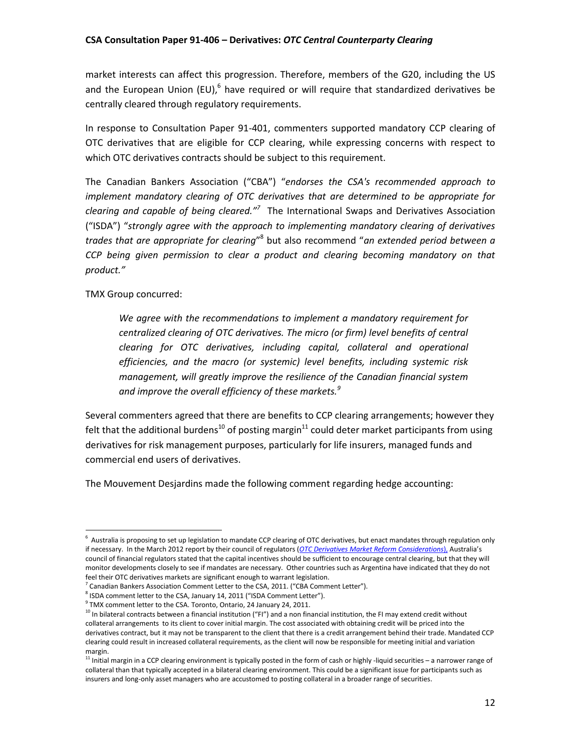market interests can affect this progression. Therefore, members of the G20, including the US and the European Union (EU),[6] have required or will require that standardized derivatives be centrally cleared through regulatory requirements.

In response to Consultation Paper 91-401, commenters supported mandatory CCP clearing of OTC derivatives that are eligible for CCP clearing, while expressing concerns with respect to which OTC derivatives contracts should be subject to this requirement.

The Canadian Bankers Association ("CBA") "*endorses the CSA's recommended approach to implement mandatory clearing of OTC derivatives that are determined to be appropriate for clearing and capable of being cleared."*[7] The International Swaps and Derivatives Association ("ISDA") "*strongly agree with the approach to implementing mandatory clearing of derivatives trades that are appropriate for clearing*"[8] but also recommend "*an extended period between a CCP being given permission to clear a product and clearing becoming mandatory on that product."*

TMX Group concurred:

> *We agree with the recommendations to implement a mandatory requirement for centralized clearing of OTC derivatives. The micro (or firm) level benefits of central clearing for OTC derivatives, including capital, collateral and operational efficiencies, and the macro (or systemic) level benefits, including systemic risk management, will greatly improve the resilience of the Canadian financial system and improve the overall efficiency of these markets.*[9]

Several commenters agreed that there are benefits to CCP clearing arrangements; however they felt that the additional burdens[10] of posting margin[11] could deter market participants from using derivatives for risk management purposes, particularly for life insurers, managed funds and commercial end users of derivatives.

The Mouvement Desjardins made the following comment regarding hedge accounting:

---

[6] Australia is proposing to set up legislation to mandate CCP clearing of OTC derivatives, but enact mandates through regulation only if necessary. In the March 2012 report by their council of regulators (*OTC Derivatives Market Reform Considerations*), Australia's council of financial regulators stated that the capital incentives should be sufficient to encourage central clearing, but that they will monitor developments closely to see if mandates are necessary. Other countries such as Argentina have indicated that they do not feel their OTC derivatives markets are significant enough to warrant legislation.

[7] Canadian Bankers Association Comment Letter to the CSA, 2011. ("CBA Comment Letter").

[8] ISDA comment letter to the CSA, January 14, 2011 ("ISDA Comment Letter").

[9] TMX comment letter to the CSA. Toronto, Ontario, 24 January 24, 2011.

[10] In bilateral contracts between a financial institution ("FI") and a non financial institution, the FI may extend credit without collateral arrangements to its client to cover initial margin. The cost associated with obtaining credit will be priced into the derivatives contract, but it may not be transparent to the client that there is a credit arrangement behind their trade. Mandated CCP clearing could result in increased collateral requirements, as the client will now be responsible for meeting initial and variation margin.

[11] Initial margin in a CCP clearing environment is typically posted in the form of cash or highly -liquid securities – a narrower range of collateral than that typically accepted in a bilateral clearing environment. This could be a significant issue for participants such as insurers and long-only asset managers who are accustomed to posting collateral in a broader range of securities.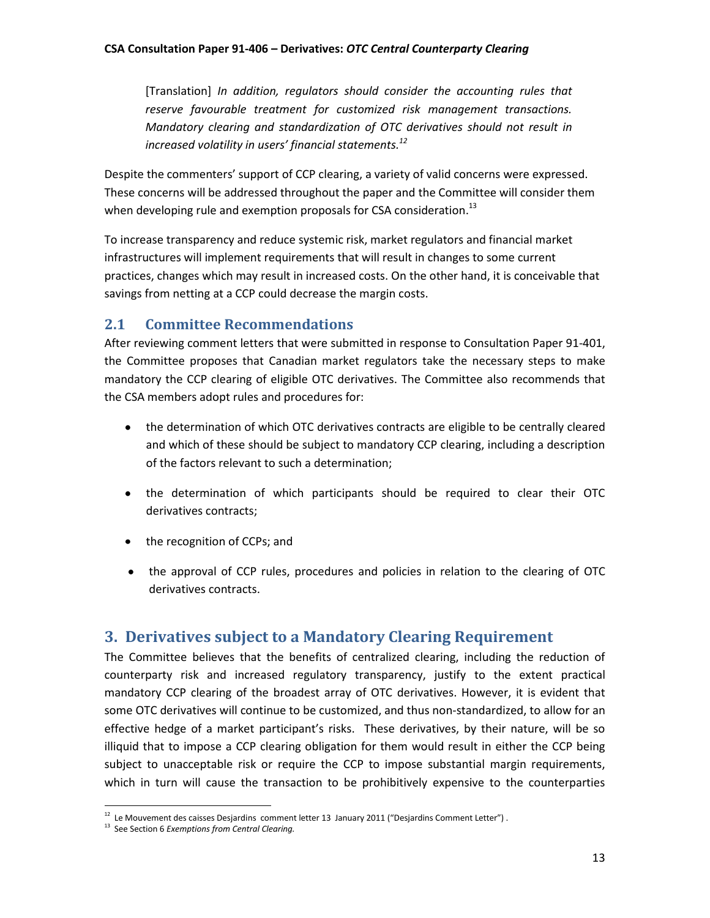[Translation] *In addition, regulators should consider the accounting rules that reserve favourable treatment for customized risk management transactions. Mandatory clearing and standardization of OTC derivatives should not result in increased volatility in users' financial statements.*[12]

Despite the commenters' support of CCP clearing, a variety of valid concerns were expressed. These concerns will be addressed throughout the paper and the Committee will consider them when developing rule and exemption proposals for CSA consideration.[13]

To increase transparency and reduce systemic risk, market regulators and financial market infrastructures will implement requirements that will result in changes to some current practices, changes which may result in increased costs. On the other hand, it is conceivable that savings from netting at a CCP could decrease the margin costs.

## 2.1 Committee Recommendations

After reviewing comment letters that were submitted in response to Consultation Paper 91-401, the Committee proposes that Canadian market regulators take the necessary steps to make mandatory the CCP clearing of eligible OTC derivatives. The Committee also recommends that the CSA members adopt rules and procedures for:

- the determination of which OTC derivatives contracts are eligible to be centrally cleared and which of these should be subject to mandatory CCP clearing, including a description of the factors relevant to such a determination;
- the determination of which participants should be required to clear their OTC derivatives contracts;
- the recognition of CCPs; and
- the approval of CCP rules, procedures and policies in relation to the clearing of OTC derivatives contracts.

# 3. Derivatives subject to a Mandatory Clearing Requirement

The Committee believes that the benefits of centralized clearing, including the reduction of counterparty risk and increased regulatory transparency, justify to the extent practical mandatory CCP clearing of the broadest array of OTC derivatives. However, it is evident that some OTC derivatives will continue to be customized, and thus non-standardized, to allow for an effective hedge of a market participant's risks. These derivatives, by their nature, will be so illiquid that to impose a CCP clearing obligation for them would result in either the CCP being subject to unacceptable risk or require the CCP to impose substantial margin requirements, which in turn will cause the transaction to be prohibitively expensive to the counterparties

---

[12] Le Mouvement des caisses Desjardins comment letter 13 January 2011 ("Desjardins Comment Letter").

[13] See Section 6 *Exemptions from Central Clearing.*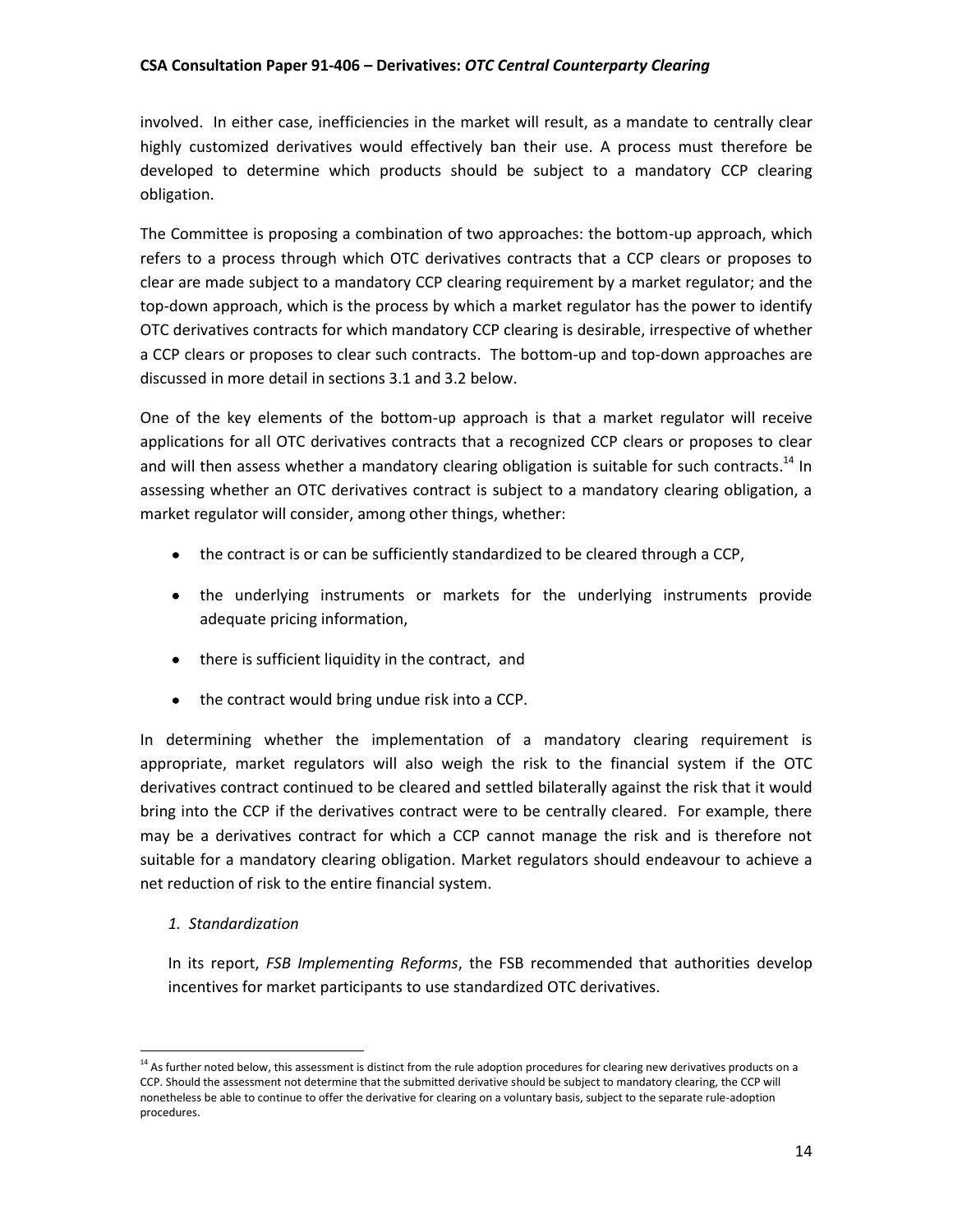involved. In either case, inefficiencies in the market will result, as a mandate to centrally clear highly customized derivatives would effectively ban their use. A process must therefore be developed to determine which products should be subject to a mandatory CCP clearing obligation.

The Committee is proposing a combination of two approaches: the bottom-up approach, which refers to a process through which OTC derivatives contracts that a CCP clears or proposes to clear are made subject to a mandatory CCP clearing requirement by a market regulator; and the top-down approach, which is the process by which a market regulator has the power to identify OTC derivatives contracts for which mandatory CCP clearing is desirable, irrespective of whether a CCP clears or proposes to clear such contracts. The bottom-up and top-down approaches are discussed in more detail in sections 3.1 and 3.2 below.

One of the key elements of the bottom-up approach is that a market regulator will receive applications for all OTC derivatives contracts that a recognized CCP clears or proposes to clear and will then assess whether a mandatory clearing obligation is suitable for such contracts.[14] In assessing whether an OTC derivatives contract is subject to a mandatory clearing obligation, a market regulator will consider, among other things, whether:

- the contract is or can be sufficiently standardized to be cleared through a CCP,
- the underlying instruments or markets for the underlying instruments provide adequate pricing information,
- there is sufficient liquidity in the contract, and
- the contract would bring undue risk into a CCP.

In determining whether the implementation of a mandatory clearing requirement is appropriate, market regulators will also weigh the risk to the financial system if the OTC derivatives contract continued to be cleared and settled bilaterally against the risk that it would bring into the CCP if the derivatives contract were to be centrally cleared. For example, there may be a derivatives contract for which a CCP cannot manage the risk and is therefore not suitable for a mandatory clearing obligation. Market regulators should endeavour to achieve a net reduction of risk to the entire financial system.

*1. Standardization*

In its report, *FSB Implementing Reforms*, the FSB recommended that authorities develop incentives for market participants to use standardized OTC derivatives.

[14] As further noted below, this assessment is distinct from the rule adoption procedures for clearing new derivatives products on a CCP. Should the assessment not determine that the submitted derivative should be subject to mandatory clearing, the CCP will nonetheless be able to continue to offer the derivative for clearing on a voluntary basis, subject to the separate rule-adoption procedures.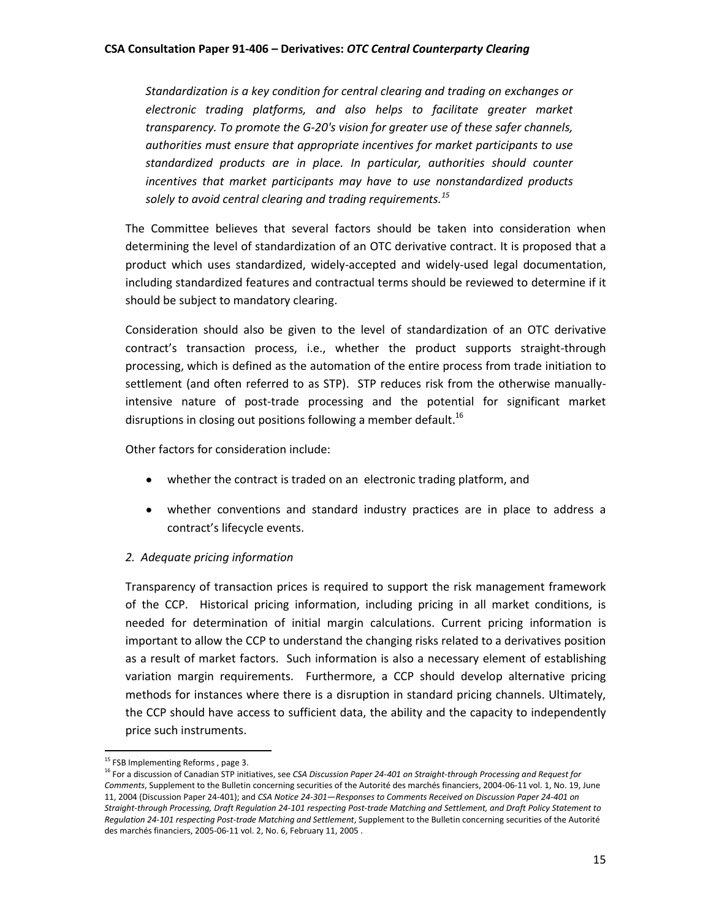*Standardization is a key condition for central clearing and trading on exchanges or electronic trading platforms, and also helps to facilitate greater market transparency. To promote the G-20's vision for greater use of these safer channels, authorities must ensure that appropriate incentives for market participants to use standardized products are in place. In particular, authorities should counter incentives that market participants may have to use nonstandardized products solely to avoid central clearing and trading requirements.*[15]

The Committee believes that several factors should be taken into consideration when determining the level of standardization of an OTC derivative contract. It is proposed that a product which uses standardized, widely-accepted and widely-used legal documentation, including standardized features and contractual terms should be reviewed to determine if it should be subject to mandatory clearing.

Consideration should also be given to the level of standardization of an OTC derivative contract's transaction process, i.e., whether the product supports straight-through processing, which is defined as the automation of the entire process from trade initiation to settlement (and often referred to as STP). STP reduces risk from the otherwise manually-intensive nature of post-trade processing and the potential for significant market disruptions in closing out positions following a member default.[16]

Other factors for consideration include:

- whether the contract is traded on an electronic trading platform, and
- whether conventions and standard industry practices are in place to address a contract's lifecycle events.

*2. Adequate pricing information*

Transparency of transaction prices is required to support the risk management framework of the CCP. Historical pricing information, including pricing in all market conditions, is needed for determination of initial margin calculations. Current pricing information is important to allow the CCP to understand the changing risks related to a derivatives position as a result of market factors. Such information is also a necessary element of establishing variation margin requirements. Furthermore, a CCP should develop alternative pricing methods for instances where there is a disruption in standard pricing channels. Ultimately, the CCP should have access to sufficient data, the ability and the capacity to independently price such instruments.

---

[15] FSB Implementing Reforms , page 3.

[16] For a discussion of Canadian STP initiatives, see *CSA Discussion Paper 24-401 on Straight-through Processing and Request for Comments*, Supplement to the Bulletin concerning securities of the Autorité des marchés financiers, 2004-06-11 vol. 1, No. 19, June 11, 2004 (Discussion Paper 24-401); and *CSA Notice 24-301—Responses to Comments Received on Discussion Paper 24-401 on Straight-through Processing, Draft Regulation 24-101 respecting Post-trade Matching and Settlement, and Draft Policy Statement to Regulation 24-101 respecting Post-trade Matching and Settlement*, Supplement to the Bulletin concerning securities of the Autorité des marchés financiers, 2005-06-11 vol. 2, No. 6, February 11, 2005 .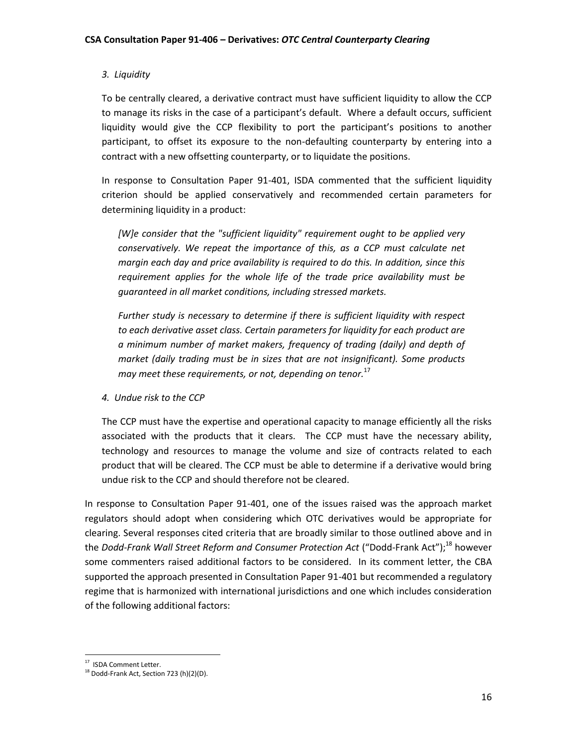*3. Liquidity*

To be centrally cleared, a derivative contract must have sufficient liquidity to allow the CCP to manage its risks in the case of a participant's default. Where a default occurs, sufficient liquidity would give the CCP flexibility to port the participant's positions to another participant, to offset its exposure to the non-defaulting counterparty by entering into a contract with a new offsetting counterparty, or to liquidate the positions.

In response to Consultation Paper 91-401, ISDA commented that the sufficient liquidity criterion should be applied conservatively and recommended certain parameters for determining liquidity in a product:

> *[W]e consider that the "sufficient liquidity" requirement ought to be applied very conservatively. We repeat the importance of this, as a CCP must calculate net margin each day and price availability is required to do this. In addition, since this requirement applies for the whole life of the trade price availability must be guaranteed in all market conditions, including stressed markets.*
>
> *Further study is necessary to determine if there is sufficient liquidity with respect to each derivative asset class. Certain parameters for liquidity for each product are a minimum number of market makers, frequency of trading (daily) and depth of market (daily trading must be in sizes that are not insignificant). Some products may meet these requirements, or not, depending on tenor.*[17]

*4. Undue risk to the CCP*

The CCP must have the expertise and operational capacity to manage efficiently all the risks associated with the products that it clears. The CCP must have the necessary ability, technology and resources to manage the volume and size of contracts related to each product that will be cleared. The CCP must be able to determine if a derivative would bring undue risk to the CCP and should therefore not be cleared.

In response to Consultation Paper 91-401, one of the issues raised was the approach market regulators should adopt when considering which OTC derivatives would be appropriate for clearing. Several responses cited criteria that are broadly similar to those outlined above and in the *Dodd-Frank Wall Street Reform and Consumer Protection Act* ("Dodd-Frank Act");[18] however some commenters raised additional factors to be considered. In its comment letter, the CBA supported the approach presented in Consultation Paper 91-401 but recommended a regulatory regime that is harmonized with international jurisdictions and one which includes consideration of the following additional factors:

---

[17] ISDA Comment Letter.

[18] Dodd-Frank Act, Section 723 (h)(2)(D).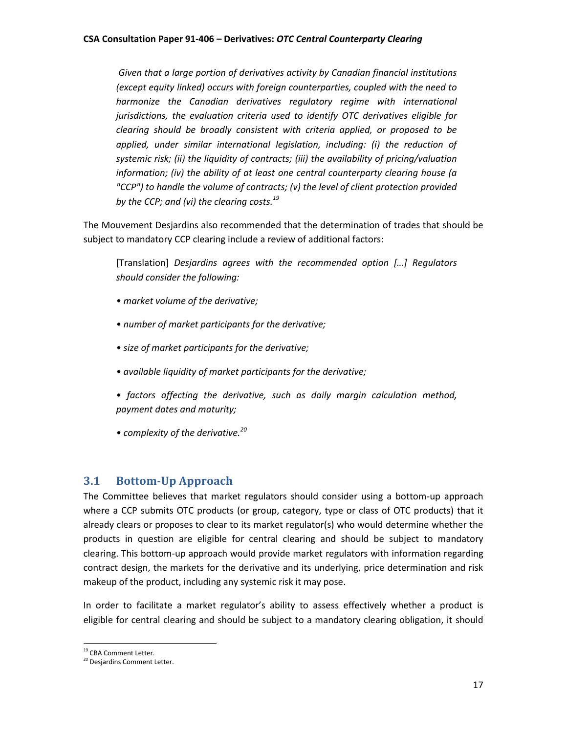> *Given that a large portion of derivatives activity by Canadian financial institutions (except equity linked) occurs with foreign counterparties, coupled with the need to harmonize the Canadian derivatives regulatory regime with international jurisdictions, the evaluation criteria used to identify OTC derivatives eligible for clearing should be broadly consistent with criteria applied, or proposed to be applied, under similar international legislation, including: (i) the reduction of systemic risk; (ii) the liquidity of contracts; (iii) the availability of pricing/valuation information; (iv) the ability of at least one central counterparty clearing house (a "CCP") to handle the volume of contracts; (v) the level of client protection provided by the CCP; and (vi) the clearing costs.*[19]

The Mouvement Desjardins also recommended that the determination of trades that should be subject to mandatory CCP clearing include a review of additional factors:

> [Translation] *Desjardins agrees with the recommended option […] Regulators should consider the following:*
>
> • *market volume of the derivative;*
>
> • *number of market participants for the derivative;*
>
> • *size of market participants for the derivative;*
>
> • *available liquidity of market participants for the derivative;*
>
> • *factors affecting the derivative, such as daily margin calculation method, payment dates and maturity;*
>
> • *complexity of the derivative.*[20]

## 3.1 Bottom-Up Approach

The Committee believes that market regulators should consider using a bottom-up approach where a CCP submits OTC products (or group, category, type or class of OTC products) that it already clears or proposes to clear to its market regulator(s) who would determine whether the products in question are eligible for central clearing and should be subject to mandatory clearing. This bottom-up approach would provide market regulators with information regarding contract design, the markets for the derivative and its underlying, price determination and risk makeup of the product, including any systemic risk it may pose.

In order to facilitate a market regulator's ability to assess effectively whether a product is eligible for central clearing and should be subject to a mandatory clearing obligation, it should

[19] CBA Comment Letter.

[20] Desjardins Comment Letter.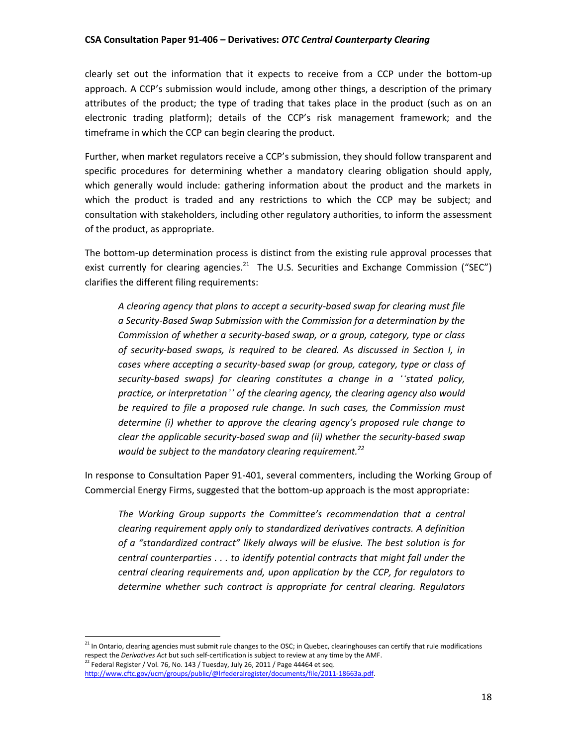clearly set out the information that it expects to receive from a CCP under the bottom-up approach. A CCP's submission would include, among other things, a description of the primary attributes of the product; the type of trading that takes place in the product (such as on an electronic trading platform); details of the CCP's risk management framework; and the timeframe in which the CCP can begin clearing the product.

Further, when market regulators receive a CCP's submission, they should follow transparent and specific procedures for determining whether a mandatory clearing obligation should apply, which generally would include: gathering information about the product and the markets in which the product is traded and any restrictions to which the CCP may be subject; and consultation with stakeholders, including other regulatory authorities, to inform the assessment of the product, as appropriate.

The bottom-up determination process is distinct from the existing rule approval processes that exist currently for clearing agencies.[21] The U.S. Securities and Exchange Commission ("SEC") clarifies the different filing requirements:

> *A clearing agency that plans to accept a security-based swap for clearing must file a Security-Based Swap Submission with the Commission for a determination by the Commission of whether a security-based swap, or a group, category, type or class of security-based swaps, is required to be cleared. As discussed in Section I, in cases where accepting a security-based swap (or group, category, type or class of security-based swaps) for clearing constitutes a change in a ''stated policy, practice, or interpretation'' of the clearing agency, the clearing agency also would be required to file a proposed rule change. In such cases, the Commission must determine (i) whether to approve the clearing agency's proposed rule change to clear the applicable security-based swap and (ii) whether the security-based swap would be subject to the mandatory clearing requirement.*[22]

In response to Consultation Paper 91-401, several commenters, including the Working Group of Commercial Energy Firms, suggested that the bottom-up approach is the most appropriate:

> *The Working Group supports the Committee's recommendation that a central clearing requirement apply only to standardized derivatives contracts. A definition of a "standardized contract" likely always will be elusive. The best solution is for central counterparties . . . to identify potential contracts that might fall under the central clearing requirements and, upon application by the CCP, for regulators to determine whether such contract is appropriate for central clearing. Regulators*

---

[21] In Ontario, clearing agencies must submit rule changes to the OSC; in Quebec, clearinghouses can certify that rule modifications respect the *Derivatives Act* but such self-certification is subject to review at any time by the AMF.

[22] Federal Register / Vol. 76, No. 143 / Tuesday, July 26, 2011 / Page 44464 et seq. http://www.cftc.gov/ucm/groups/public/@lrfederalregister/documents/file/2011-18663a.pdf.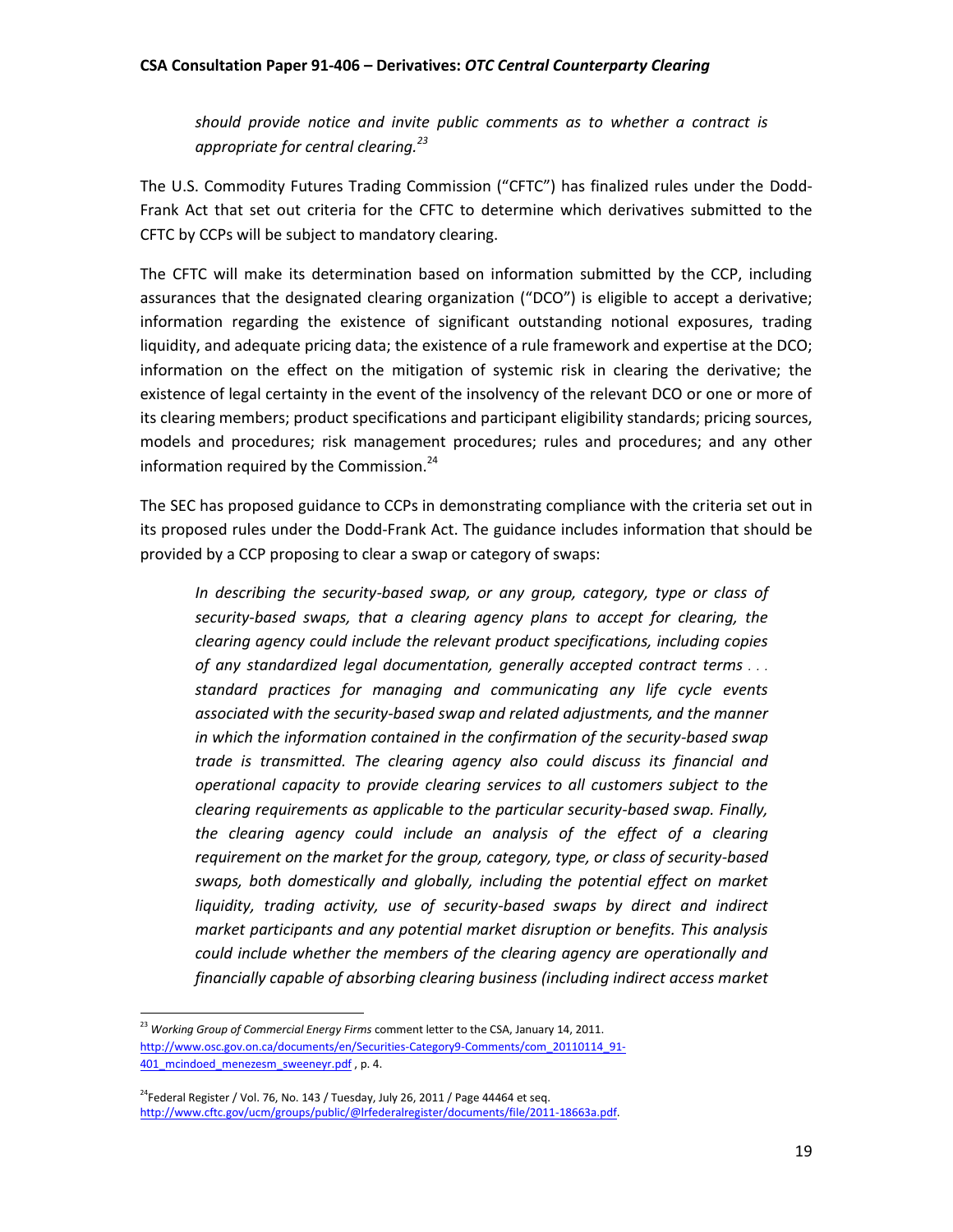*should provide notice and invite public comments as to whether a contract is appropriate for central clearing.*[23]

The U.S. Commodity Futures Trading Commission ("CFTC") has finalized rules under the Dodd-Frank Act that set out criteria for the CFTC to determine which derivatives submitted to the CFTC by CCPs will be subject to mandatory clearing.

The CFTC will make its determination based on information submitted by the CCP, including assurances that the designated clearing organization ("DCO") is eligible to accept a derivative; information regarding the existence of significant outstanding notional exposures, trading liquidity, and adequate pricing data; the existence of a rule framework and expertise at the DCO; information on the effect on the mitigation of systemic risk in clearing the derivative; the existence of legal certainty in the event of the insolvency of the relevant DCO or one or more of its clearing members; product specifications and participant eligibility standards; pricing sources, models and procedures; risk management procedures; rules and procedures; and any other information required by the Commission.[24]

The SEC has proposed guidance to CCPs in demonstrating compliance with the criteria set out in its proposed rules under the Dodd-Frank Act. The guidance includes information that should be provided by a CCP proposing to clear a swap or category of swaps:

> *In describing the security-based swap, or any group, category, type or class of security-based swaps, that a clearing agency plans to accept for clearing, the clearing agency could include the relevant product specifications, including copies of any standardized legal documentation, generally accepted contract terms . . . standard practices for managing and communicating any life cycle events associated with the security-based swap and related adjustments, and the manner in which the information contained in the confirmation of the security-based swap trade is transmitted. The clearing agency also could discuss its financial and operational capacity to provide clearing services to all customers subject to the clearing requirements as applicable to the particular security-based swap. Finally, the clearing agency could include an analysis of the effect of a clearing requirement on the market for the group, category, type, or class of security-based swaps, both domestically and globally, including the potential effect on market liquidity, trading activity, use of security-based swaps by direct and indirect market participants and any potential market disruption or benefits. This analysis could include whether the members of the clearing agency are operationally and financially capable of absorbing clearing business (including indirect access market*

---

[23] *Working Group of Commercial Energy Firms* comment letter to the CSA, January 14, 2011. http://www.osc.gov.on.ca/documents/en/Securities-Category9-Comments/com_20110114_91-401_mcindoed_menezesm_sweeneyr.pdf , p. 4.

[24] Federal Register / Vol. 76, No. 143 / Tuesday, July 26, 2011 / Page 44464 et seq. http://www.cftc.gov/ucm/groups/public/@lrfederalregister/documents/file/2011-18663a.pdf.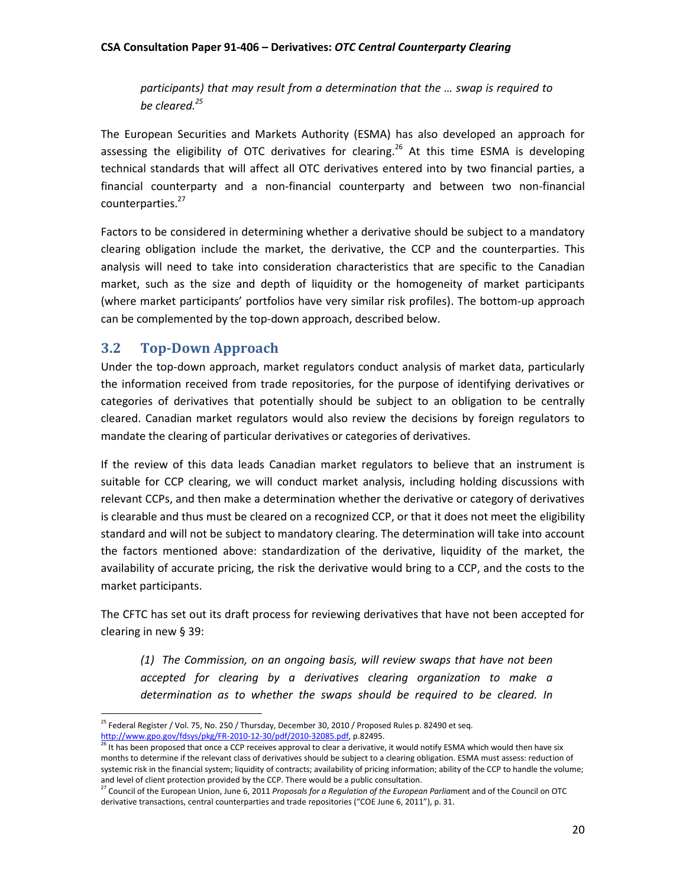*participants) that may result from a determination that the … swap is required to be cleared.*[25]

The European Securities and Markets Authority (ESMA) has also developed an approach for assessing the eligibility of OTC derivatives for clearing.[26] At this time ESMA is developing technical standards that will affect all OTC derivatives entered into by two financial parties, a financial counterparty and a non-financial counterparty and between two non-financial counterparties.[27]

Factors to be considered in determining whether a derivative should be subject to a mandatory clearing obligation include the market, the derivative, the CCP and the counterparties. This analysis will need to take into consideration characteristics that are specific to the Canadian market, such as the size and depth of liquidity or the homogeneity of market participants (where market participants' portfolios have very similar risk profiles). The bottom-up approach can be complemented by the top-down approach, described below.

## 3.2 Top-Down Approach

Under the top-down approach, market regulators conduct analysis of market data, particularly the information received from trade repositories, for the purpose of identifying derivatives or categories of derivatives that potentially should be subject to an obligation to be centrally cleared. Canadian market regulators would also review the decisions by foreign regulators to mandate the clearing of particular derivatives or categories of derivatives.

If the review of this data leads Canadian market regulators to believe that an instrument is suitable for CCP clearing, we will conduct market analysis, including holding discussions with relevant CCPs, and then make a determination whether the derivative or category of derivatives is clearable and thus must be cleared on a recognized CCP, or that it does not meet the eligibility standard and will not be subject to mandatory clearing. The determination will take into account the factors mentioned above: standardization of the derivative, liquidity of the market, the availability of accurate pricing, the risk the derivative would bring to a CCP, and the costs to the market participants.

The CFTC has set out its draft process for reviewing derivatives that have not been accepted for clearing in new § 39:

*(1) The Commission, on an ongoing basis, will review swaps that have not been accepted for clearing by a derivatives clearing organization to make a determination as to whether the swaps should be required to be cleared. In*

---

[25] Federal Register / Vol. 75, No. 250 / Thursday, December 30, 2010 / Proposed Rules p. 82490 et seq. http://www.gpo.gov/fdsys/pkg/FR-2010-12-30/pdf/2010-32085.pdf, p.82495.

[26] It has been proposed that once a CCP receives approval to clear a derivative, it would notify ESMA which would then have six months to determine if the relevant class of derivatives should be subject to a clearing obligation. ESMA must assess: reduction of systemic risk in the financial system; liquidity of contracts; availability of pricing information; ability of the CCP to handle the volume; and level of client protection provided by the CCP. There would be a public consultation.

[27] Council of the European Union, June 6, 2011 *Proposals for a Regulation of the European Parlia*ment and of the Council on OTC derivative transactions, central counterparties and trade repositories ("COE June 6, 2011"), p. 31.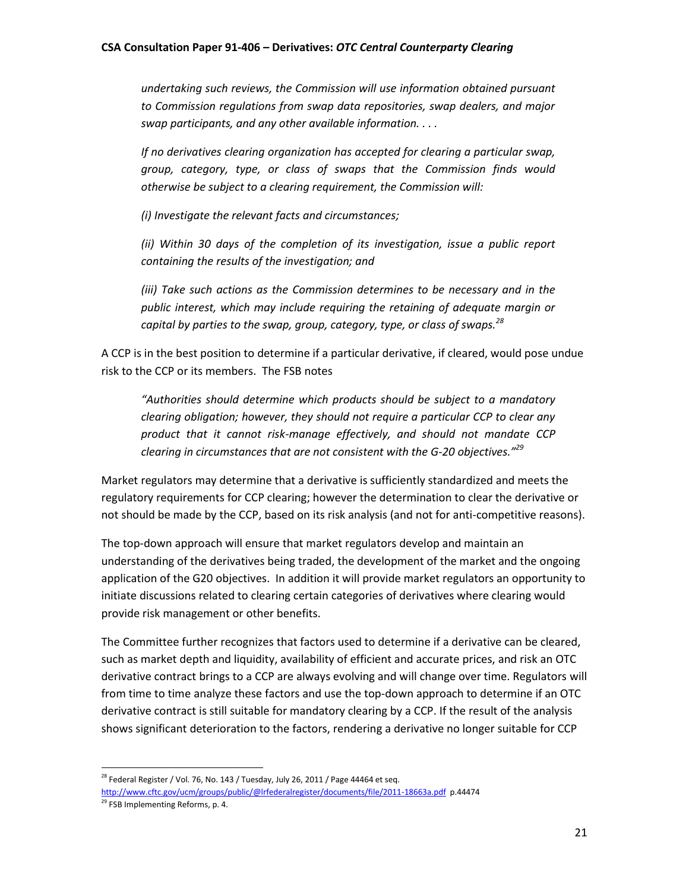*undertaking such reviews, the Commission will use information obtained pursuant to Commission regulations from swap data repositories, swap dealers, and major swap participants, and any other available information. . . .*

*If no derivatives clearing organization has accepted for clearing a particular swap, group, category, type, or class of swaps that the Commission finds would otherwise be subject to a clearing requirement, the Commission will:*

*(i) Investigate the relevant facts and circumstances;*

*(ii) Within 30 days of the completion of its investigation, issue a public report containing the results of the investigation; and*

*(iii) Take such actions as the Commission determines to be necessary and in the public interest, which may include requiring the retaining of adequate margin or capital by parties to the swap, group, category, type, or class of swaps.*[28]

A CCP is in the best position to determine if a particular derivative, if cleared, would pose undue risk to the CCP or its members. The FSB notes

*"Authorities should determine which products should be subject to a mandatory clearing obligation; however, they should not require a particular CCP to clear any product that it cannot risk-manage effectively, and should not mandate CCP clearing in circumstances that are not consistent with the G-20 objectives."*[29]

Market regulators may determine that a derivative is sufficiently standardized and meets the regulatory requirements for CCP clearing; however the determination to clear the derivative or not should be made by the CCP, based on its risk analysis (and not for anti-competitive reasons).

The top-down approach will ensure that market regulators develop and maintain an understanding of the derivatives being traded, the development of the market and the ongoing application of the G20 objectives. In addition it will provide market regulators an opportunity to initiate discussions related to clearing certain categories of derivatives where clearing would provide risk management or other benefits.

The Committee further recognizes that factors used to determine if a derivative can be cleared, such as market depth and liquidity, availability of efficient and accurate prices, and risk an OTC derivative contract brings to a CCP are always evolving and will change over time. Regulators will from time to time analyze these factors and use the top-down approach to determine if an OTC derivative contract is still suitable for mandatory clearing by a CCP. If the result of the analysis shows significant deterioration to the factors, rendering a derivative no longer suitable for CCP

---

[28] Federal Register / Vol. 76, No. 143 / Tuesday, July 26, 2011 / Page 44464 et seq. http://www.cftc.gov/ucm/groups/public/@lrfederalregister/documents/file/2011-18663a.pdf p.44474

[29] FSB Implementing Reforms, p. 4.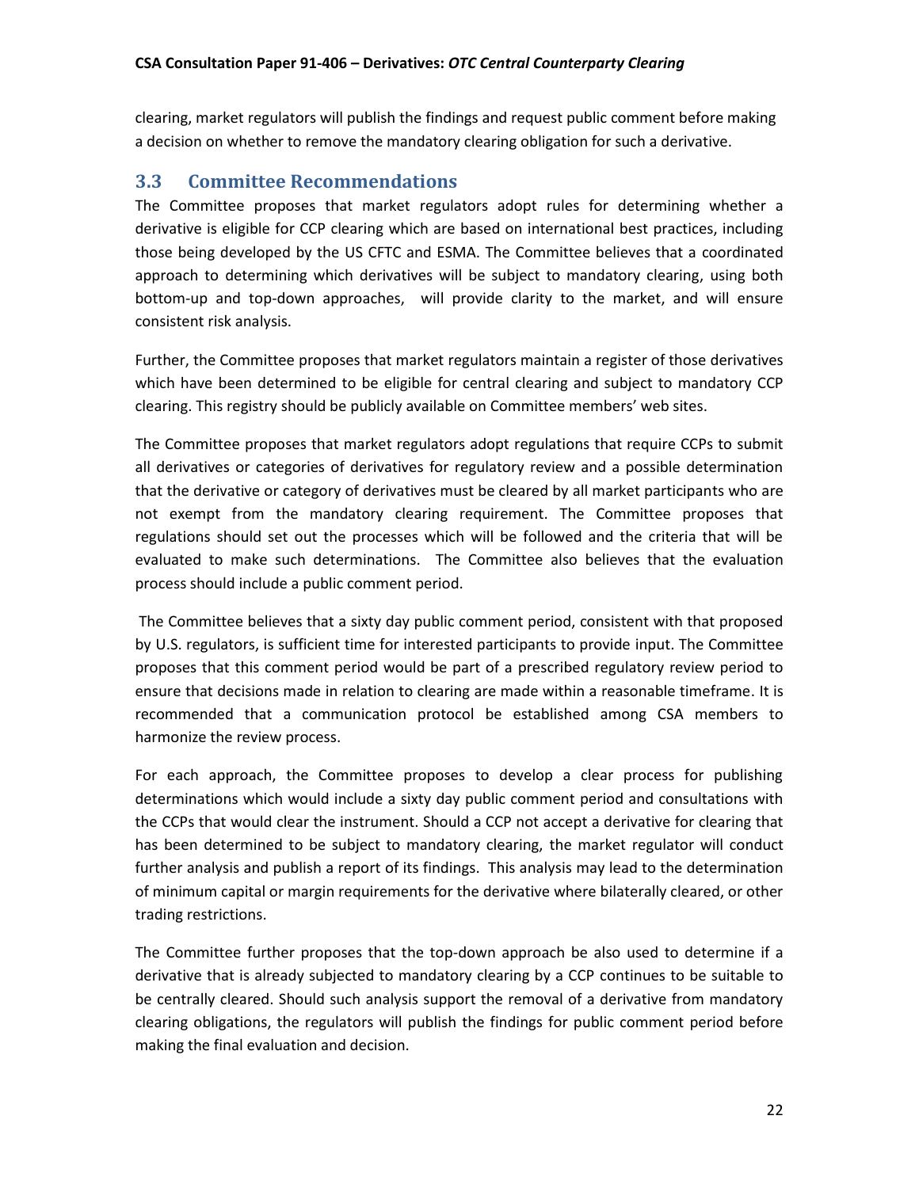clearing, market regulators will publish the findings and request public comment before making a decision on whether to remove the mandatory clearing obligation for such a derivative.

## 3.3 Committee Recommendations

The Committee proposes that market regulators adopt rules for determining whether a derivative is eligible for CCP clearing which are based on international best practices, including those being developed by the US CFTC and ESMA. The Committee believes that a coordinated approach to determining which derivatives will be subject to mandatory clearing, using both bottom-up and top-down approaches, will provide clarity to the market, and will ensure consistent risk analysis.

Further, the Committee proposes that market regulators maintain a register of those derivatives which have been determined to be eligible for central clearing and subject to mandatory CCP clearing. This registry should be publicly available on Committee members' web sites.

The Committee proposes that market regulators adopt regulations that require CCPs to submit all derivatives or categories of derivatives for regulatory review and a possible determination that the derivative or category of derivatives must be cleared by all market participants who are not exempt from the mandatory clearing requirement. The Committee proposes that regulations should set out the processes which will be followed and the criteria that will be evaluated to make such determinations. The Committee also believes that the evaluation process should include a public comment period.

The Committee believes that a sixty day public comment period, consistent with that proposed by U.S. regulators, is sufficient time for interested participants to provide input. The Committee proposes that this comment period would be part of a prescribed regulatory review period to ensure that decisions made in relation to clearing are made within a reasonable timeframe. It is recommended that a communication protocol be established among CSA members to harmonize the review process.

For each approach, the Committee proposes to develop a clear process for publishing determinations which would include a sixty day public comment period and consultations with the CCPs that would clear the instrument. Should a CCP not accept a derivative for clearing that has been determined to be subject to mandatory clearing, the market regulator will conduct further analysis and publish a report of its findings. This analysis may lead to the determination of minimum capital or margin requirements for the derivative where bilaterally cleared, or other trading restrictions.

The Committee further proposes that the top-down approach be also used to determine if a derivative that is already subjected to mandatory clearing by a CCP continues to be suitable to be centrally cleared. Should such analysis support the removal of a derivative from mandatory clearing obligations, the regulators will publish the findings for public comment period before making the final evaluation and decision.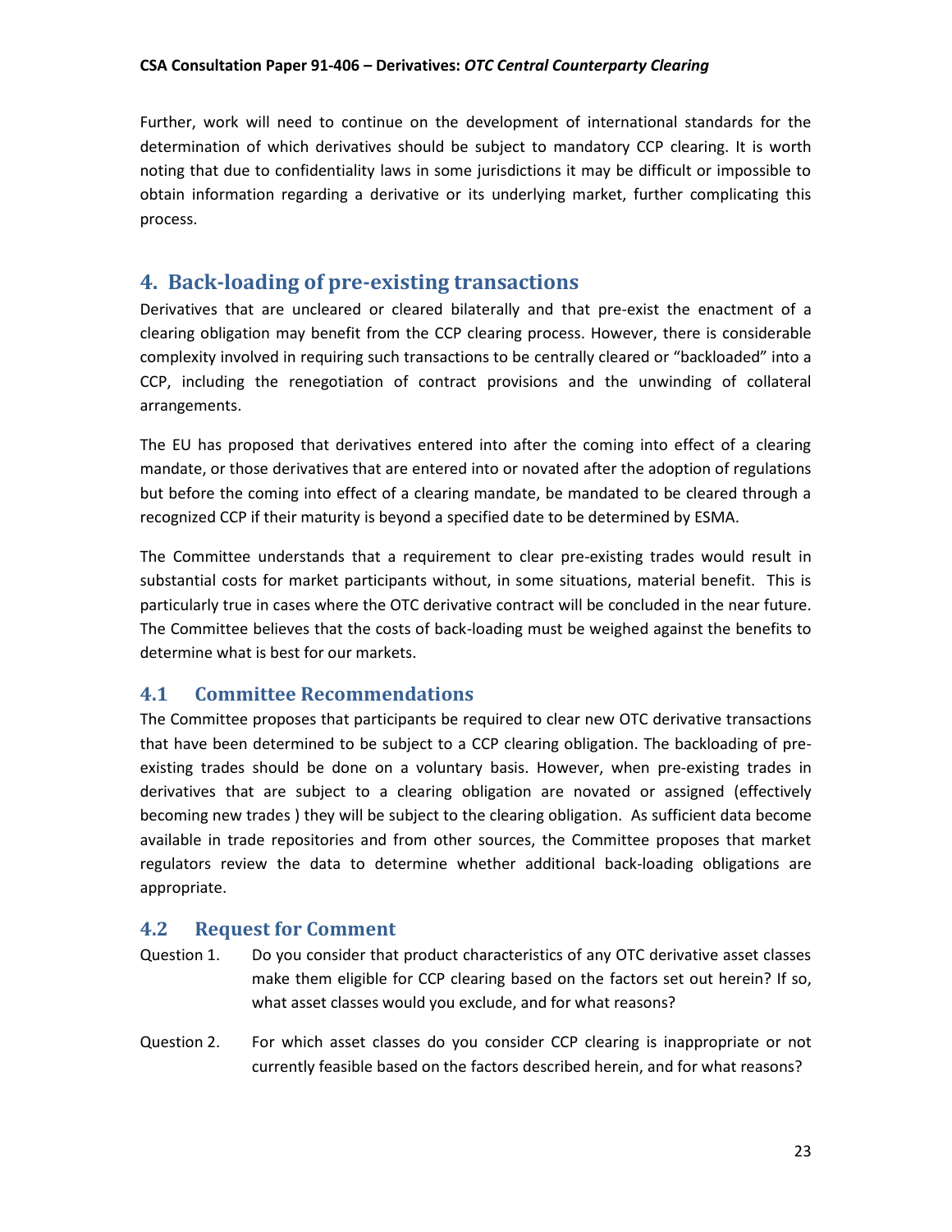Further, work will need to continue on the development of international standards for the determination of which derivatives should be subject to mandatory CCP clearing. It is worth noting that due to confidentiality laws in some jurisdictions it may be difficult or impossible to obtain information regarding a derivative or its underlying market, further complicating this process.

## 4. Back-loading of pre-existing transactions

Derivatives that are uncleared or cleared bilaterally and that pre-exist the enactment of a clearing obligation may benefit from the CCP clearing process. However, there is considerable complexity involved in requiring such transactions to be centrally cleared or "backloaded" into a CCP, including the renegotiation of contract provisions and the unwinding of collateral arrangements.

The EU has proposed that derivatives entered into after the coming into effect of a clearing mandate, or those derivatives that are entered into or novated after the adoption of regulations but before the coming into effect of a clearing mandate, be mandated to be cleared through a recognized CCP if their maturity is beyond a specified date to be determined by ESMA.

The Committee understands that a requirement to clear pre-existing trades would result in substantial costs for market participants without, in some situations, material benefit. This is particularly true in cases where the OTC derivative contract will be concluded in the near future. The Committee believes that the costs of back-loading must be weighed against the benefits to determine what is best for our markets.

### 4.1 Committee Recommendations

The Committee proposes that participants be required to clear new OTC derivative transactions that have been determined to be subject to a CCP clearing obligation. The backloading of pre-existing trades should be done on a voluntary basis. However, when pre-existing trades in derivatives that are subject to a clearing obligation are novated or assigned (effectively becoming new trades ) they will be subject to the clearing obligation. As sufficient data become available in trade repositories and from other sources, the Committee proposes that market regulators review the data to determine whether additional back-loading obligations are appropriate.

### 4.2 Request for Comment

Question 1. Do you consider that product characteristics of any OTC derivative asset classes make them eligible for CCP clearing based on the factors set out herein? If so, what asset classes would you exclude, and for what reasons?

Question 2. For which asset classes do you consider CCP clearing is inappropriate or not currently feasible based on the factors described herein, and for what reasons?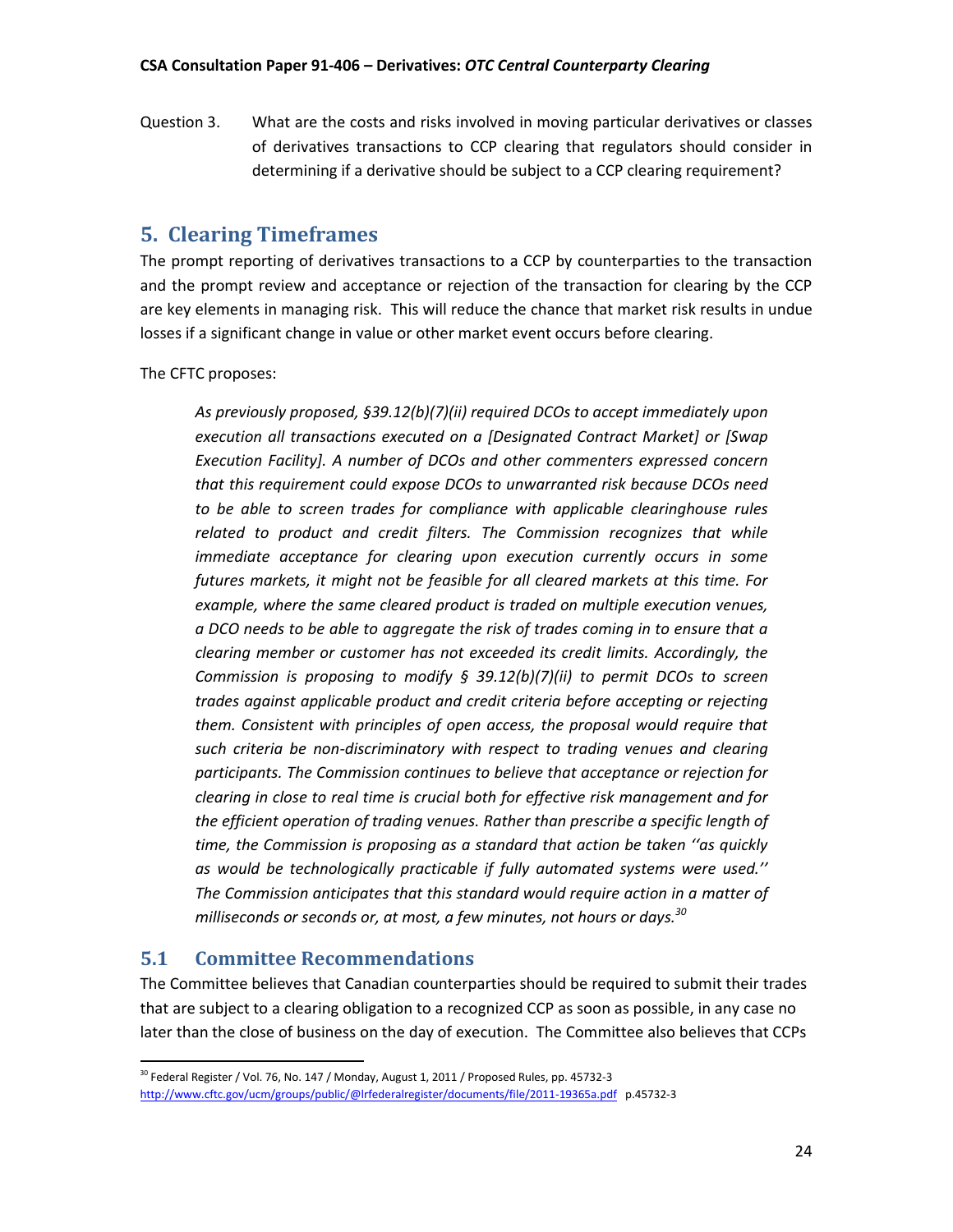Question 3. What are the costs and risks involved in moving particular derivatives or classes of derivatives transactions to CCP clearing that regulators should consider in determining if a derivative should be subject to a CCP clearing requirement?

## 5. Clearing Timeframes

The prompt reporting of derivatives transactions to a CCP by counterparties to the transaction and the prompt review and acceptance or rejection of the transaction for clearing by the CCP are key elements in managing risk. This will reduce the chance that market risk results in undue losses if a significant change in value or other market event occurs before clearing.

The CFTC proposes:

> *As previously proposed, §39.12(b)(7)(ii) required DCOs to accept immediately upon execution all transactions executed on a [Designated Contract Market] or [Swap Execution Facility]. A number of DCOs and other commenters expressed concern that this requirement could expose DCOs to unwarranted risk because DCOs need to be able to screen trades for compliance with applicable clearinghouse rules related to product and credit filters. The Commission recognizes that while immediate acceptance for clearing upon execution currently occurs in some futures markets, it might not be feasible for all cleared markets at this time. For example, where the same cleared product is traded on multiple execution venues, a DCO needs to be able to aggregate the risk of trades coming in to ensure that a clearing member or customer has not exceeded its credit limits. Accordingly, the Commission is proposing to modify § 39.12(b)(7)(ii) to permit DCOs to screen trades against applicable product and credit criteria before accepting or rejecting them. Consistent with principles of open access, the proposal would require that such criteria be non-discriminatory with respect to trading venues and clearing participants. The Commission continues to believe that acceptance or rejection for clearing in close to real time is crucial both for effective risk management and for the efficient operation of trading venues. Rather than prescribe a specific length of time, the Commission is proposing as a standard that action be taken ''as quickly as would be technologically practicable if fully automated systems were used.'' The Commission anticipates that this standard would require action in a matter of milliseconds or seconds or, at most, a few minutes, not hours or days.*[30]

### 5.1 Committee Recommendations

The Committee believes that Canadian counterparties should be required to submit their trades that are subject to a clearing obligation to a recognized CCP as soon as possible, in any case no later than the close of business on the day of execution. The Committee also believes that CCPs

---

[30] Federal Register / Vol. 76, No. 147 / Monday, August 1, 2011 / Proposed Rules, pp. 45732-3 http://www.cftc.gov/ucm/groups/public/@lrfederalregister/documents/file/2011-19365a.pdf p.45732-3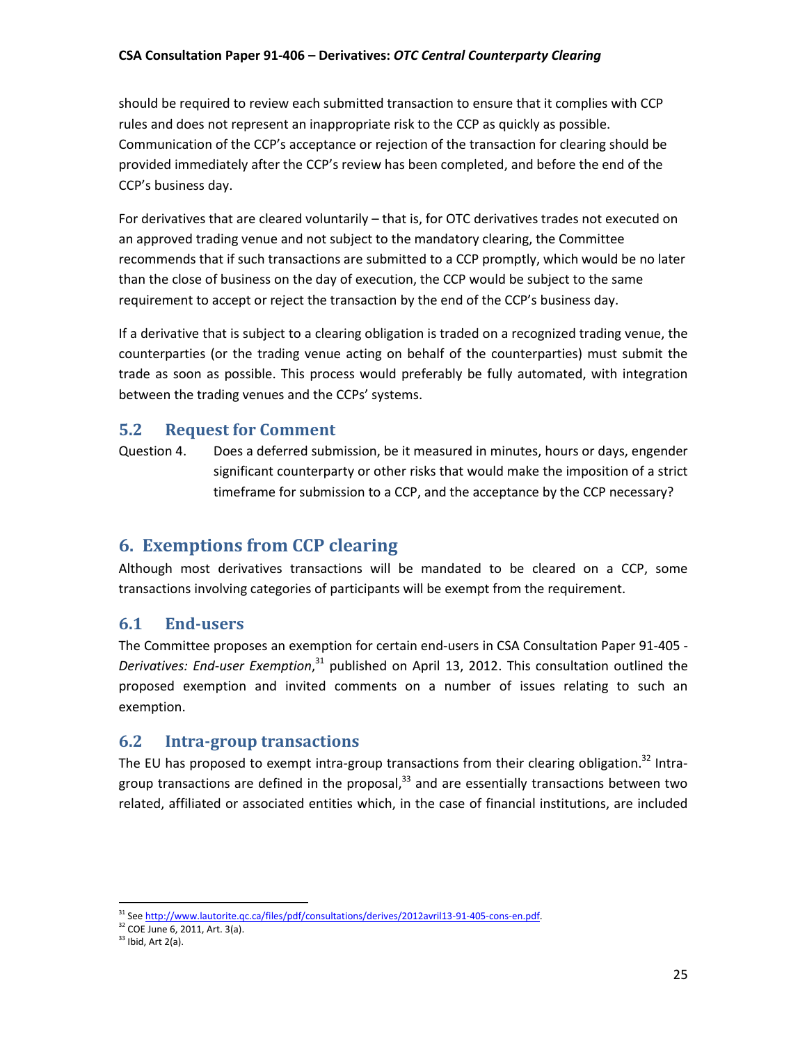should be required to review each submitted transaction to ensure that it complies with CCP rules and does not represent an inappropriate risk to the CCP as quickly as possible. Communication of the CCP's acceptance or rejection of the transaction for clearing should be provided immediately after the CCP's review has been completed, and before the end of the CCP's business day.

For derivatives that are cleared voluntarily – that is, for OTC derivatives trades not executed on an approved trading venue and not subject to the mandatory clearing, the Committee recommends that if such transactions are submitted to a CCP promptly, which would be no later than the close of business on the day of execution, the CCP would be subject to the same requirement to accept or reject the transaction by the end of the CCP's business day.

If a derivative that is subject to a clearing obligation is traded on a recognized trading venue, the counterparties (or the trading venue acting on behalf of the counterparties) must submit the trade as soon as possible. This process would preferably be fully automated, with integration between the trading venues and the CCPs' systems.

## 5.2 Request for Comment

Question 4. Does a deferred submission, be it measured in minutes, hours or days, engender significant counterparty or other risks that would make the imposition of a strict timeframe for submission to a CCP, and the acceptance by the CCP necessary?

# 6. Exemptions from CCP clearing

Although most derivatives transactions will be mandated to be cleared on a CCP, some transactions involving categories of participants will be exempt from the requirement.

## 6.1 End-users

The Committee proposes an exemption for certain end-users in CSA Consultation Paper 91-405 - *Derivatives: End-user Exemption*,[31] published on April 13, 2012. This consultation outlined the proposed exemption and invited comments on a number of issues relating to such an exemption.

## 6.2 Intra-group transactions

The EU has proposed to exempt intra-group transactions from their clearing obligation.[32] Intra-group transactions are defined in the proposal,[33] and are essentially transactions between two related, affiliated or associated entities which, in the case of financial institutions, are included

---

[31] See http://www.lautorite.qc.ca/files/pdf/consultations/derives/2012avril13-91-405-cons-en.pdf.

[32] COE June 6, 2011, Art. 3(a).

[33] Ibid, Art 2(a).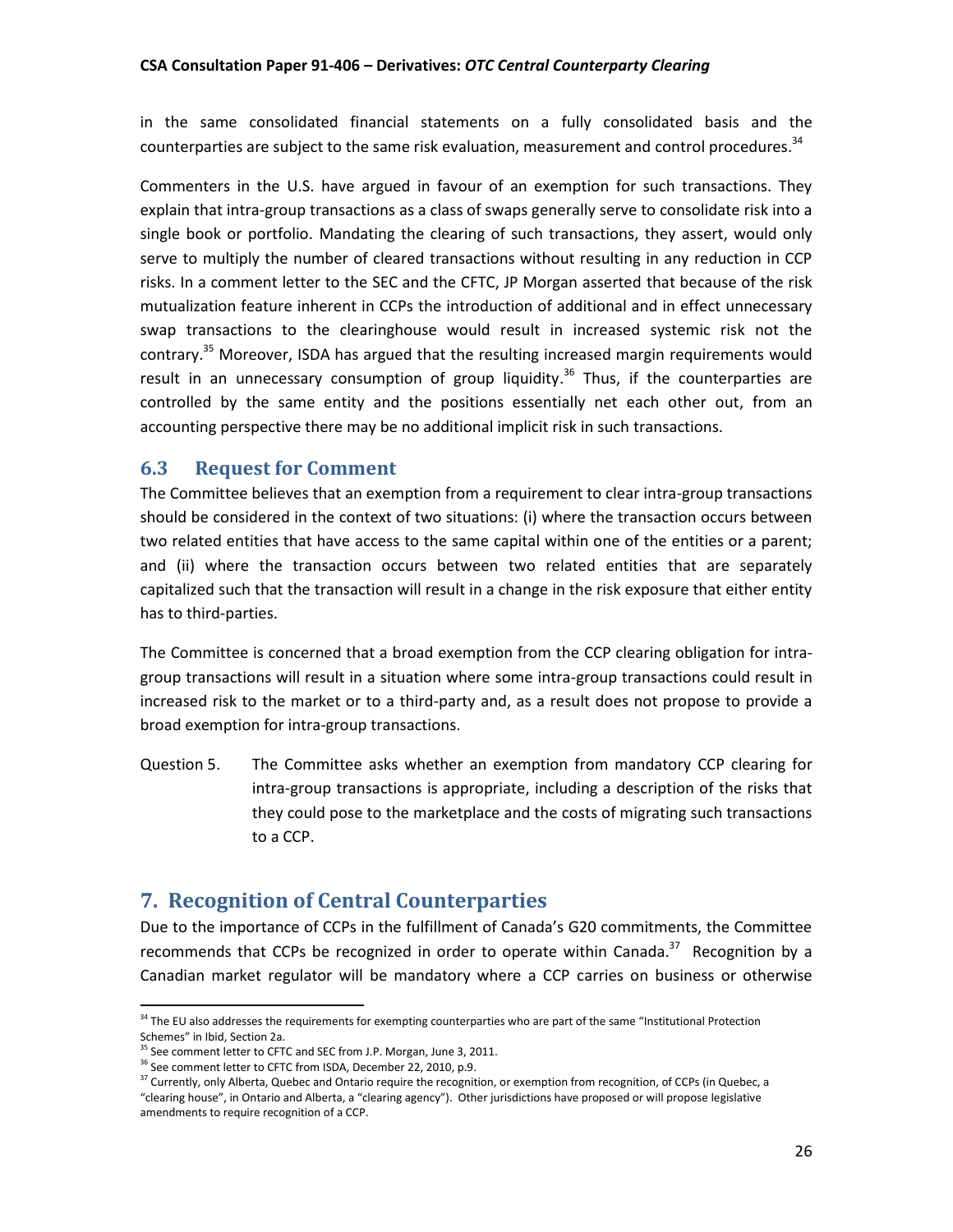in the same consolidated financial statements on a fully consolidated basis and the counterparties are subject to the same risk evaluation, measurement and control procedures.[34]

Commenters in the U.S. have argued in favour of an exemption for such transactions. They explain that intra-group transactions as a class of swaps generally serve to consolidate risk into a single book or portfolio. Mandating the clearing of such transactions, they assert, would only serve to multiply the number of cleared transactions without resulting in any reduction in CCP risks. In a comment letter to the SEC and the CFTC, JP Morgan asserted that because of the risk mutualization feature inherent in CCPs the introduction of additional and in effect unnecessary swap transactions to the clearinghouse would result in increased systemic risk not the contrary.[35] Moreover, ISDA has argued that the resulting increased margin requirements would result in an unnecessary consumption of group liquidity.[36] Thus, if the counterparties are controlled by the same entity and the positions essentially net each other out, from an accounting perspective there may be no additional implicit risk in such transactions.

### 6.3 Request for Comment

The Committee believes that an exemption from a requirement to clear intra-group transactions should be considered in the context of two situations: (i) where the transaction occurs between two related entities that have access to the same capital within one of the entities or a parent; and (ii) where the transaction occurs between two related entities that are separately capitalized such that the transaction will result in a change in the risk exposure that either entity has to third-parties.

The Committee is concerned that a broad exemption from the CCP clearing obligation for intra-group transactions will result in a situation where some intra-group transactions could result in increased risk to the market or to a third-party and, as a result does not propose to provide a broad exemption for intra-group transactions.

Question 5. The Committee asks whether an exemption from mandatory CCP clearing for intra-group transactions is appropriate, including a description of the risks that they could pose to the marketplace and the costs of migrating such transactions to a CCP.

## 7. Recognition of Central Counterparties

Due to the importance of CCPs in the fulfillment of Canada's G20 commitments, the Committee recommends that CCPs be recognized in order to operate within Canada.[37] Recognition by a Canadian market regulator will be mandatory where a CCP carries on business or otherwise

---

[34] The EU also addresses the requirements for exempting counterparties who are part of the same "Institutional Protection Schemes" in Ibid, Section 2a.

[35] See comment letter to CFTC and SEC from J.P. Morgan, June 3, 2011.

[36] See comment letter to CFTC from ISDA, December 22, 2010, p.9.

[37] Currently, only Alberta, Quebec and Ontario require the recognition, or exemption from recognition, of CCPs (in Quebec, a "clearing house", in Ontario and Alberta, a "clearing agency"). Other jurisdictions have proposed or will propose legislative amendments to require recognition of a CCP.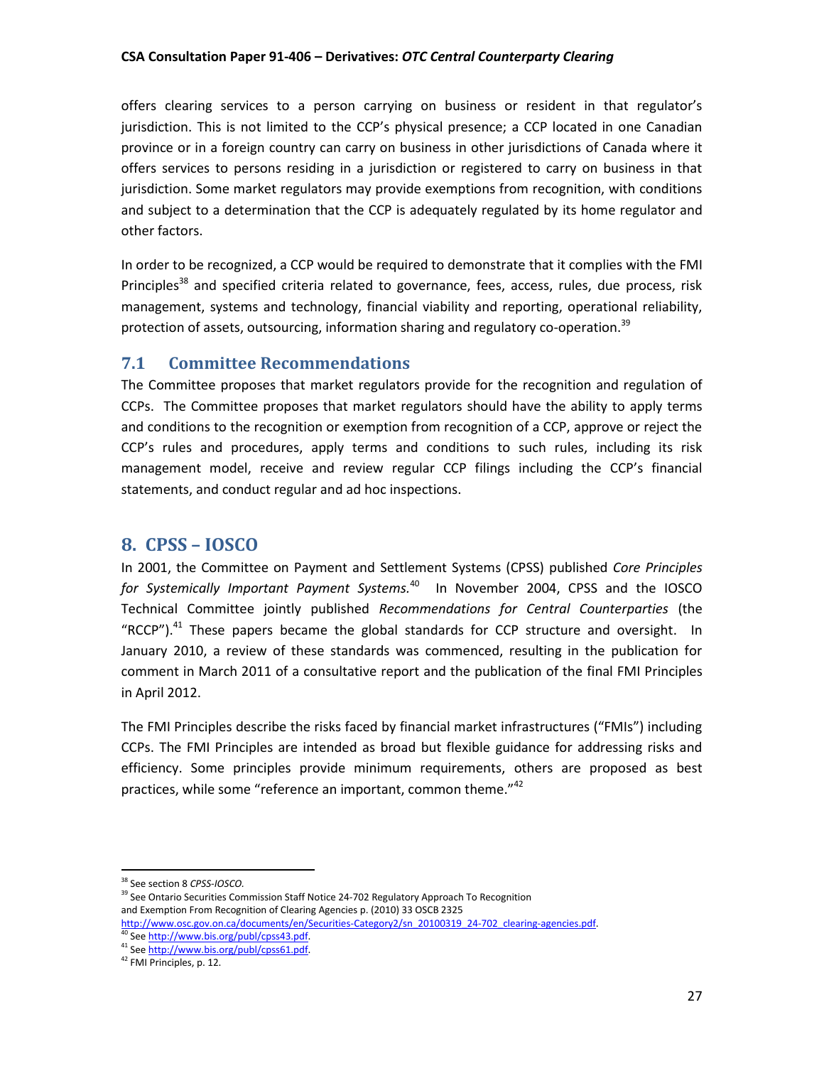offers clearing services to a person carrying on business or resident in that regulator's jurisdiction. This is not limited to the CCP's physical presence; a CCP located in one Canadian province or in a foreign country can carry on business in other jurisdictions of Canada where it offers services to persons residing in a jurisdiction or registered to carry on business in that jurisdiction. Some market regulators may provide exemptions from recognition, with conditions and subject to a determination that the CCP is adequately regulated by its home regulator and other factors.

In order to be recognized, a CCP would be required to demonstrate that it complies with the FMI Principles[38] and specified criteria related to governance, fees, access, rules, due process, risk management, systems and technology, financial viability and reporting, operational reliability, protection of assets, outsourcing, information sharing and regulatory co-operation.[39]

### 7.1 Committee Recommendations

The Committee proposes that market regulators provide for the recognition and regulation of CCPs. The Committee proposes that market regulators should have the ability to apply terms and conditions to the recognition or exemption from recognition of a CCP, approve or reject the CCP's rules and procedures, apply terms and conditions to such rules, including its risk management model, receive and review regular CCP filings including the CCP's financial statements, and conduct regular and ad hoc inspections.

## 8. CPSS – IOSCO

In 2001, the Committee on Payment and Settlement Systems (CPSS) published *Core Principles for Systemically Important Payment Systems.*[40] In November 2004, CPSS and the IOSCO Technical Committee jointly published *Recommendations for Central Counterparties* (the "RCCP").[41] These papers became the global standards for CCP structure and oversight. In January 2010, a review of these standards was commenced, resulting in the publication for comment in March 2011 of a consultative report and the publication of the final FMI Principles in April 2012.

The FMI Principles describe the risks faced by financial market infrastructures ("FMIs") including CCPs. The FMI Principles are intended as broad but flexible guidance for addressing risks and efficiency. Some principles provide minimum requirements, others are proposed as best practices, while some "reference an important, common theme."[42]

---

[38] See section 8 *CPSS-IOSCO.*

[39] See Ontario Securities Commission Staff Notice 24-702 Regulatory Approach To Recognition and Exemption From Recognition of Clearing Agencies p. (2010) 33 OSCB 2325 http://www.osc.gov.on.ca/documents/en/Securities-Category2/sn_20100319_24-702_clearing-agencies.pdf.

[40] See http://www.bis.org/publ/cpss43.pdf.

[41] See http://www.bis.org/publ/cpss61.pdf.

[42] FMI Principles, p. 12.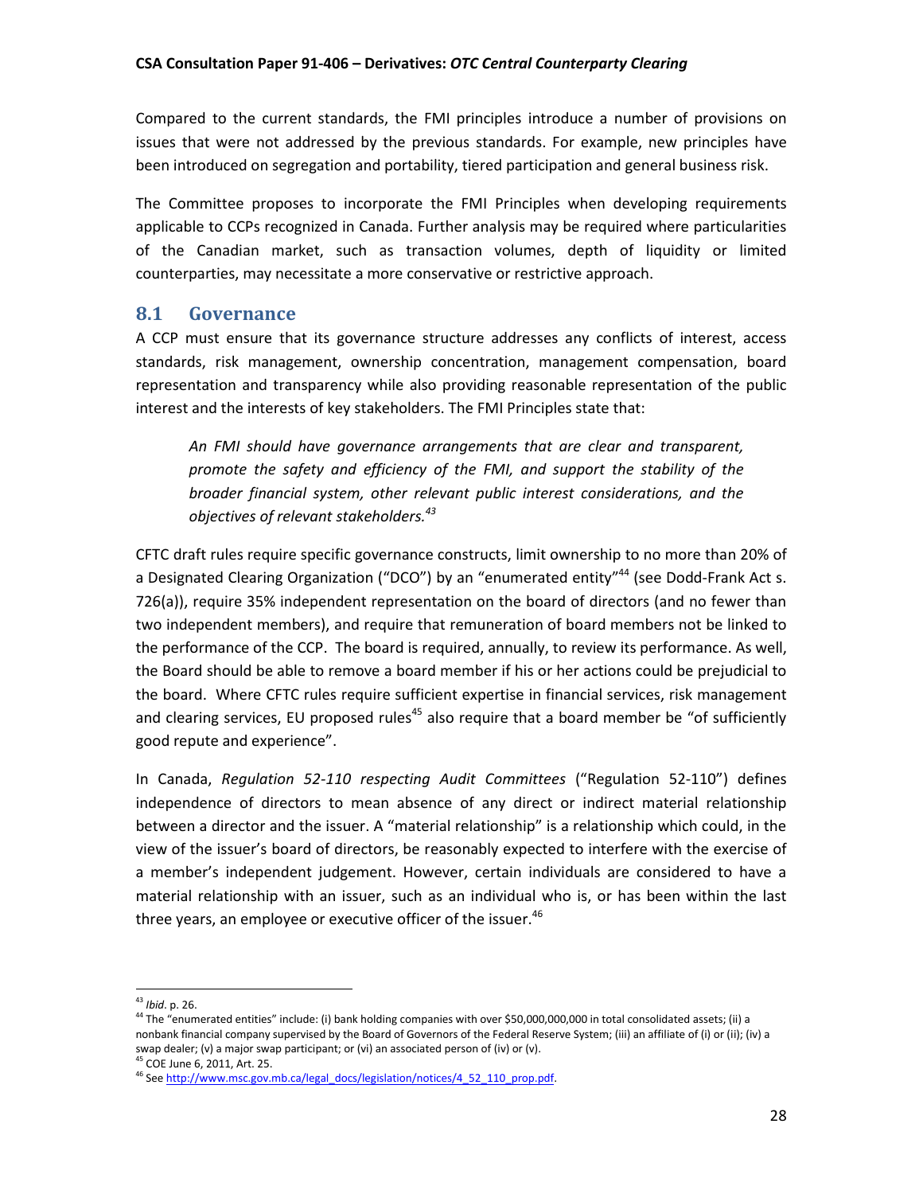Compared to the current standards, the FMI principles introduce a number of provisions on issues that were not addressed by the previous standards. For example, new principles have been introduced on segregation and portability, tiered participation and general business risk.

The Committee proposes to incorporate the FMI Principles when developing requirements applicable to CCPs recognized in Canada. Further analysis may be required where particularities of the Canadian market, such as transaction volumes, depth of liquidity or limited counterparties, may necessitate a more conservative or restrictive approach.

## 8.1 Governance

A CCP must ensure that its governance structure addresses any conflicts of interest, access standards, risk management, ownership concentration, management compensation, board representation and transparency while also providing reasonable representation of the public interest and the interests of key stakeholders. The FMI Principles state that:

> *An FMI should have governance arrangements that are clear and transparent, promote the safety and efficiency of the FMI, and support the stability of the broader financial system, other relevant public interest considerations, and the objectives of relevant stakeholders.*[43]

CFTC draft rules require specific governance constructs, limit ownership to no more than 20% of a Designated Clearing Organization ("DCO") by an "enumerated entity"[44] (see Dodd-Frank Act s. 726(a)), require 35% independent representation on the board of directors (and no fewer than two independent members), and require that remuneration of board members not be linked to the performance of the CCP. The board is required, annually, to review its performance. As well, the Board should be able to remove a board member if his or her actions could be prejudicial to the board. Where CFTC rules require sufficient expertise in financial services, risk management and clearing services, EU proposed rules[45] also require that a board member be "of sufficiently good repute and experience".

In Canada, *Regulation 52-110 respecting Audit Committees* ("Regulation 52-110") defines independence of directors to mean absence of any direct or indirect material relationship between a director and the issuer. A "material relationship" is a relationship which could, in the view of the issuer's board of directors, be reasonably expected to interfere with the exercise of a member's independent judgement. However, certain individuals are considered to have a material relationship with an issuer, such as an individual who is, or has been within the last three years, an employee or executive officer of the issuer.[46]

---

[43] *Ibid*. p. 26.

[44] The "enumerated entities" include: (i) bank holding companies with over $50,000,000,000 in total consolidated assets; (ii) a nonbank financial company supervised by the Board of Governors of the Federal Reserve System; (iii) an affiliate of (i) or (ii); (iv) a swap dealer; (v) a major swap participant; or (vi) an associated person of (iv) or (v).

[45] COE June 6, 2011, Art. 25.

[46] See http://www.msc.gov.mb.ca/legal_docs/legislation/notices/4_52_110_prop.pdf.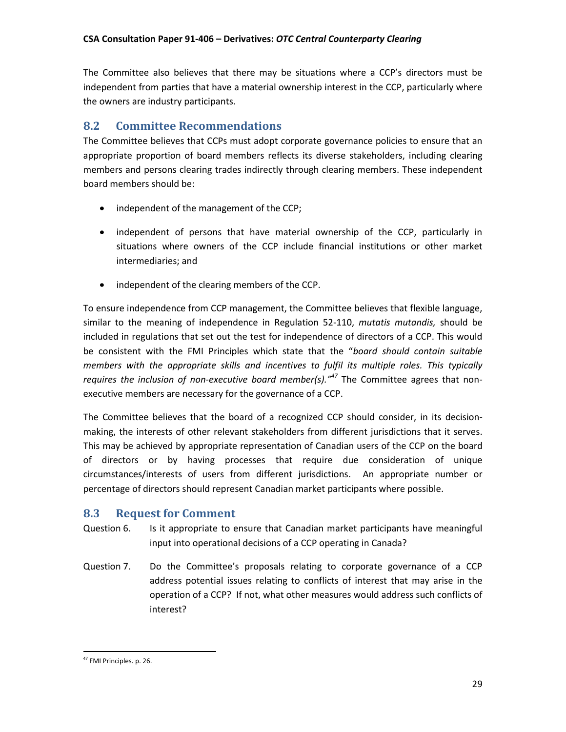The Committee also believes that there may be situations where a CCP's directors must be independent from parties that have a material ownership interest in the CCP, particularly where the owners are industry participants.

## 8.2 Committee Recommendations

The Committee believes that CCPs must adopt corporate governance policies to ensure that an appropriate proportion of board members reflects its diverse stakeholders, including clearing members and persons clearing trades indirectly through clearing members. These independent board members should be:

- independent of the management of the CCP;
- independent of persons that have material ownership of the CCP, particularly in situations where owners of the CCP include financial institutions or other market intermediaries; and
- independent of the clearing members of the CCP.

To ensure independence from CCP management, the Committee believes that flexible language, similar to the meaning of independence in Regulation 52-110, *mutatis mutandis,* should be included in regulations that set out the test for independence of directors of a CCP. This would be consistent with the FMI Principles which state that the "*board should contain suitable members with the appropriate skills and incentives to fulfil its multiple roles. This typically requires the inclusion of non-executive board member(s).*"[47] The Committee agrees that non-executive members are necessary for the governance of a CCP.

The Committee believes that the board of a recognized CCP should consider, in its decision-making, the interests of other relevant stakeholders from different jurisdictions that it serves. This may be achieved by appropriate representation of Canadian users of the CCP on the board of directors or by having processes that require due consideration of unique circumstances/interests of users from different jurisdictions. An appropriate number or percentage of directors should represent Canadian market participants where possible.

## 8.3 Request for Comment

Question 6. Is it appropriate to ensure that Canadian market participants have meaningful input into operational decisions of a CCP operating in Canada?

Question 7. Do the Committee's proposals relating to corporate governance of a CCP address potential issues relating to conflicts of interest that may arise in the operation of a CCP? If not, what other measures would address such conflicts of interest?

---

[47] FMI Principles. p. 26.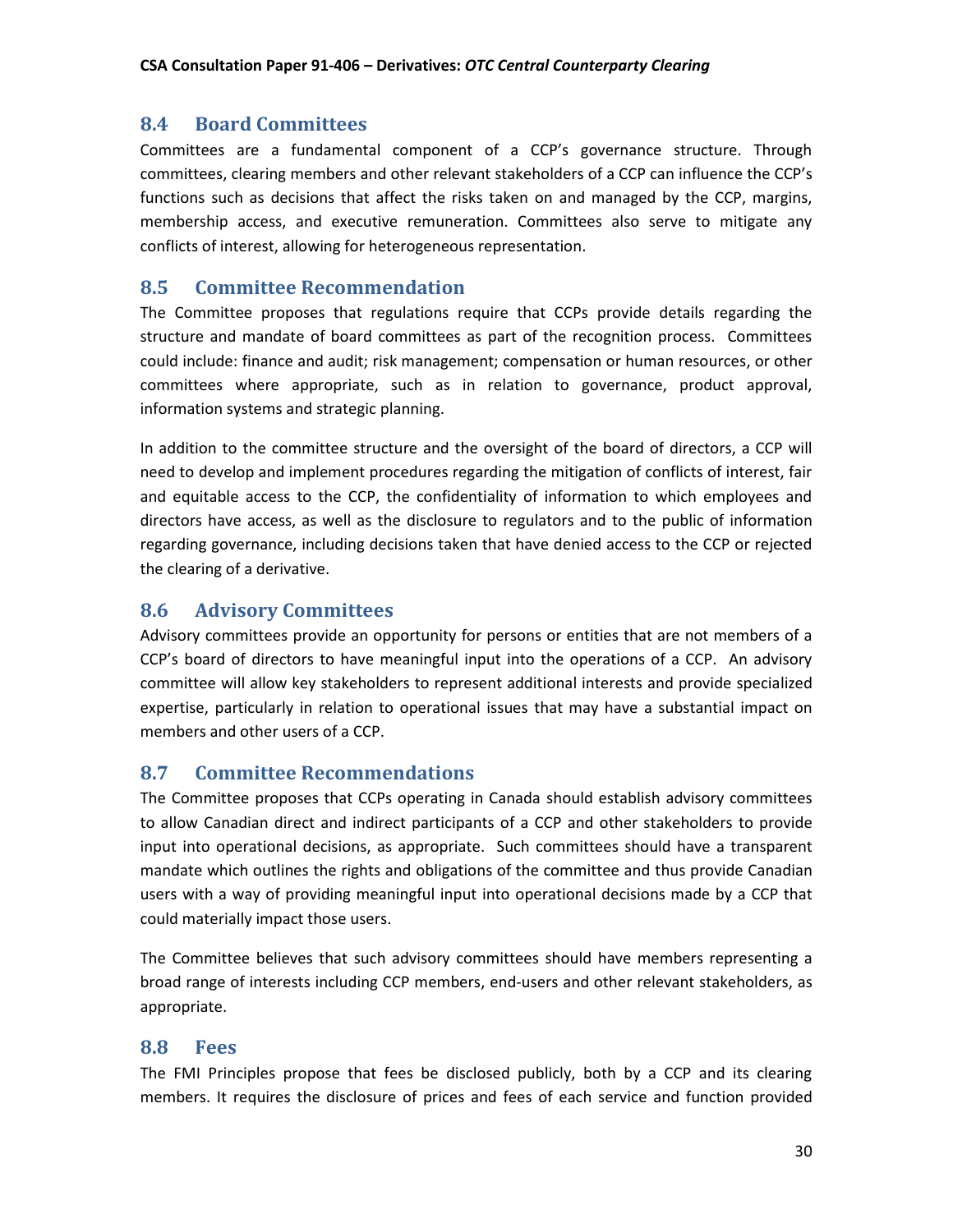## 8.4 Board Committees

Committees are a fundamental component of a CCP's governance structure. Through committees, clearing members and other relevant stakeholders of a CCP can influence the CCP's functions such as decisions that affect the risks taken on and managed by the CCP, margins, membership access, and executive remuneration. Committees also serve to mitigate any conflicts of interest, allowing for heterogeneous representation.

## 8.5 Committee Recommendation

The Committee proposes that regulations require that CCPs provide details regarding the structure and mandate of board committees as part of the recognition process. Committees could include: finance and audit; risk management; compensation or human resources, or other committees where appropriate, such as in relation to governance, product approval, information systems and strategic planning.

In addition to the committee structure and the oversight of the board of directors, a CCP will need to develop and implement procedures regarding the mitigation of conflicts of interest, fair and equitable access to the CCP, the confidentiality of information to which employees and directors have access, as well as the disclosure to regulators and to the public of information regarding governance, including decisions taken that have denied access to the CCP or rejected the clearing of a derivative.

## 8.6 Advisory Committees

Advisory committees provide an opportunity for persons or entities that are not members of a CCP's board of directors to have meaningful input into the operations of a CCP. An advisory committee will allow key stakeholders to represent additional interests and provide specialized expertise, particularly in relation to operational issues that may have a substantial impact on members and other users of a CCP.

## 8.7 Committee Recommendations

The Committee proposes that CCPs operating in Canada should establish advisory committees to allow Canadian direct and indirect participants of a CCP and other stakeholders to provide input into operational decisions, as appropriate. Such committees should have a transparent mandate which outlines the rights and obligations of the committee and thus provide Canadian users with a way of providing meaningful input into operational decisions made by a CCP that could materially impact those users.

The Committee believes that such advisory committees should have members representing a broad range of interests including CCP members, end-users and other relevant stakeholders, as appropriate.

## 8.8 Fees

The FMI Principles propose that fees be disclosed publicly, both by a CCP and its clearing members. It requires the disclosure of prices and fees of each service and function provided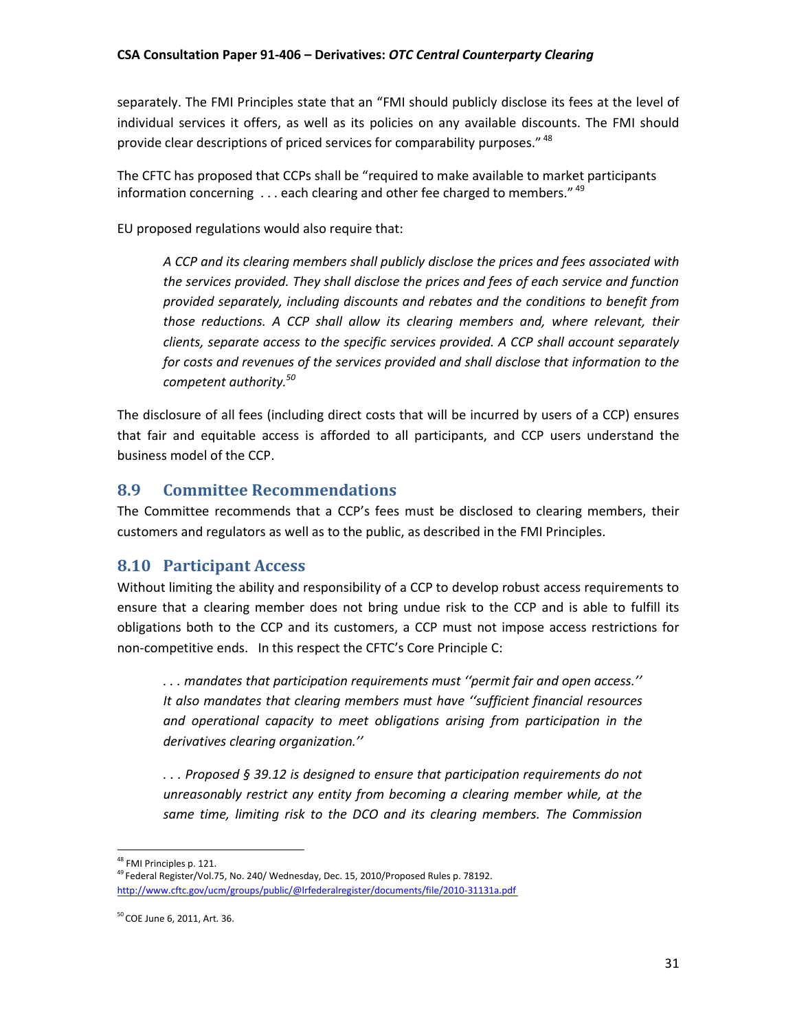separately. The FMI Principles state that an "FMI should publicly disclose its fees at the level of individual services it offers, as well as its policies on any available discounts. The FMI should provide clear descriptions of priced services for comparability purposes." [48]

The CFTC has proposed that CCPs shall be "required to make available to market participants information concerning . . . each clearing and other fee charged to members." [49]

EU proposed regulations would also require that:

> *A CCP and its clearing members shall publicly disclose the prices and fees associated with the services provided. They shall disclose the prices and fees of each service and function provided separately, including discounts and rebates and the conditions to benefit from those reductions. A CCP shall allow its clearing members and, where relevant, their clients, separate access to the specific services provided. A CCP shall account separately for costs and revenues of the services provided and shall disclose that information to the competent authority.*[50]

The disclosure of all fees (including direct costs that will be incurred by users of a CCP) ensures that fair and equitable access is afforded to all participants, and CCP users understand the business model of the CCP.

## 8.9 Committee Recommendations

The Committee recommends that a CCP's fees must be disclosed to clearing members, their customers and regulators as well as to the public, as described in the FMI Principles.

## 8.10 Participant Access

Without limiting the ability and responsibility of a CCP to develop robust access requirements to ensure that a clearing member does not bring undue risk to the CCP and is able to fulfill its obligations both to the CCP and its customers, a CCP must not impose access restrictions for non-competitive ends. In this respect the CFTC's Core Principle C:

> *. . . mandates that participation requirements must ''permit fair and open access.'' It also mandates that clearing members must have ''sufficient financial resources and operational capacity to meet obligations arising from participation in the derivatives clearing organization.''*
>
> *. . . Proposed § 39.12 is designed to ensure that participation requirements do not unreasonably restrict any entity from becoming a clearing member while, at the same time, limiting risk to the DCO and its clearing members. The Commission*

---

[48] FMI Principles p. 121.

[49] Federal Register/Vol.75, No. 240/ Wednesday, Dec. 15, 2010/Proposed Rules p. 78192. http://www.cftc.gov/ucm/groups/public/@lrfederalregister/documents/file/2010-31131a.pdf

[50] COE June 6, 2011, Art. 36.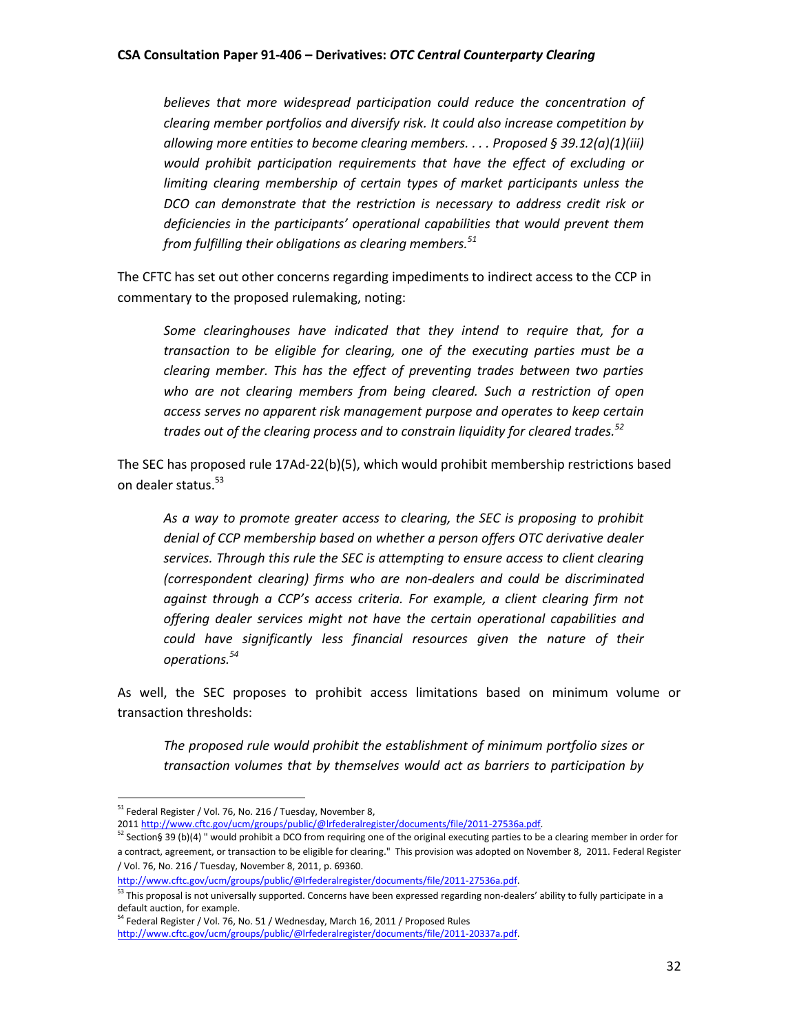> *believes that more widespread participation could reduce the concentration of clearing member portfolios and diversify risk. It could also increase competition by allowing more entities to become clearing members. . . . Proposed § 39.12(a)(1)(iii) would prohibit participation requirements that have the effect of excluding or limiting clearing membership of certain types of market participants unless the DCO can demonstrate that the restriction is necessary to address credit risk or deficiencies in the participants' operational capabilities that would prevent them from fulfilling their obligations as clearing members.*[51]

The CFTC has set out other concerns regarding impediments to indirect access to the CCP in commentary to the proposed rulemaking, noting:

> *Some clearinghouses have indicated that they intend to require that, for a transaction to be eligible for clearing, one of the executing parties must be a clearing member. This has the effect of preventing trades between two parties who are not clearing members from being cleared. Such a restriction of open access serves no apparent risk management purpose and operates to keep certain trades out of the clearing process and to constrain liquidity for cleared trades.*[52]

The SEC has proposed rule 17Ad-22(b)(5), which would prohibit membership restrictions based on dealer status.[53]

> *As a way to promote greater access to clearing, the SEC is proposing to prohibit denial of CCP membership based on whether a person offers OTC derivative dealer services. Through this rule the SEC is attempting to ensure access to client clearing (correspondent clearing) firms who are non-dealers and could be discriminated against through a CCP's access criteria. For example, a client clearing firm not offering dealer services might not have the certain operational capabilities and could have significantly less financial resources given the nature of their operations.*[54]

As well, the SEC proposes to prohibit access limitations based on minimum volume or transaction thresholds:

> *The proposed rule would prohibit the establishment of minimum portfolio sizes or transaction volumes that by themselves would act as barriers to participation by*

---

[51] Federal Register / Vol. 76, No. 216 / Tuesday, November 8, 2011 http://www.cftc.gov/ucm/groups/public/@lrfederalregister/documents/file/2011-27536a.pdf.

[52] Section§ 39 (b)(4) " would prohibit a DCO from requiring one of the original executing parties to be a clearing member in order for a contract, agreement, or transaction to be eligible for clearing." This provision was adopted on November 8, 2011. Federal Register / Vol. 76, No. 216 / Tuesday, November 8, 2011, p. 69360. http://www.cftc.gov/ucm/groups/public/@lrfederalregister/documents/file/2011-27536a.pdf.

[53] This proposal is not universally supported. Concerns have been expressed regarding non-dealers' ability to fully participate in a default auction, for example.

[54] Federal Register / Vol. 76, No. 51 / Wednesday, March 16, 2011 / Proposed Rules http://www.cftc.gov/ucm/groups/public/@lrfederalregister/documents/file/2011-20337a.pdf.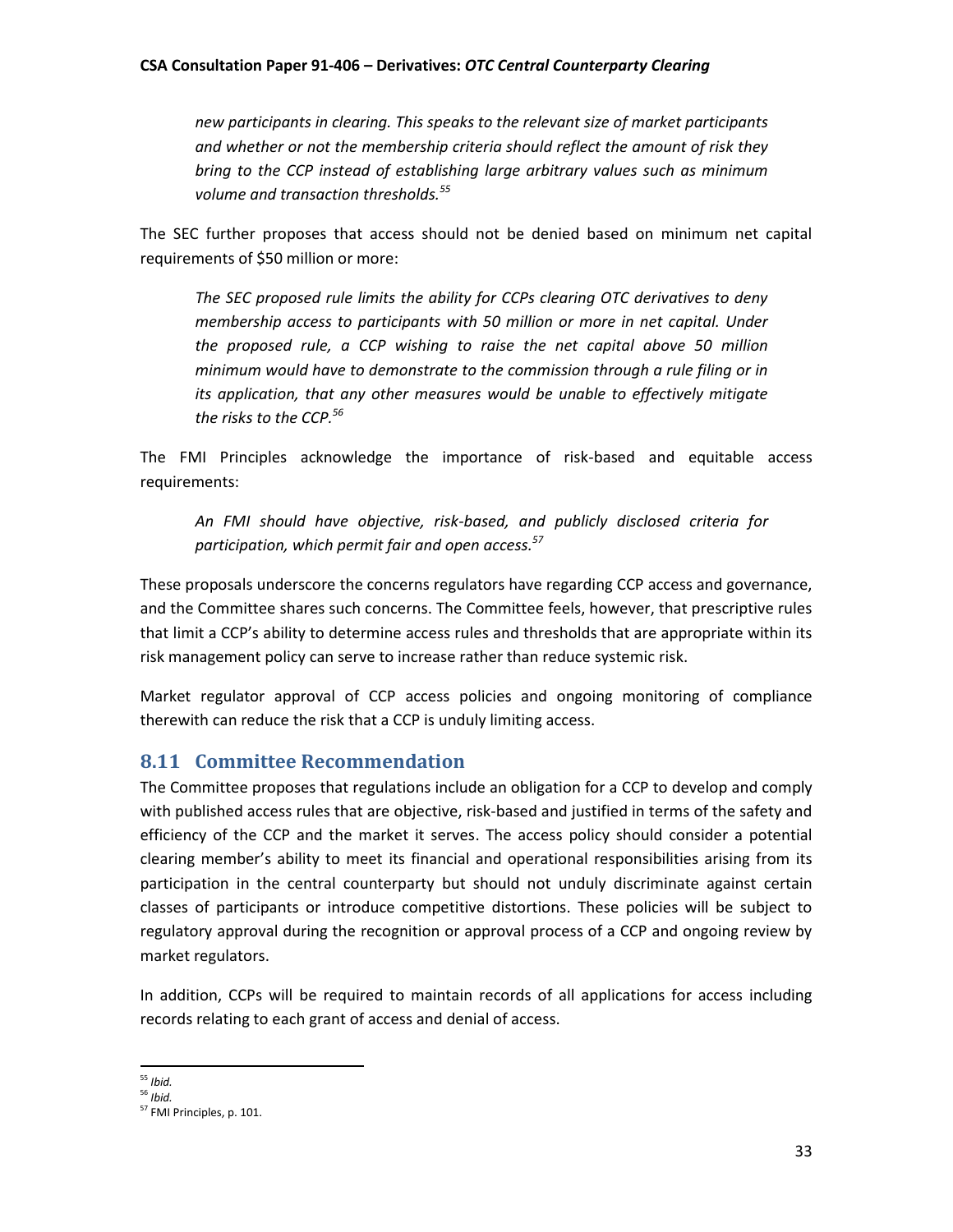*new participants in clearing. This speaks to the relevant size of market participants and whether or not the membership criteria should reflect the amount of risk they bring to the CCP instead of establishing large arbitrary values such as minimum volume and transaction thresholds.*[55]

The SEC further proposes that access should not be denied based on minimum net capital requirements of $50 million or more:

*The SEC proposed rule limits the ability for CCPs clearing OTC derivatives to deny membership access to participants with 50 million or more in net capital. Under the proposed rule, a CCP wishing to raise the net capital above 50 million minimum would have to demonstrate to the commission through a rule filing or in its application, that any other measures would be unable to effectively mitigate the risks to the CCP.*[56]

The FMI Principles acknowledge the importance of risk-based and equitable access requirements:

*An FMI should have objective, risk-based, and publicly disclosed criteria for participation, which permit fair and open access.*[57]

These proposals underscore the concerns regulators have regarding CCP access and governance, and the Committee shares such concerns. The Committee feels, however, that prescriptive rules that limit a CCP's ability to determine access rules and thresholds that are appropriate within its risk management policy can serve to increase rather than reduce systemic risk.

Market regulator approval of CCP access policies and ongoing monitoring of compliance therewith can reduce the risk that a CCP is unduly limiting access.

## 8.11 Committee Recommendation

The Committee proposes that regulations include an obligation for a CCP to develop and comply with published access rules that are objective, risk-based and justified in terms of the safety and efficiency of the CCP and the market it serves. The access policy should consider a potential clearing member's ability to meet its financial and operational responsibilities arising from its participation in the central counterparty but should not unduly discriminate against certain classes of participants or introduce competitive distortions. These policies will be subject to regulatory approval during the recognition or approval process of a CCP and ongoing review by market regulators.

In addition, CCPs will be required to maintain records of all applications for access including records relating to each grant of access and denial of access.

---

[55] *Ibid.*

[56] *Ibid.*

[57] FMI Principles, p. 101.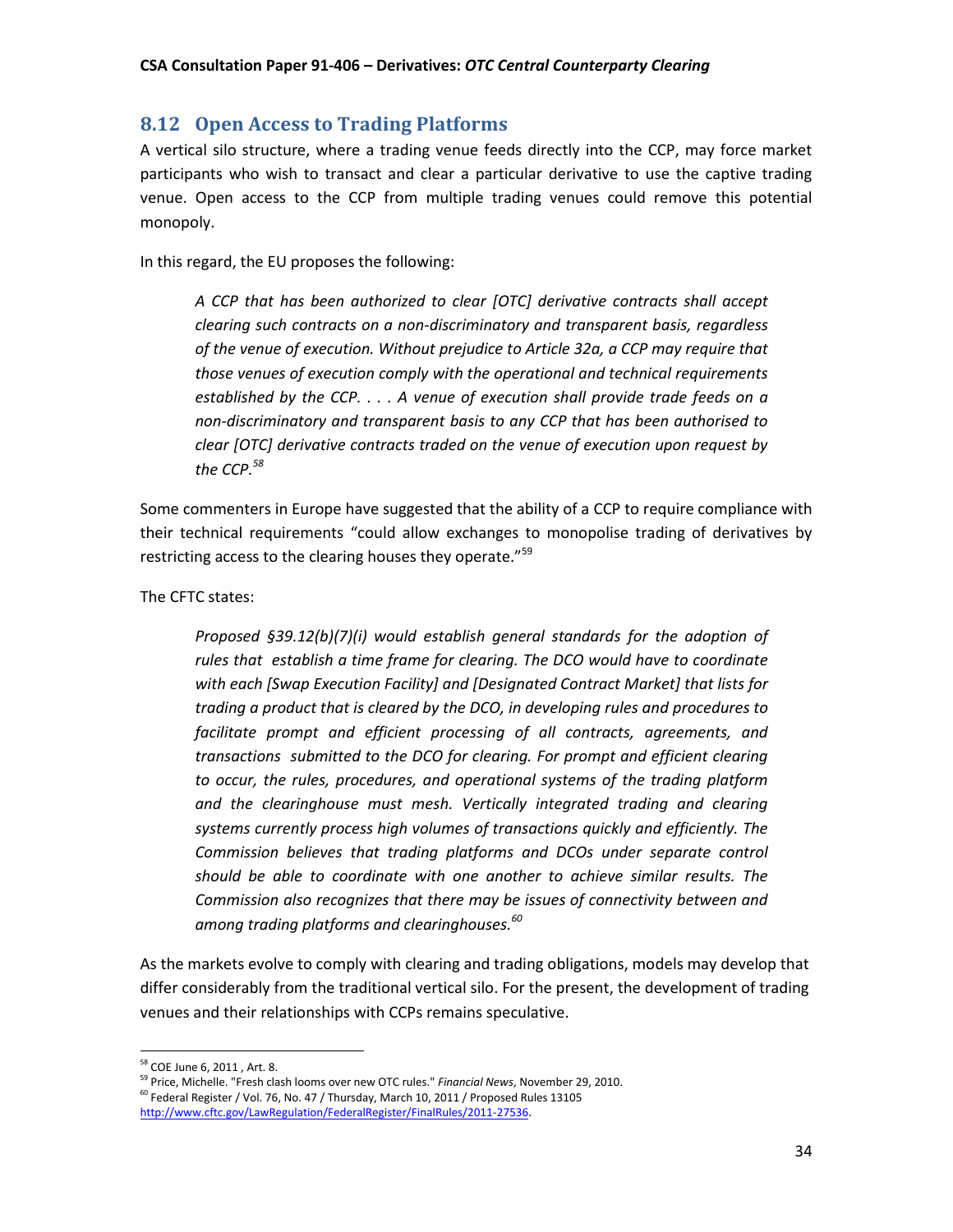## 8.12 Open Access to Trading Platforms

A vertical silo structure, where a trading venue feeds directly into the CCP, may force market participants who wish to transact and clear a particular derivative to use the captive trading venue. Open access to the CCP from multiple trading venues could remove this potential monopoly.

In this regard, the EU proposes the following:

> *A CCP that has been authorized to clear [OTC] derivative contracts shall accept clearing such contracts on a non-discriminatory and transparent basis, regardless of the venue of execution. Without prejudice to Article 32a, a CCP may require that those venues of execution comply with the operational and technical requirements established by the CCP. . . . A venue of execution shall provide trade feeds on a non-discriminatory and transparent basis to any CCP that has been authorised to clear [OTC] derivative contracts traded on the venue of execution upon request by the CCP.*[58]

Some commenters in Europe have suggested that the ability of a CCP to require compliance with their technical requirements "could allow exchanges to monopolise trading of derivatives by restricting access to the clearing houses they operate."[59]

The CFTC states:

> *Proposed §39.12(b)(7)(i) would establish general standards for the adoption of rules that establish a time frame for clearing. The DCO would have to coordinate with each [Swap Execution Facility] and [Designated Contract Market] that lists for trading a product that is cleared by the DCO, in developing rules and procedures to facilitate prompt and efficient processing of all contracts, agreements, and transactions submitted to the DCO for clearing. For prompt and efficient clearing to occur, the rules, procedures, and operational systems of the trading platform and the clearinghouse must mesh. Vertically integrated trading and clearing systems currently process high volumes of transactions quickly and efficiently. The Commission believes that trading platforms and DCOs under separate control should be able to coordinate with one another to achieve similar results. The Commission also recognizes that there may be issues of connectivity between and among trading platforms and clearinghouses.*[60]

As the markets evolve to comply with clearing and trading obligations, models may develop that differ considerably from the traditional vertical silo. For the present, the development of trading venues and their relationships with CCPs remains speculative.

---

[58] COE June 6, 2011 , Art. 8.

[59] Price, Michelle. "Fresh clash looms over new OTC rules." *Financial News*, November 29, 2010.

[60] Federal Register / Vol. 76, No. 47 / Thursday, March 10, 2011 / Proposed Rules 13105 http://www.cftc.gov/LawRegulation/FederalRegister/FinalRules/2011-27536.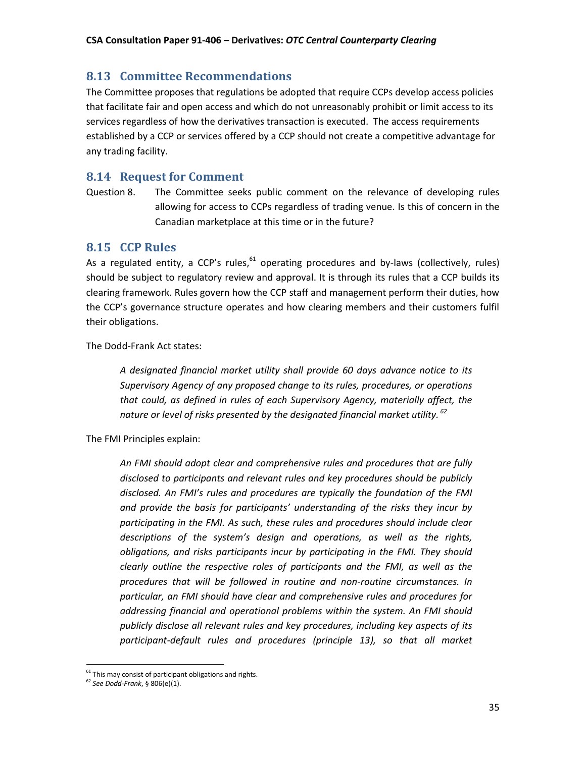## 8.13 Committee Recommendations

The Committee proposes that regulations be adopted that require CCPs develop access policies that facilitate fair and open access and which do not unreasonably prohibit or limit access to its services regardless of how the derivatives transaction is executed. The access requirements established by a CCP or services offered by a CCP should not create a competitive advantage for any trading facility.

## 8.14 Request for Comment

Question 8. The Committee seeks public comment on the relevance of developing rules allowing for access to CCPs regardless of trading venue. Is this of concern in the Canadian marketplace at this time or in the future?

## 8.15 CCP Rules

As a regulated entity, a CCP's rules,[61] operating procedures and by-laws (collectively, rules) should be subject to regulatory review and approval. It is through its rules that a CCP builds its clearing framework. Rules govern how the CCP staff and management perform their duties, how the CCP's governance structure operates and how clearing members and their customers fulfil their obligations.

The Dodd-Frank Act states:

> *A designated financial market utility shall provide 60 days advance notice to its Supervisory Agency of any proposed change to its rules, procedures, or operations that could, as defined in rules of each Supervisory Agency, materially affect, the nature or level of risks presented by the designated financial market utility.* [62]

The FMI Principles explain:

> *An FMI should adopt clear and comprehensive rules and procedures that are fully disclosed to participants and relevant rules and key procedures should be publicly disclosed. An FMI's rules and procedures are typically the foundation of the FMI and provide the basis for participants' understanding of the risks they incur by participating in the FMI. As such, these rules and procedures should include clear descriptions of the system's design and operations, as well as the rights, obligations, and risks participants incur by participating in the FMI. They should clearly outline the respective roles of participants and the FMI, as well as the procedures that will be followed in routine and non-routine circumstances. In particular, an FMI should have clear and comprehensive rules and procedures for addressing financial and operational problems within the system. An FMI should publicly disclose all relevant rules and key procedures, including key aspects of its participant-default rules and procedures (principle 13), so that all market*

[61] This may consist of participant obligations and rights.

[62] *See Dodd-Frank*, § 806(e)(1).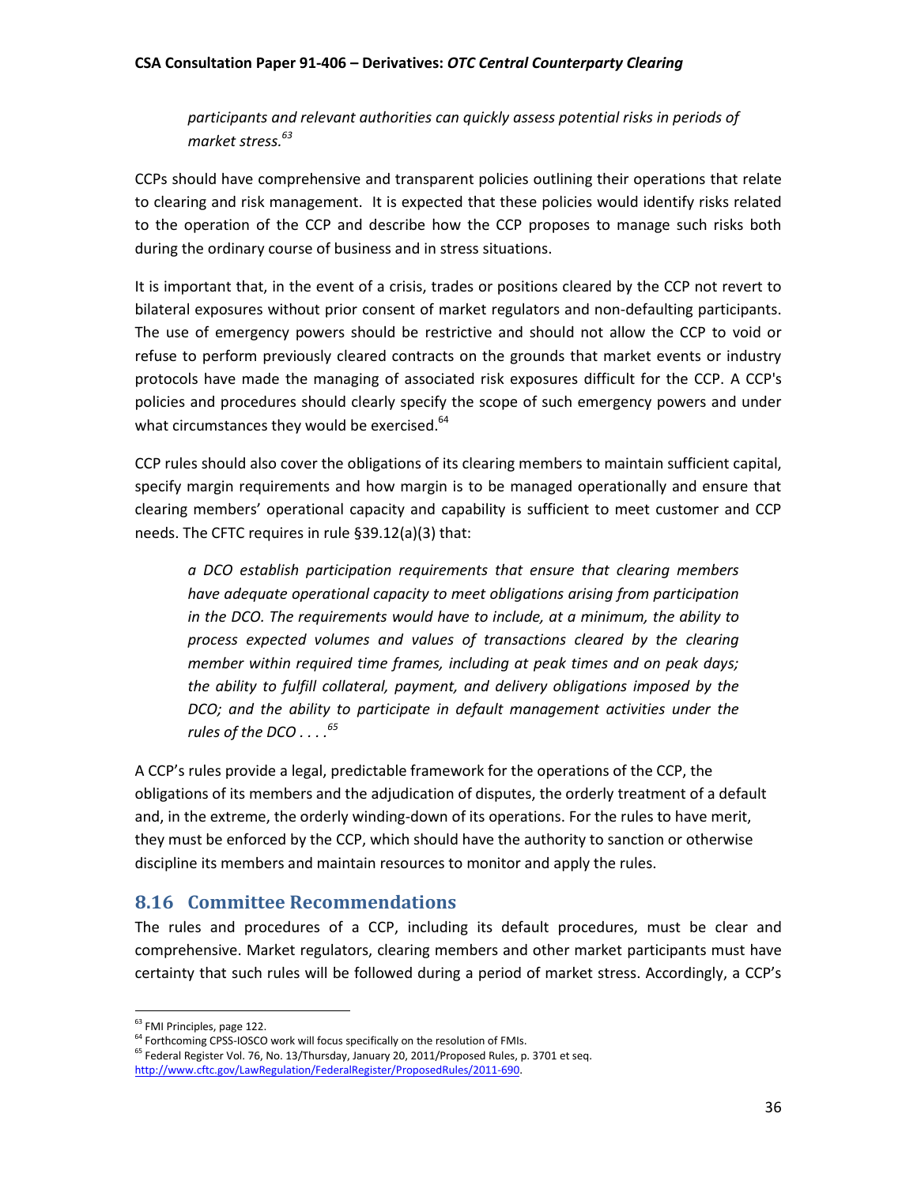> *participants and relevant authorities can quickly assess potential risks in periods of market stress.*[63]

CCPs should have comprehensive and transparent policies outlining their operations that relate to clearing and risk management. It is expected that these policies would identify risks related to the operation of the CCP and describe how the CCP proposes to manage such risks both during the ordinary course of business and in stress situations.

It is important that, in the event of a crisis, trades or positions cleared by the CCP not revert to bilateral exposures without prior consent of market regulators and non-defaulting participants. The use of emergency powers should be restrictive and should not allow the CCP to void or refuse to perform previously cleared contracts on the grounds that market events or industry protocols have made the managing of associated risk exposures difficult for the CCP. A CCP's policies and procedures should clearly specify the scope of such emergency powers and under what circumstances they would be exercised.[64]

CCP rules should also cover the obligations of its clearing members to maintain sufficient capital, specify margin requirements and how margin is to be managed operationally and ensure that clearing members' operational capacity and capability is sufficient to meet customer and CCP needs. The CFTC requires in rule §39.12(a)(3) that:

> *a DCO establish participation requirements that ensure that clearing members have adequate operational capacity to meet obligations arising from participation in the DCO. The requirements would have to include, at a minimum, the ability to process expected volumes and values of transactions cleared by the clearing member within required time frames, including at peak times and on peak days; the ability to fulfill collateral, payment, and delivery obligations imposed by the DCO; and the ability to participate in default management activities under the rules of the DCO . . . .*[65]

A CCP's rules provide a legal, predictable framework for the operations of the CCP, the obligations of its members and the adjudication of disputes, the orderly treatment of a default and, in the extreme, the orderly winding-down of its operations. For the rules to have merit, they must be enforced by the CCP, which should have the authority to sanction or otherwise discipline its members and maintain resources to monitor and apply the rules.

## 8.16 Committee Recommendations

The rules and procedures of a CCP, including its default procedures, must be clear and comprehensive. Market regulators, clearing members and other market participants must have certainty that such rules will be followed during a period of market stress. Accordingly, a CCP's

---

[63] FMI Principles, page 122.

[64] Forthcoming CPSS-IOSCO work will focus specifically on the resolution of FMIs.

[65] Federal Register Vol. 76, No. 13/Thursday, January 20, 2011/Proposed Rules, p. 3701 et seq. http://www.cftc.gov/LawRegulation/FederalRegister/ProposedRules/2011-690.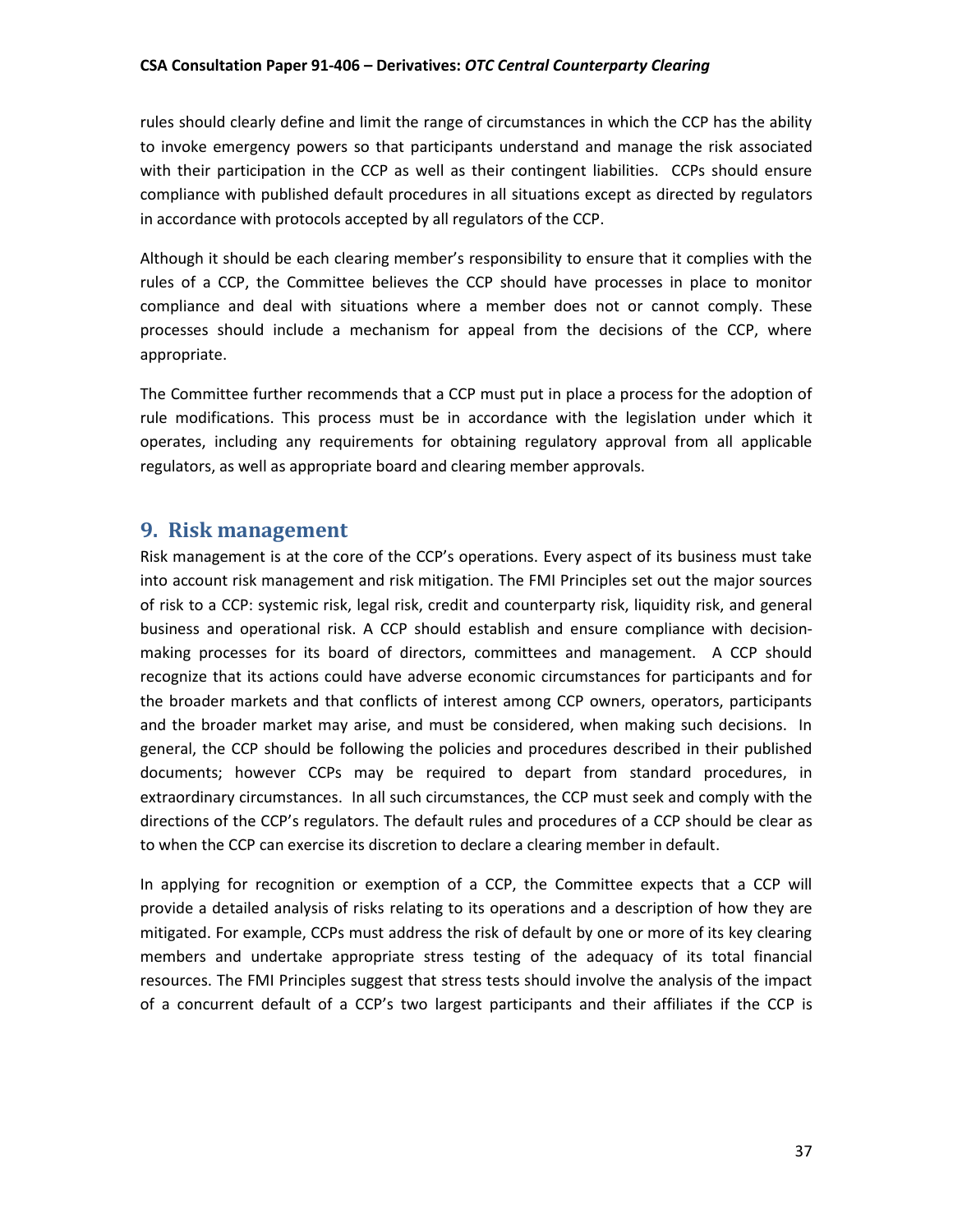rules should clearly define and limit the range of circumstances in which the CCP has the ability to invoke emergency powers so that participants understand and manage the risk associated with their participation in the CCP as well as their contingent liabilities. CCPs should ensure compliance with published default procedures in all situations except as directed by regulators in accordance with protocols accepted by all regulators of the CCP.

Although it should be each clearing member's responsibility to ensure that it complies with the rules of a CCP, the Committee believes the CCP should have processes in place to monitor compliance and deal with situations where a member does not or cannot comply. These processes should include a mechanism for appeal from the decisions of the CCP, where appropriate.

The Committee further recommends that a CCP must put in place a process for the adoption of rule modifications. This process must be in accordance with the legislation under which it operates, including any requirements for obtaining regulatory approval from all applicable regulators, as well as appropriate board and clearing member approvals.

## 9. Risk management

Risk management is at the core of the CCP's operations. Every aspect of its business must take into account risk management and risk mitigation. The FMI Principles set out the major sources of risk to a CCP: systemic risk, legal risk, credit and counterparty risk, liquidity risk, and general business and operational risk. A CCP should establish and ensure compliance with decision-making processes for its board of directors, committees and management. A CCP should recognize that its actions could have adverse economic circumstances for participants and for the broader markets and that conflicts of interest among CCP owners, operators, participants and the broader market may arise, and must be considered, when making such decisions. In general, the CCP should be following the policies and procedures described in their published documents; however CCPs may be required to depart from standard procedures, in extraordinary circumstances. In all such circumstances, the CCP must seek and comply with the directions of the CCP's regulators. The default rules and procedures of a CCP should be clear as to when the CCP can exercise its discretion to declare a clearing member in default.

In applying for recognition or exemption of a CCP, the Committee expects that a CCP will provide a detailed analysis of risks relating to its operations and a description of how they are mitigated. For example, CCPs must address the risk of default by one or more of its key clearing members and undertake appropriate stress testing of the adequacy of its total financial resources. The FMI Principles suggest that stress tests should involve the analysis of the impact of a concurrent default of a CCP's two largest participants and their affiliates if the CCP is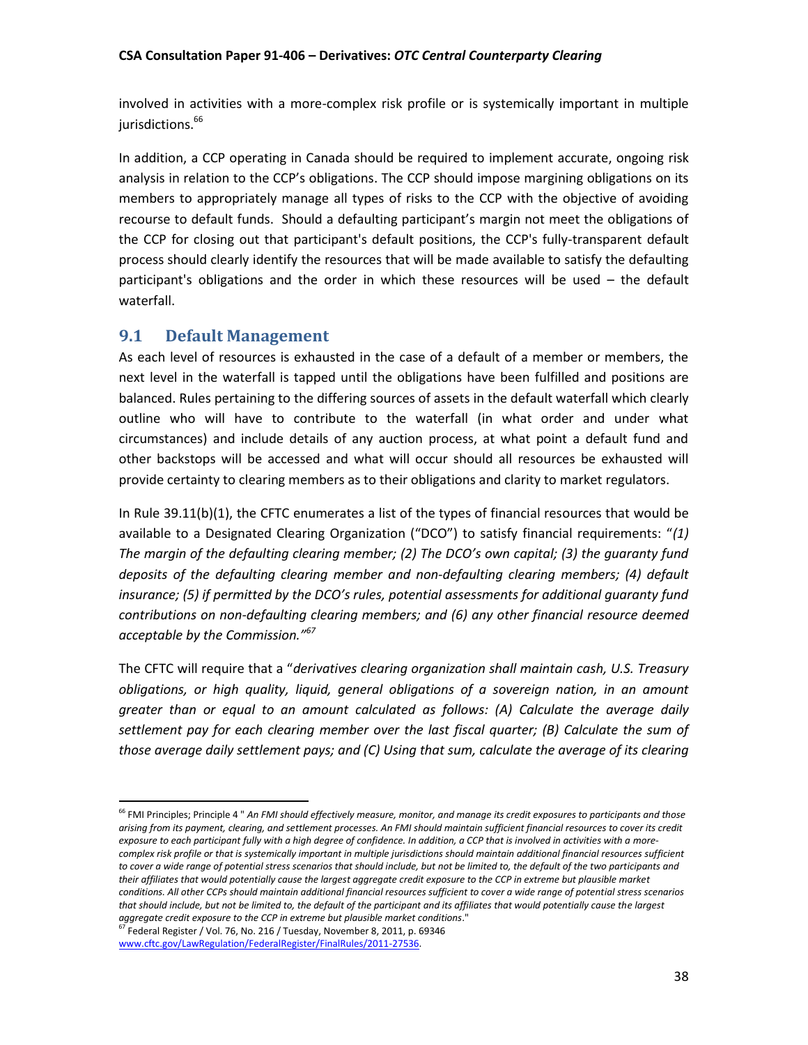involved in activities with a more-complex risk profile or is systemically important in multiple jurisdictions.[66]

In addition, a CCP operating in Canada should be required to implement accurate, ongoing risk analysis in relation to the CCP's obligations. The CCP should impose margining obligations on its members to appropriately manage all types of risks to the CCP with the objective of avoiding recourse to default funds. Should a defaulting participant's margin not meet the obligations of the CCP for closing out that participant's default positions, the CCP's fully-transparent default process should clearly identify the resources that will be made available to satisfy the defaulting participant's obligations and the order in which these resources will be used – the default waterfall.

## 9.1 Default Management

As each level of resources is exhausted in the case of a default of a member or members, the next level in the waterfall is tapped until the obligations have been fulfilled and positions are balanced. Rules pertaining to the differing sources of assets in the default waterfall which clearly outline who will have to contribute to the waterfall (in what order and under what circumstances) and include details of any auction process, at what point a default fund and other backstops will be accessed and what will occur should all resources be exhausted will provide certainty to clearing members as to their obligations and clarity to market regulators.

In Rule 39.11(b)(1), the CFTC enumerates a list of the types of financial resources that would be available to a Designated Clearing Organization ("DCO") to satisfy financial requirements: "*(1) The margin of the defaulting clearing member; (2) The DCO's own capital; (3) the guaranty fund deposits of the defaulting clearing member and non-defaulting clearing members; (4) default insurance; (5) if permitted by the DCO's rules, potential assessments for additional guaranty fund contributions on non-defaulting clearing members; and (6) any other financial resource deemed acceptable by the Commission."*[67]

The CFTC will require that a "*derivatives clearing organization shall maintain cash, U.S. Treasury obligations, or high quality, liquid, general obligations of a sovereign nation, in an amount greater than or equal to an amount calculated as follows: (A) Calculate the average daily settlement pay for each clearing member over the last fiscal quarter; (B) Calculate the sum of those average daily settlement pays; and (C) Using that sum, calculate the average of its clearing*

---

[66] FMI Principles; Principle 4 " *An FMI should effectively measure, monitor, and manage its credit exposures to participants and those arising from its payment, clearing, and settlement processes. An FMI should maintain sufficient financial resources to cover its credit exposure to each participant fully with a high degree of confidence. In addition, a CCP that is involved in activities with a more-complex risk profile or that is systemically important in multiple jurisdictions should maintain additional financial resources sufficient to cover a wide range of potential stress scenarios that should include, but not be limited to, the default of the two participants and their affiliates that would potentially cause the largest aggregate credit exposure to the CCP in extreme but plausible market conditions. All other CCPs should maintain additional financial resources sufficient to cover a wide range of potential stress scenarios that should include, but not be limited to, the default of the participant and its affiliates that would potentially cause the largest aggregate credit exposure to the CCP in extreme but plausible market conditions*."

[67] Federal Register / Vol. 76, No. 216 / Tuesday, November 8, 2011, p. 69346 www.cftc.gov/LawRegulation/FederalRegister/FinalRules/2011-27536.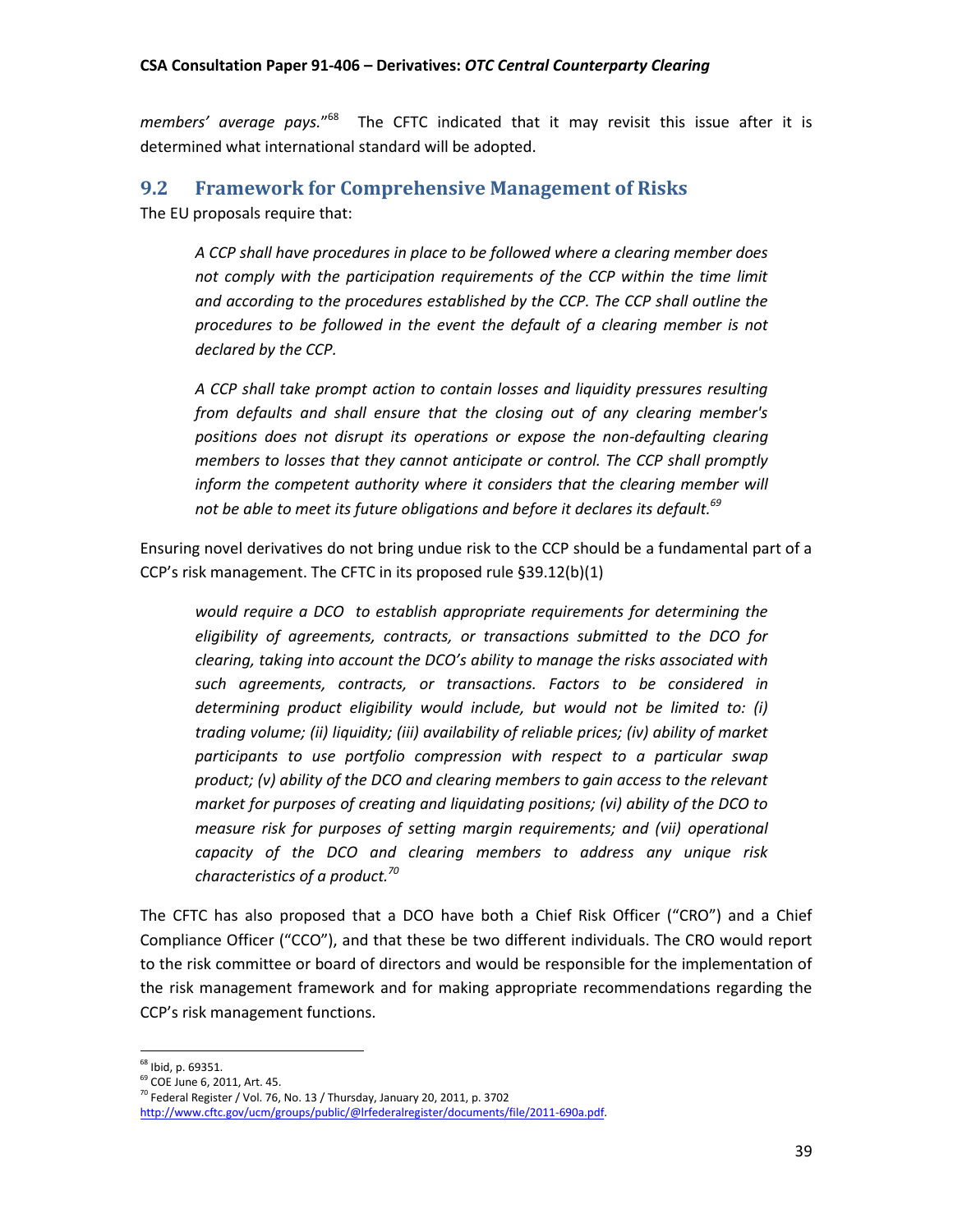*members' average pays."*[68] The CFTC indicated that it may revisit this issue after it is determined what international standard will be adopted.

## 9.2 Framework for Comprehensive Management of Risks

The EU proposals require that:

> *A CCP shall have procedures in place to be followed where a clearing member does not comply with the participation requirements of the CCP within the time limit and according to the procedures established by the CCP. The CCP shall outline the procedures to be followed in the event the default of a clearing member is not declared by the CCP.*
>
> *A CCP shall take prompt action to contain losses and liquidity pressures resulting from defaults and shall ensure that the closing out of any clearing member's positions does not disrupt its operations or expose the non-defaulting clearing members to losses that they cannot anticipate or control. The CCP shall promptly inform the competent authority where it considers that the clearing member will not be able to meet its future obligations and before it declares its default.*[69]

Ensuring novel derivatives do not bring undue risk to the CCP should be a fundamental part of a CCP's risk management. The CFTC in its proposed rule §39.12(b)(1)

> *would require a DCO to establish appropriate requirements for determining the eligibility of agreements, contracts, or transactions submitted to the DCO for clearing, taking into account the DCO's ability to manage the risks associated with such agreements, contracts, or transactions. Factors to be considered in determining product eligibility would include, but would not be limited to: (i) trading volume; (ii) liquidity; (iii) availability of reliable prices; (iv) ability of market participants to use portfolio compression with respect to a particular swap product; (v) ability of the DCO and clearing members to gain access to the relevant market for purposes of creating and liquidating positions; (vi) ability of the DCO to measure risk for purposes of setting margin requirements; and (vii) operational capacity of the DCO and clearing members to address any unique risk characteristics of a product.*[70]

The CFTC has also proposed that a DCO have both a Chief Risk Officer ("CRO") and a Chief Compliance Officer ("CCO"), and that these be two different individuals. The CRO would report to the risk committee or board of directors and would be responsible for the implementation of the risk management framework and for making appropriate recommendations regarding the CCP's risk management functions.

---

[68] Ibid, p. 69351.

[69] COE June 6, 2011, Art. 45.

[70] Federal Register / Vol. 76, No. 13 / Thursday, January 20, 2011, p. 3702 http://www.cftc.gov/ucm/groups/public/@lrfederalregister/documents/file/2011-690a.pdf.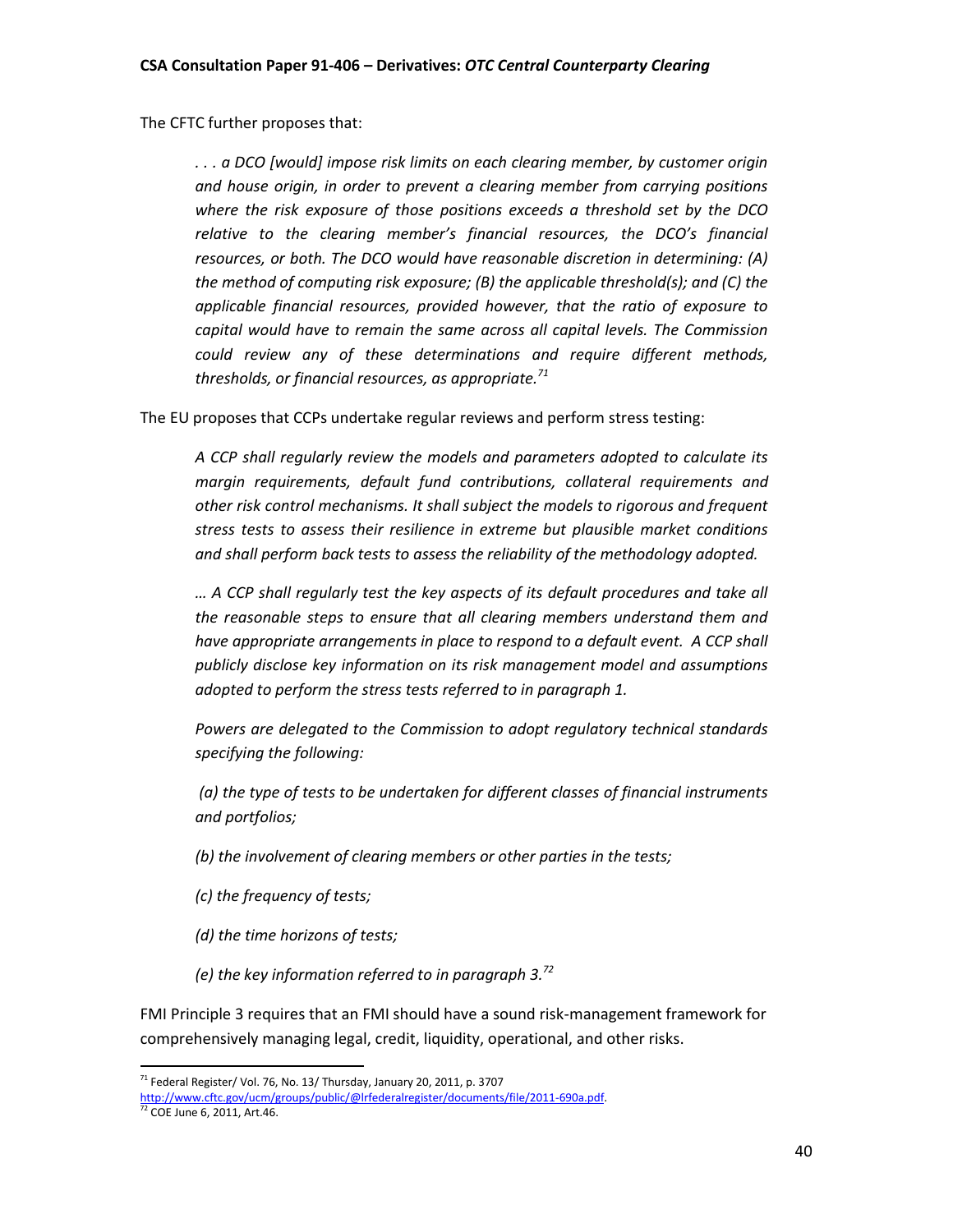The CFTC further proposes that:

> *. . . a DCO [would] impose risk limits on each clearing member, by customer origin and house origin, in order to prevent a clearing member from carrying positions where the risk exposure of those positions exceeds a threshold set by the DCO relative to the clearing member's financial resources, the DCO's financial resources, or both. The DCO would have reasonable discretion in determining: (A) the method of computing risk exposure; (B) the applicable threshold(s); and (C) the applicable financial resources, provided however, that the ratio of exposure to capital would have to remain the same across all capital levels. The Commission could review any of these determinations and require different methods, thresholds, or financial resources, as appropriate.*[71]

The EU proposes that CCPs undertake regular reviews and perform stress testing:

> *A CCP shall regularly review the models and parameters adopted to calculate its margin requirements, default fund contributions, collateral requirements and other risk control mechanisms. It shall subject the models to rigorous and frequent stress tests to assess their resilience in extreme but plausible market conditions and shall perform back tests to assess the reliability of the methodology adopted.*
>
> *… A CCP shall regularly test the key aspects of its default procedures and take all the reasonable steps to ensure that all clearing members understand them and have appropriate arrangements in place to respond to a default event. A CCP shall publicly disclose key information on its risk management model and assumptions adopted to perform the stress tests referred to in paragraph 1.*
>
> *Powers are delegated to the Commission to adopt regulatory technical standards specifying the following:*
>
> *(a) the type of tests to be undertaken for different classes of financial instruments and portfolios;*
>
> *(b) the involvement of clearing members or other parties in the tests;*
>
> *(c) the frequency of tests;*
>
> *(d) the time horizons of tests;*
>
> *(e) the key information referred to in paragraph 3.*[72]

FMI Principle 3 requires that an FMI should have a sound risk-management framework for comprehensively managing legal, credit, liquidity, operational, and other risks.

---

[71] Federal Register/ Vol. 76, No. 13/ Thursday, January 20, 2011, p. 3707 http://www.cftc.gov/ucm/groups/public/@lrfederalregister/documents/file/2011-690a.pdf.

[72] COE June 6, 2011, Art.46.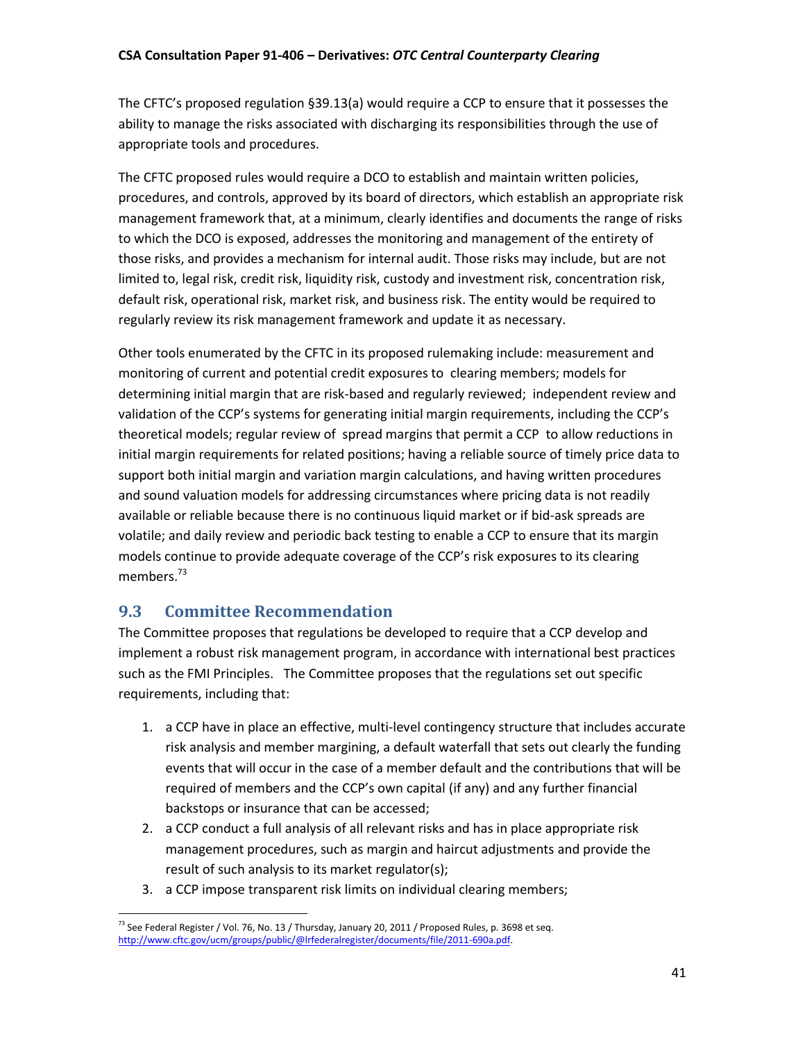The CFTC's proposed regulation §39.13(a) would require a CCP to ensure that it possesses the ability to manage the risks associated with discharging its responsibilities through the use of appropriate tools and procedures.

The CFTC proposed rules would require a DCO to establish and maintain written policies, procedures, and controls, approved by its board of directors, which establish an appropriate risk management framework that, at a minimum, clearly identifies and documents the range of risks to which the DCO is exposed, addresses the monitoring and management of the entirety of those risks, and provides a mechanism for internal audit. Those risks may include, but are not limited to, legal risk, credit risk, liquidity risk, custody and investment risk, concentration risk, default risk, operational risk, market risk, and business risk. The entity would be required to regularly review its risk management framework and update it as necessary.

Other tools enumerated by the CFTC in its proposed rulemaking include: measurement and monitoring of current and potential credit exposures to clearing members; models for determining initial margin that are risk-based and regularly reviewed; independent review and validation of the CCP's systems for generating initial margin requirements, including the CCP's theoretical models; regular review of spread margins that permit a CCP to allow reductions in initial margin requirements for related positions; having a reliable source of timely price data to support both initial margin and variation margin calculations, and having written procedures and sound valuation models for addressing circumstances where pricing data is not readily available or reliable because there is no continuous liquid market or if bid-ask spreads are volatile; and daily review and periodic back testing to enable a CCP to ensure that its margin models continue to provide adequate coverage of the CCP's risk exposures to its clearing members.[73]

## 9.3 Committee Recommendation

The Committee proposes that regulations be developed to require that a CCP develop and implement a robust risk management program, in accordance with international best practices such as the FMI Principles. The Committee proposes that the regulations set out specific requirements, including that:

1. a CCP have in place an effective, multi-level contingency structure that includes accurate risk analysis and member margining, a default waterfall that sets out clearly the funding events that will occur in the case of a member default and the contributions that will be required of members and the CCP's own capital (if any) and any further financial backstops or insurance that can be accessed;
2. a CCP conduct a full analysis of all relevant risks and has in place appropriate risk management procedures, such as margin and haircut adjustments and provide the result of such analysis to its market regulator(s);
3. a CCP impose transparent risk limits on individual clearing members;

[73] See Federal Register / Vol. 76, No. 13 / Thursday, January 20, 2011 / Proposed Rules, p. 3698 et seq. http://www.cftc.gov/ucm/groups/public/@lrfederalregister/documents/file/2011-690a.pdf.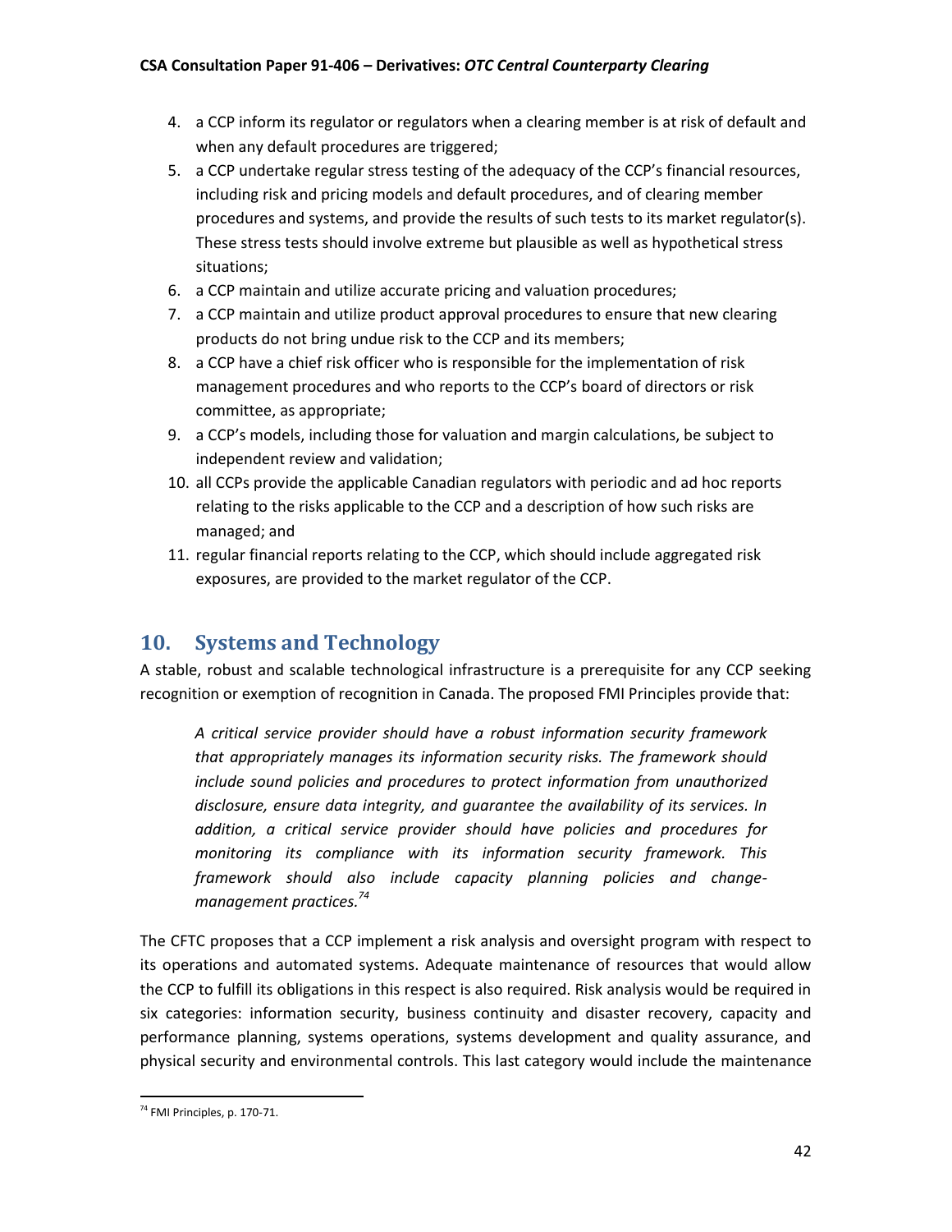4. a CCP inform its regulator or regulators when a clearing member is at risk of default and when any default procedures are triggered;
5. a CCP undertake regular stress testing of the adequacy of the CCP's financial resources, including risk and pricing models and default procedures, and of clearing member procedures and systems, and provide the results of such tests to its market regulator(s). These stress tests should involve extreme but plausible as well as hypothetical stress situations;
6. a CCP maintain and utilize accurate pricing and valuation procedures;
7. a CCP maintain and utilize product approval procedures to ensure that new clearing products do not bring undue risk to the CCP and its members;
8. a CCP have a chief risk officer who is responsible for the implementation of risk management procedures and who reports to the CCP's board of directors or risk committee, as appropriate;
9. a CCP's models, including those for valuation and margin calculations, be subject to independent review and validation;
10. all CCPs provide the applicable Canadian regulators with periodic and ad hoc reports relating to the risks applicable to the CCP and a description of how such risks are managed; and
11. regular financial reports relating to the CCP, which should include aggregated risk exposures, are provided to the market regulator of the CCP.

## 10. Systems and Technology

A stable, robust and scalable technological infrastructure is a prerequisite for any CCP seeking recognition or exemption of recognition in Canada. The proposed FMI Principles provide that:

> *A critical service provider should have a robust information security framework that appropriately manages its information security risks. The framework should include sound policies and procedures to protect information from unauthorized disclosure, ensure data integrity, and guarantee the availability of its services. In addition, a critical service provider should have policies and procedures for monitoring its compliance with its information security framework. This framework should also include capacity planning policies and change-management practices.*[74]

The CFTC proposes that a CCP implement a risk analysis and oversight program with respect to its operations and automated systems. Adequate maintenance of resources that would allow the CCP to fulfill its obligations in this respect is also required. Risk analysis would be required in six categories: information security, business continuity and disaster recovery, capacity and performance planning, systems operations, systems development and quality assurance, and physical security and environmental controls. This last category would include the maintenance

[74] FMI Principles, p. 170-71.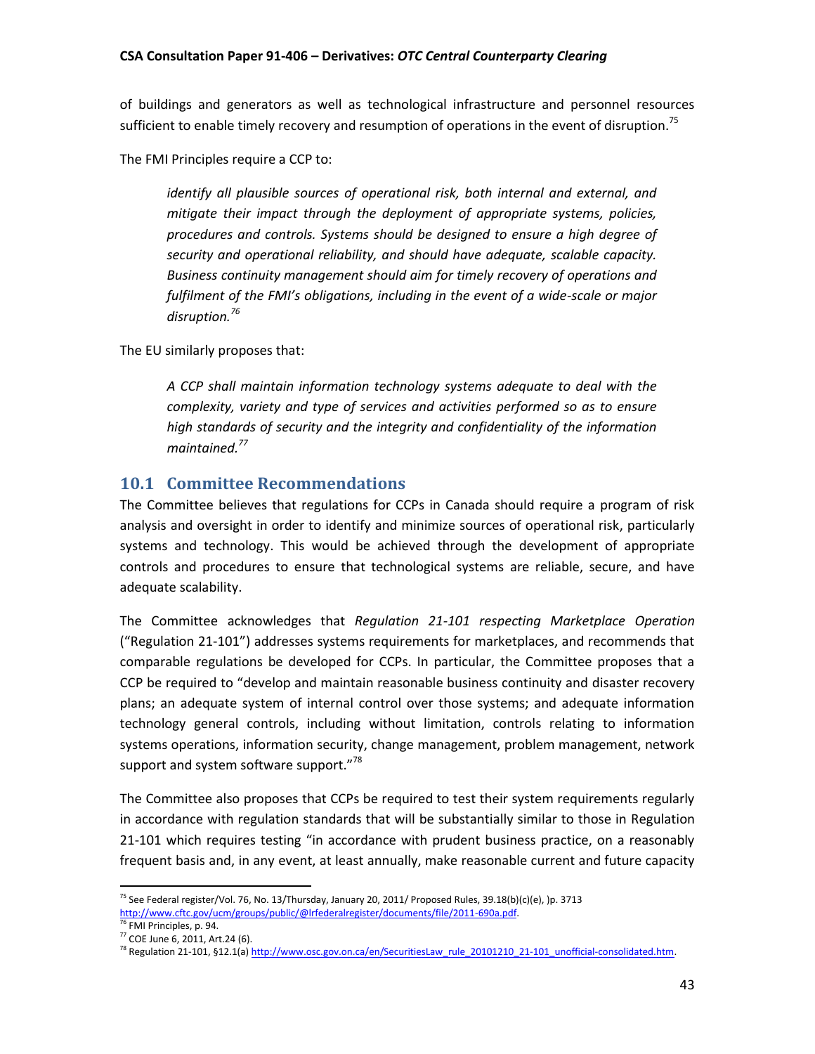of buildings and generators as well as technological infrastructure and personnel resources sufficient to enable timely recovery and resumption of operations in the event of disruption.[75]

The FMI Principles require a CCP to:

> *identify all plausible sources of operational risk, both internal and external, and mitigate their impact through the deployment of appropriate systems, policies, procedures and controls. Systems should be designed to ensure a high degree of security and operational reliability, and should have adequate, scalable capacity. Business continuity management should aim for timely recovery of operations and fulfilment of the FMI's obligations, including in the event of a wide-scale or major disruption.*[76]

The EU similarly proposes that:

> *A CCP shall maintain information technology systems adequate to deal with the complexity, variety and type of services and activities performed so as to ensure high standards of security and the integrity and confidentiality of the information maintained.*[77]

## 10.1 Committee Recommendations

The Committee believes that regulations for CCPs in Canada should require a program of risk analysis and oversight in order to identify and minimize sources of operational risk, particularly systems and technology. This would be achieved through the development of appropriate controls and procedures to ensure that technological systems are reliable, secure, and have adequate scalability.

The Committee acknowledges that *Regulation 21-101 respecting Marketplace Operation* ("Regulation 21-101") addresses systems requirements for marketplaces, and recommends that comparable regulations be developed for CCPs. In particular, the Committee proposes that a CCP be required to "develop and maintain reasonable business continuity and disaster recovery plans; an adequate system of internal control over those systems; and adequate information technology general controls, including without limitation, controls relating to information systems operations, information security, change management, problem management, network support and system software support."[78]

The Committee also proposes that CCPs be required to test their system requirements regularly in accordance with regulation standards that will be substantially similar to those in Regulation 21-101 which requires testing "in accordance with prudent business practice, on a reasonably frequent basis and, in any event, at least annually, make reasonable current and future capacity

---

[75] See Federal register/Vol. 76, No. 13/Thursday, January 20, 2011/ Proposed Rules, 39.18(b)(c)(e), )p. 3713 http://www.cftc.gov/ucm/groups/public/@lrfederalregister/documents/file/2011-690a.pdf.

[76] FMI Principles, p. 94.

[77] COE June 6, 2011, Art.24 (6).

[78] Regulation 21-101, §12.1(a) http://www.osc.gov.on.ca/en/SecuritiesLaw_rule_20101210_21-101_unofficial-consolidated.htm.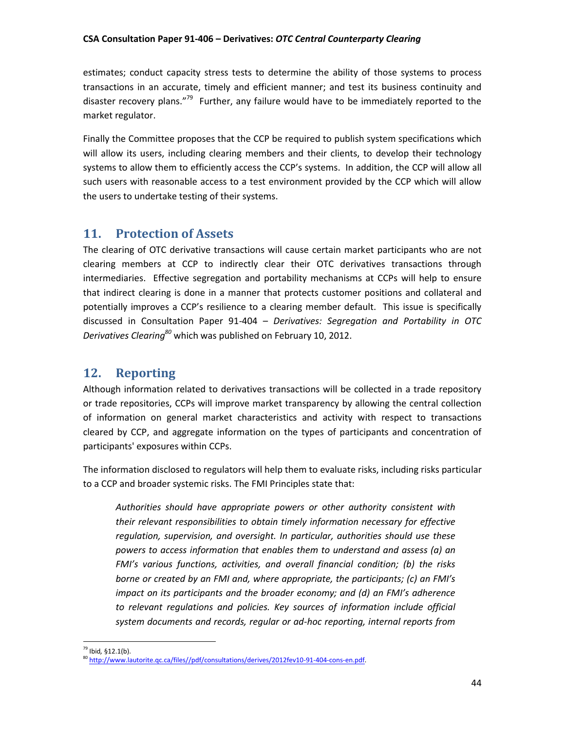estimates; conduct capacity stress tests to determine the ability of those systems to process transactions in an accurate, timely and efficient manner; and test its business continuity and disaster recovery plans."[79] Further, any failure would have to be immediately reported to the market regulator.

Finally the Committee proposes that the CCP be required to publish system specifications which will allow its users, including clearing members and their clients, to develop their technology systems to allow them to efficiently access the CCP's systems. In addition, the CCP will allow all such users with reasonable access to a test environment provided by the CCP which will allow the users to undertake testing of their systems.

## 11. Protection of Assets

The clearing of OTC derivative transactions will cause certain market participants who are not clearing members at CCP to indirectly clear their OTC derivatives transactions through intermediaries. Effective segregation and portability mechanisms at CCPs will help to ensure that indirect clearing is done in a manner that protects customer positions and collateral and potentially improves a CCP's resilience to a clearing member default. This issue is specifically discussed in Consultation Paper 91-404 – *Derivatives: Segregation and Portability in OTC Derivatives Clearing*[80] which was published on February 10, 2012.

## 12. Reporting

Although information related to derivatives transactions will be collected in a trade repository or trade repositories, CCPs will improve market transparency by allowing the central collection of information on general market characteristics and activity with respect to transactions cleared by CCP, and aggregate information on the types of participants and concentration of participants' exposures within CCPs.

The information disclosed to regulators will help them to evaluate risks, including risks particular to a CCP and broader systemic risks. The FMI Principles state that:

> *Authorities should have appropriate powers or other authority consistent with their relevant responsibilities to obtain timely information necessary for effective regulation, supervision, and oversight. In particular, authorities should use these powers to access information that enables them to understand and assess (a) an FMI's various functions, activities, and overall financial condition; (b) the risks borne or created by an FMI and, where appropriate, the participants; (c) an FMI's impact on its participants and the broader economy; and (d) an FMI's adherence to relevant regulations and policies. Key sources of information include official system documents and records, regular or ad-hoc reporting, internal reports from*

---

[79] Ibid, §12.1(b).

[80] http://www.lautorite.qc.ca/files//pdf/consultations/derives/2012fev10-91-404-cons-en.pdf.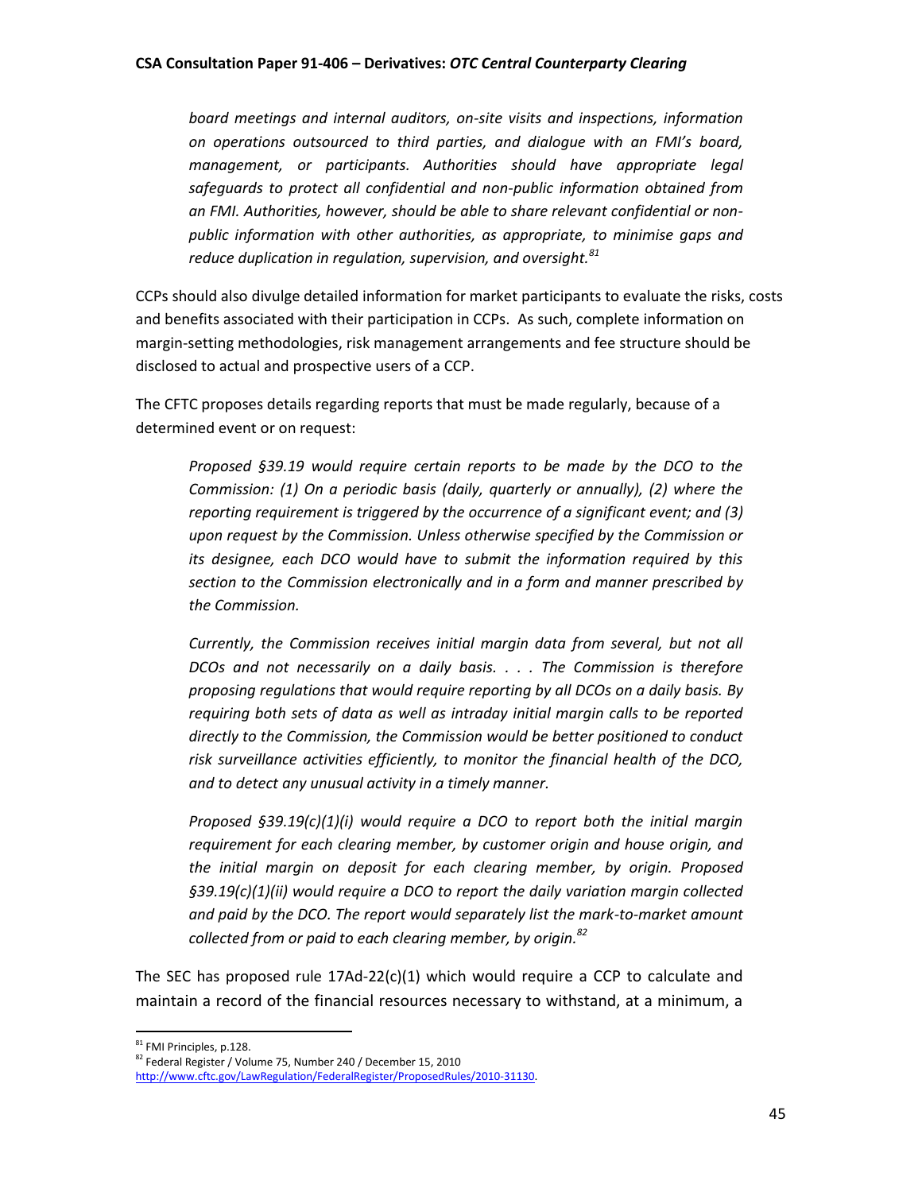*board meetings and internal auditors, on-site visits and inspections, information on operations outsourced to third parties, and dialogue with an FMI's board, management, or participants. Authorities should have appropriate legal safeguards to protect all confidential and non-public information obtained from an FMI. Authorities, however, should be able to share relevant confidential or non-public information with other authorities, as appropriate, to minimise gaps and reduce duplication in regulation, supervision, and oversight.*[81]

CCPs should also divulge detailed information for market participants to evaluate the risks, costs and benefits associated with their participation in CCPs. As such, complete information on margin-setting methodologies, risk management arrangements and fee structure should be disclosed to actual and prospective users of a CCP.

The CFTC proposes details regarding reports that must be made regularly, because of a determined event or on request:

> *Proposed §39.19 would require certain reports to be made by the DCO to the Commission: (1) On a periodic basis (daily, quarterly or annually), (2) where the reporting requirement is triggered by the occurrence of a significant event; and (3) upon request by the Commission. Unless otherwise specified by the Commission or its designee, each DCO would have to submit the information required by this section to the Commission electronically and in a form and manner prescribed by the Commission.*
>
> *Currently, the Commission receives initial margin data from several, but not all DCOs and not necessarily on a daily basis. . . . The Commission is therefore proposing regulations that would require reporting by all DCOs on a daily basis. By requiring both sets of data as well as intraday initial margin calls to be reported directly to the Commission, the Commission would be better positioned to conduct risk surveillance activities efficiently, to monitor the financial health of the DCO, and to detect any unusual activity in a timely manner.*
>
> *Proposed §39.19(c)(1)(i) would require a DCO to report both the initial margin requirement for each clearing member, by customer origin and house origin, and the initial margin on deposit for each clearing member, by origin. Proposed §39.19(c)(1)(ii) would require a DCO to report the daily variation margin collected and paid by the DCO. The report would separately list the mark-to-market amount collected from or paid to each clearing member, by origin.*[82]

The SEC has proposed rule 17Ad-22(c)(1) which would require a CCP to calculate and maintain a record of the financial resources necessary to withstand, at a minimum, a

---

[81] FMI Principles, p.128.

[82] Federal Register / Volume 75, Number 240 / December 15, 2010 http://www.cftc.gov/LawRegulation/FederalRegister/ProposedRules/2010-31130.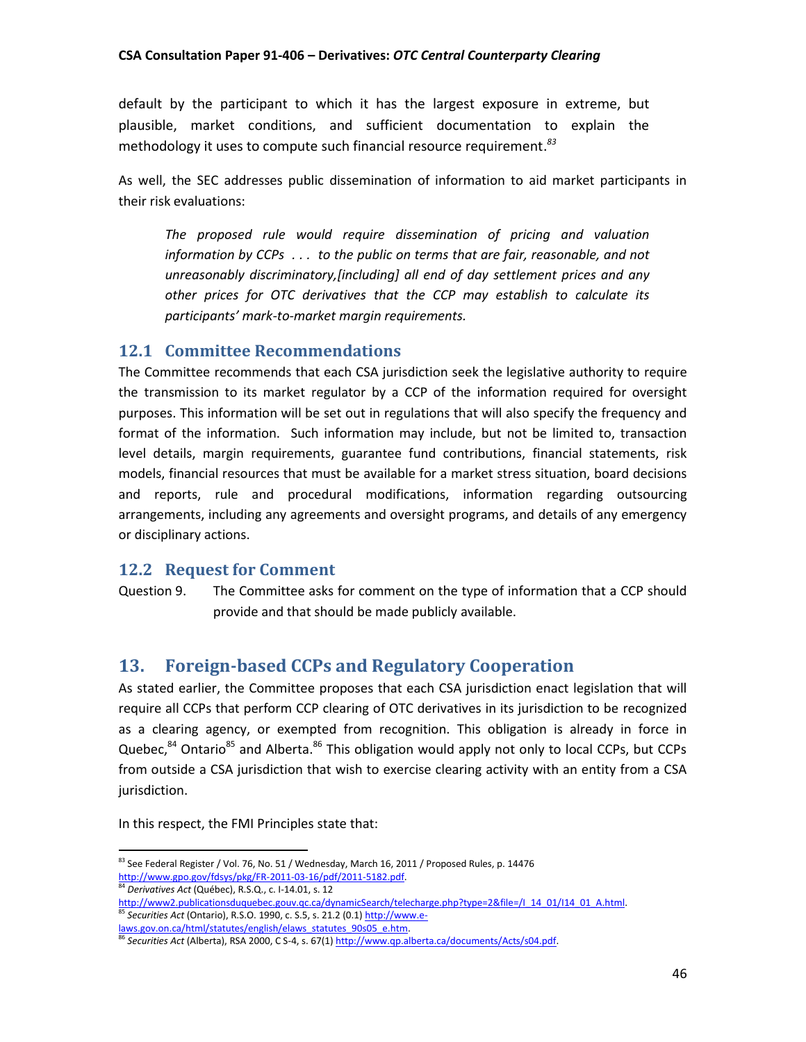default by the participant to which it has the largest exposure in extreme, but plausible, market conditions, and sufficient documentation to explain the methodology it uses to compute such financial resource requirement.[83]

As well, the SEC addresses public dissemination of information to aid market participants in their risk evaluations:

> *The proposed rule would require dissemination of pricing and valuation information by CCPs . . . to the public on terms that are fair, reasonable, and not unreasonably discriminatory,[including] all end of day settlement prices and any other prices for OTC derivatives that the CCP may establish to calculate its participants' mark-to-market margin requirements.*

## 12.1 Committee Recommendations

The Committee recommends that each CSA jurisdiction seek the legislative authority to require the transmission to its market regulator by a CCP of the information required for oversight purposes. This information will be set out in regulations that will also specify the frequency and format of the information. Such information may include, but not be limited to, transaction level details, margin requirements, guarantee fund contributions, financial statements, risk models, financial resources that must be available for a market stress situation, board decisions and reports, rule and procedural modifications, information regarding outsourcing arrangements, including any agreements and oversight programs, and details of any emergency or disciplinary actions.

## 12.2 Request for Comment

Question 9. The Committee asks for comment on the type of information that a CCP should provide and that should be made publicly available.

# 13. Foreign-based CCPs and Regulatory Cooperation

As stated earlier, the Committee proposes that each CSA jurisdiction enact legislation that will require all CCPs that perform CCP clearing of OTC derivatives in its jurisdiction to be recognized as a clearing agency, or exempted from recognition. This obligation is already in force in Quebec,[84] Ontario[85] and Alberta.[86] This obligation would apply not only to local CCPs, but CCPs from outside a CSA jurisdiction that wish to exercise clearing activity with an entity from a CSA jurisdiction.

In this respect, the FMI Principles state that:

---

[83] See Federal Register / Vol. 76, No. 51 / Wednesday, March 16, 2011 / Proposed Rules, p. 14476 http://www.gpo.gov/fdsys/pkg/FR-2011-03-16/pdf/2011-5182.pdf.

[84] *Derivatives Act* (Québec), R.S.Q., c. I-14.01, s. 12 http://www2.publicationsduquebec.gouv.qc.ca/dynamicSearch/telecharge.php?type=2&file=/I_14_01/I14_01_A.html.

[85] *Securities Act* (Ontario), R.S.O. 1990, c. S.5, s. 21.2 (0.1) http://www.e-laws.gov.on.ca/html/statutes/english/elaws_statutes_90s05_e.htm.

[86] *Securities Act* (Alberta), RSA 2000, C S-4, s. 67(1) http://www.qp.alberta.ca/documents/Acts/s04.pdf.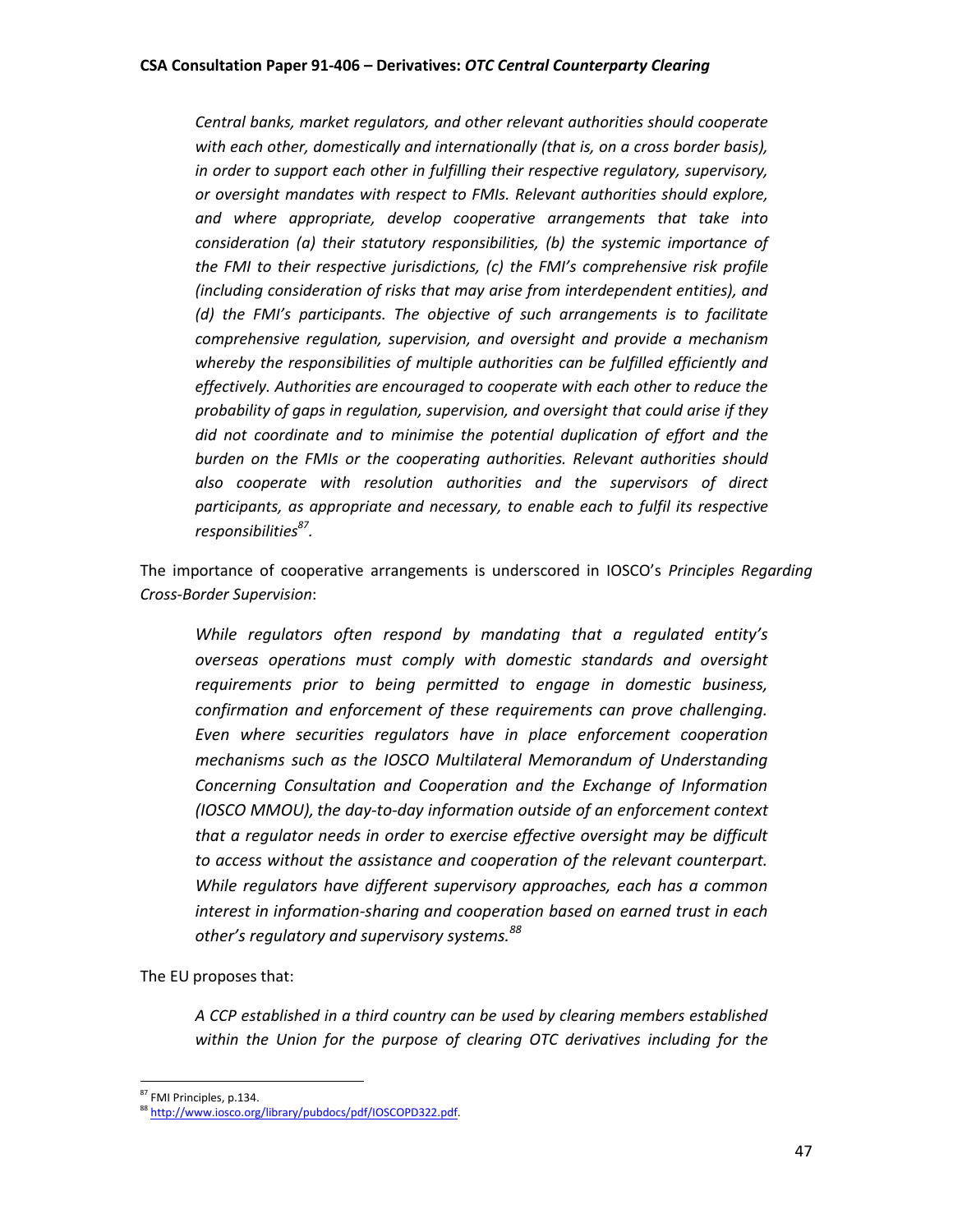> *Central banks, market regulators, and other relevant authorities should cooperate with each other, domestically and internationally (that is, on a cross border basis), in order to support each other in fulfilling their respective regulatory, supervisory, or oversight mandates with respect to FMIs. Relevant authorities should explore, and where appropriate, develop cooperative arrangements that take into consideration (a) their statutory responsibilities, (b) the systemic importance of the FMI to their respective jurisdictions, (c) the FMI's comprehensive risk profile (including consideration of risks that may arise from interdependent entities), and (d) the FMI's participants. The objective of such arrangements is to facilitate comprehensive regulation, supervision, and oversight and provide a mechanism whereby the responsibilities of multiple authorities can be fulfilled efficiently and effectively. Authorities are encouraged to cooperate with each other to reduce the probability of gaps in regulation, supervision, and oversight that could arise if they did not coordinate and to minimise the potential duplication of effort and the burden on the FMIs or the cooperating authorities. Relevant authorities should also cooperate with resolution authorities and the supervisors of direct participants, as appropriate and necessary, to enable each to fulfil its respective responsibilities*[87]*.*

The importance of cooperative arrangements is underscored in IOSCO's *Principles Regarding Cross-Border Supervision*:

> *While regulators often respond by mandating that a regulated entity's overseas operations must comply with domestic standards and oversight requirements prior to being permitted to engage in domestic business, confirmation and enforcement of these requirements can prove challenging. Even where securities regulators have in place enforcement cooperation mechanisms such as the IOSCO Multilateral Memorandum of Understanding Concerning Consultation and Cooperation and the Exchange of Information (IOSCO MMOU), the day-to-day information outside of an enforcement context that a regulator needs in order to exercise effective oversight may be difficult to access without the assistance and cooperation of the relevant counterpart. While regulators have different supervisory approaches, each has a common interest in information-sharing and cooperation based on earned trust in each other's regulatory and supervisory systems.*[88]

The EU proposes that:

> *A CCP established in a third country can be used by clearing members established within the Union for the purpose of clearing OTC derivatives including for the*

---

[87] FMI Principles, p.134.

[88] http://www.iosco.org/library/pubdocs/pdf/IOSCOPD322.pdf.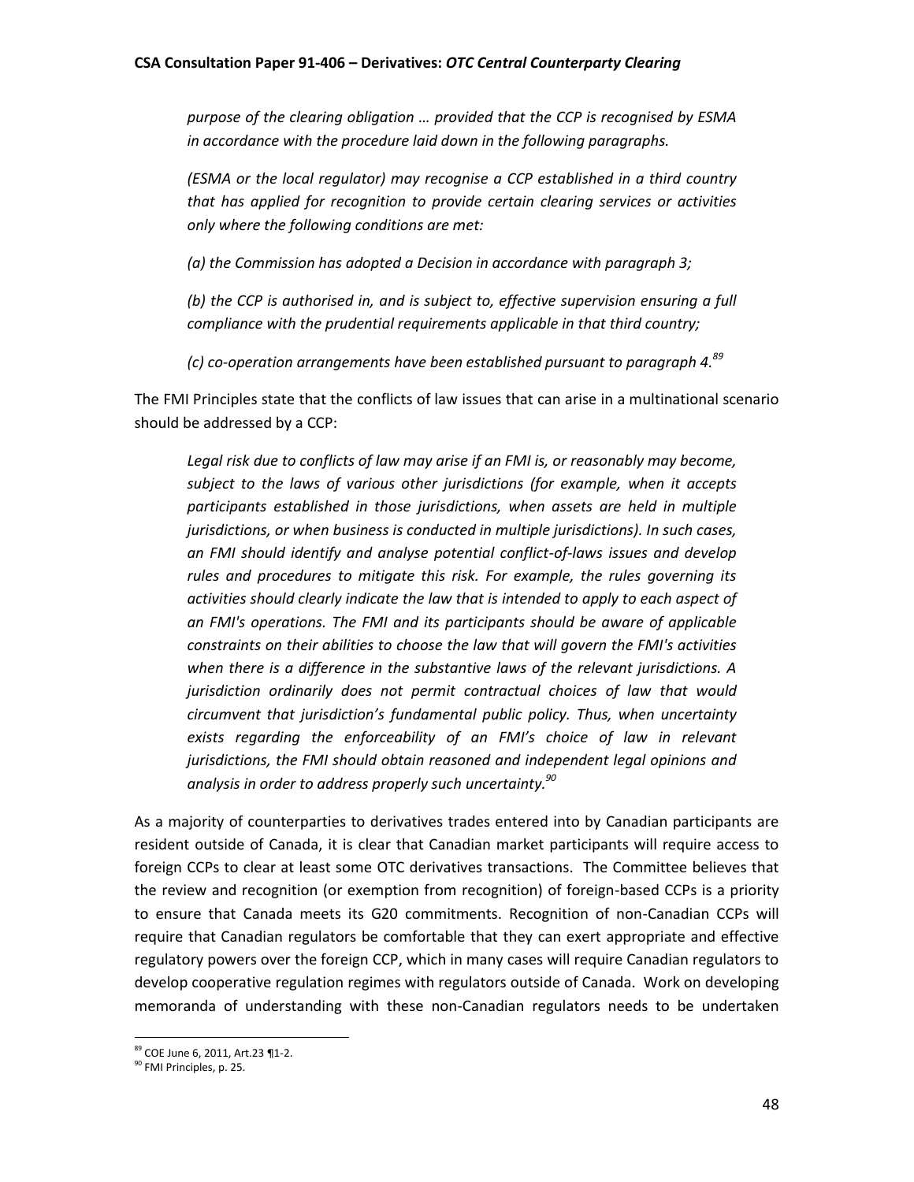*purpose of the clearing obligation … provided that the CCP is recognised by ESMA in accordance with the procedure laid down in the following paragraphs.*

> *(ESMA or the local regulator) may recognise a CCP established in a third country that has applied for recognition to provide certain clearing services or activities only where the following conditions are met:*
>
> *(a) the Commission has adopted a Decision in accordance with paragraph 3;*
>
> *(b) the CCP is authorised in, and is subject to, effective supervision ensuring a full compliance with the prudential requirements applicable in that third country;*
>
> *(c) co-operation arrangements have been established pursuant to paragraph 4.*[89]

The FMI Principles state that the conflicts of law issues that can arise in a multinational scenario should be addressed by a CCP:

> *Legal risk due to conflicts of law may arise if an FMI is, or reasonably may become, subject to the laws of various other jurisdictions (for example, when it accepts participants established in those jurisdictions, when assets are held in multiple jurisdictions, or when business is conducted in multiple jurisdictions). In such cases, an FMI should identify and analyse potential conflict-of-laws issues and develop rules and procedures to mitigate this risk. For example, the rules governing its activities should clearly indicate the law that is intended to apply to each aspect of an FMI's operations. The FMI and its participants should be aware of applicable constraints on their abilities to choose the law that will govern the FMI's activities when there is a difference in the substantive laws of the relevant jurisdictions. A jurisdiction ordinarily does not permit contractual choices of law that would circumvent that jurisdiction's fundamental public policy. Thus, when uncertainty exists regarding the enforceability of an FMI's choice of law in relevant jurisdictions, the FMI should obtain reasoned and independent legal opinions and analysis in order to address properly such uncertainty.*[90]

As a majority of counterparties to derivatives trades entered into by Canadian participants are resident outside of Canada, it is clear that Canadian market participants will require access to foreign CCPs to clear at least some OTC derivatives transactions. The Committee believes that the review and recognition (or exemption from recognition) of foreign-based CCPs is a priority to ensure that Canada meets its G20 commitments. Recognition of non-Canadian CCPs will require that Canadian regulators be comfortable that they can exert appropriate and effective regulatory powers over the foreign CCP, which in many cases will require Canadian regulators to develop cooperative regulation regimes with regulators outside of Canada. Work on developing memoranda of understanding with these non-Canadian regulators needs to be undertaken

---

[89] COE June 6, 2011, Art.23 ¶1-2.

[90] FMI Principles, p. 25.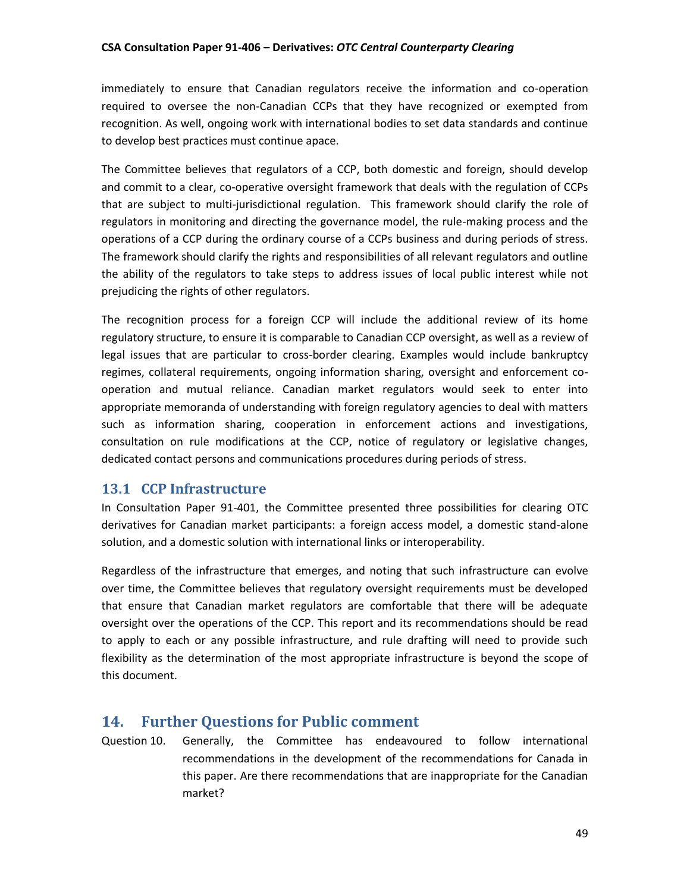immediately to ensure that Canadian regulators receive the information and co-operation required to oversee the non-Canadian CCPs that they have recognized or exempted from recognition. As well, ongoing work with international bodies to set data standards and continue to develop best practices must continue apace.

The Committee believes that regulators of a CCP, both domestic and foreign, should develop and commit to a clear, co-operative oversight framework that deals with the regulation of CCPs that are subject to multi-jurisdictional regulation. This framework should clarify the role of regulators in monitoring and directing the governance model, the rule-making process and the operations of a CCP during the ordinary course of a CCPs business and during periods of stress. The framework should clarify the rights and responsibilities of all relevant regulators and outline the ability of the regulators to take steps to address issues of local public interest while not prejudicing the rights of other regulators.

The recognition process for a foreign CCP will include the additional review of its home regulatory structure, to ensure it is comparable to Canadian CCP oversight, as well as a review of legal issues that are particular to cross-border clearing. Examples would include bankruptcy regimes, collateral requirements, ongoing information sharing, oversight and enforcement co-operation and mutual reliance. Canadian market regulators would seek to enter into appropriate memoranda of understanding with foreign regulatory agencies to deal with matters such as information sharing, cooperation in enforcement actions and investigations, consultation on rule modifications at the CCP, notice of regulatory or legislative changes, dedicated contact persons and communications procedures during periods of stress.

### 13.1 CCP Infrastructure

In Consultation Paper 91-401, the Committee presented three possibilities for clearing OTC derivatives for Canadian market participants: a foreign access model, a domestic stand-alone solution, and a domestic solution with international links or interoperability.

Regardless of the infrastructure that emerges, and noting that such infrastructure can evolve over time, the Committee believes that regulatory oversight requirements must be developed that ensure that Canadian market regulators are comfortable that there will be adequate oversight over the operations of the CCP. This report and its recommendations should be read to apply to each or any possible infrastructure, and rule drafting will need to provide such flexibility as the determination of the most appropriate infrastructure is beyond the scope of this document.

## 14. Further Questions for Public comment

Question 10. Generally, the Committee has endeavoured to follow international recommendations in the development of the recommendations for Canada in this paper. Are there recommendations that are inappropriate for the Canadian market?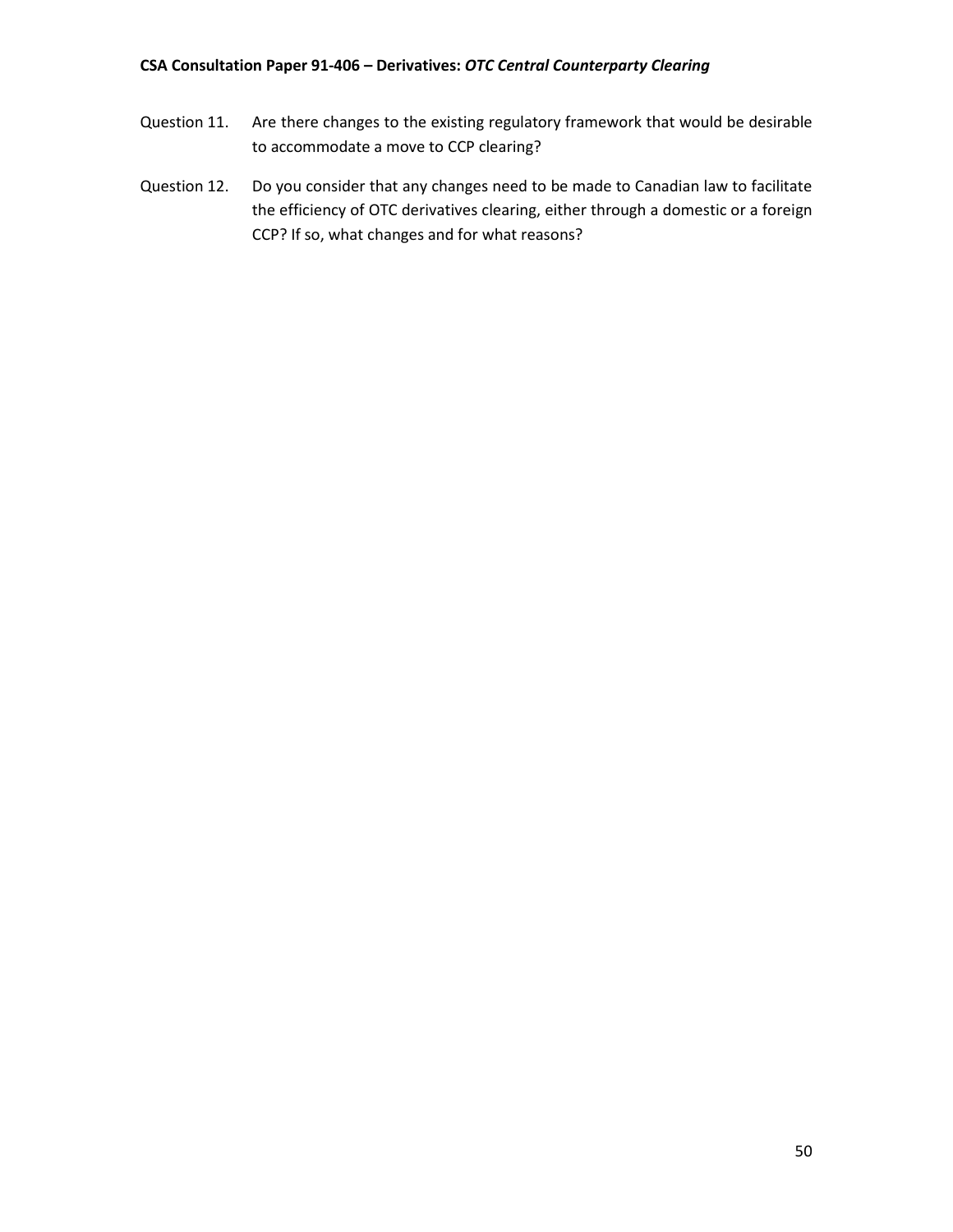Question 11. Are there changes to the existing regulatory framework that would be desirable to accommodate a move to CCP clearing?

Question 12. Do you consider that any changes need to be made to Canadian law to facilitate the efficiency of OTC derivatives clearing, either through a domestic or a foreign CCP? If so, what changes and for what reasons?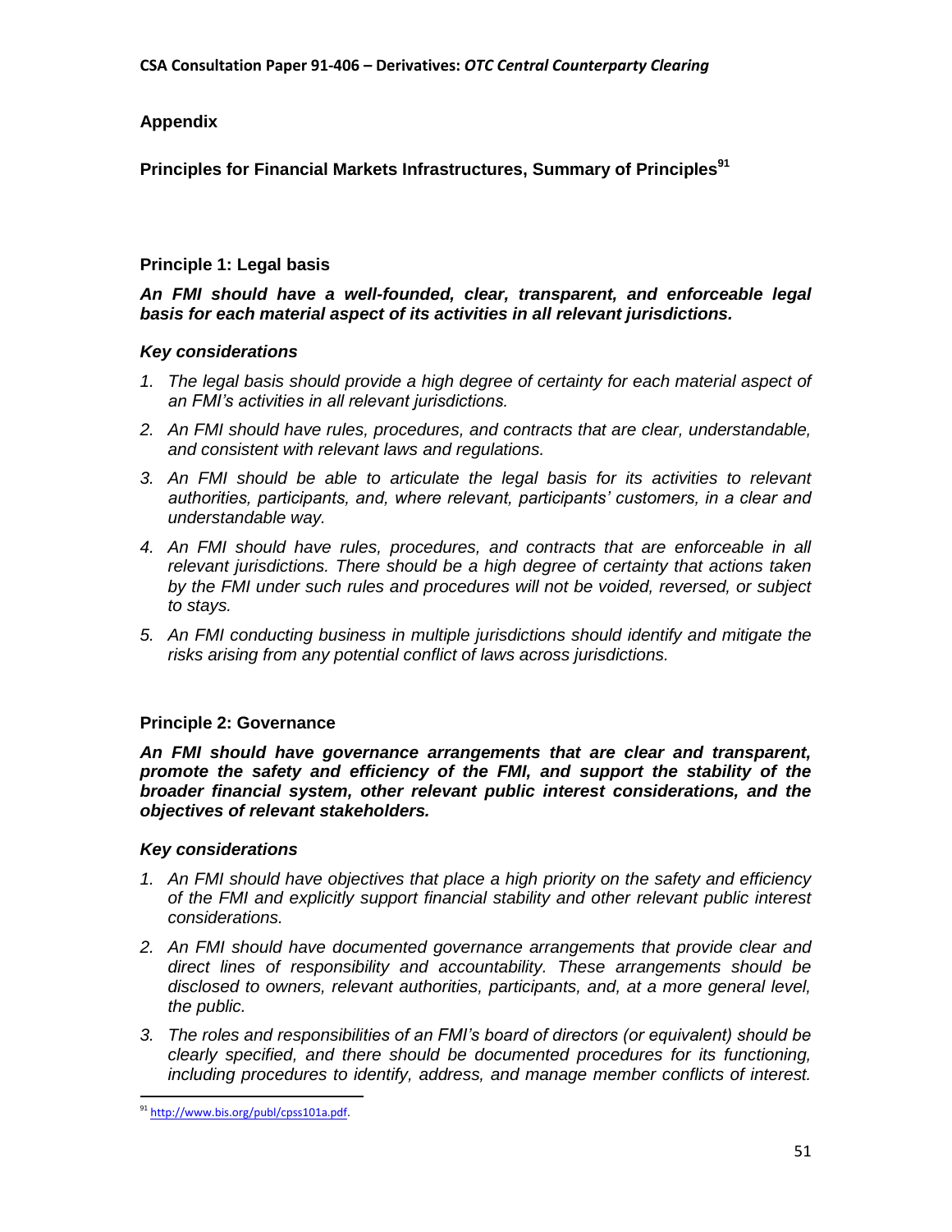## Appendix

## Principles for Financial Markets Infrastructures, Summary of Principles[91]

### Principle 1: Legal basis

***An FMI should have a well-founded, clear, transparent, and enforceable legal basis for each material aspect of its activities in all relevant jurisdictions.***

#### *Key considerations*

1. *The legal basis should provide a high degree of certainty for each material aspect of an FMI's activities in all relevant jurisdictions.*
2. *An FMI should have rules, procedures, and contracts that are clear, understandable, and consistent with relevant laws and regulations.*
3. *An FMI should be able to articulate the legal basis for its activities to relevant authorities, participants, and, where relevant, participants' customers, in a clear and understandable way.*
4. *An FMI should have rules, procedures, and contracts that are enforceable in all relevant jurisdictions. There should be a high degree of certainty that actions taken by the FMI under such rules and procedures will not be voided, reversed, or subject to stays.*
5. *An FMI conducting business in multiple jurisdictions should identify and mitigate the risks arising from any potential conflict of laws across jurisdictions.*

### Principle 2: Governance

***An FMI should have governance arrangements that are clear and transparent, promote the safety and efficiency of the FMI, and support the stability of the broader financial system, other relevant public interest considerations, and the objectives of relevant stakeholders.***

#### *Key considerations*

1. *An FMI should have objectives that place a high priority on the safety and efficiency of the FMI and explicitly support financial stability and other relevant public interest considerations.*
2. *An FMI should have documented governance arrangements that provide clear and direct lines of responsibility and accountability. These arrangements should be disclosed to owners, relevant authorities, participants, and, at a more general level, the public.*
3. *The roles and responsibilities of an FMI's board of directors (or equivalent) should be clearly specified, and there should be documented procedures for its functioning, including procedures to identify, address, and manage member conflicts of interest.*

---

[91] http://www.bis.org/publ/cpss101a.pdf.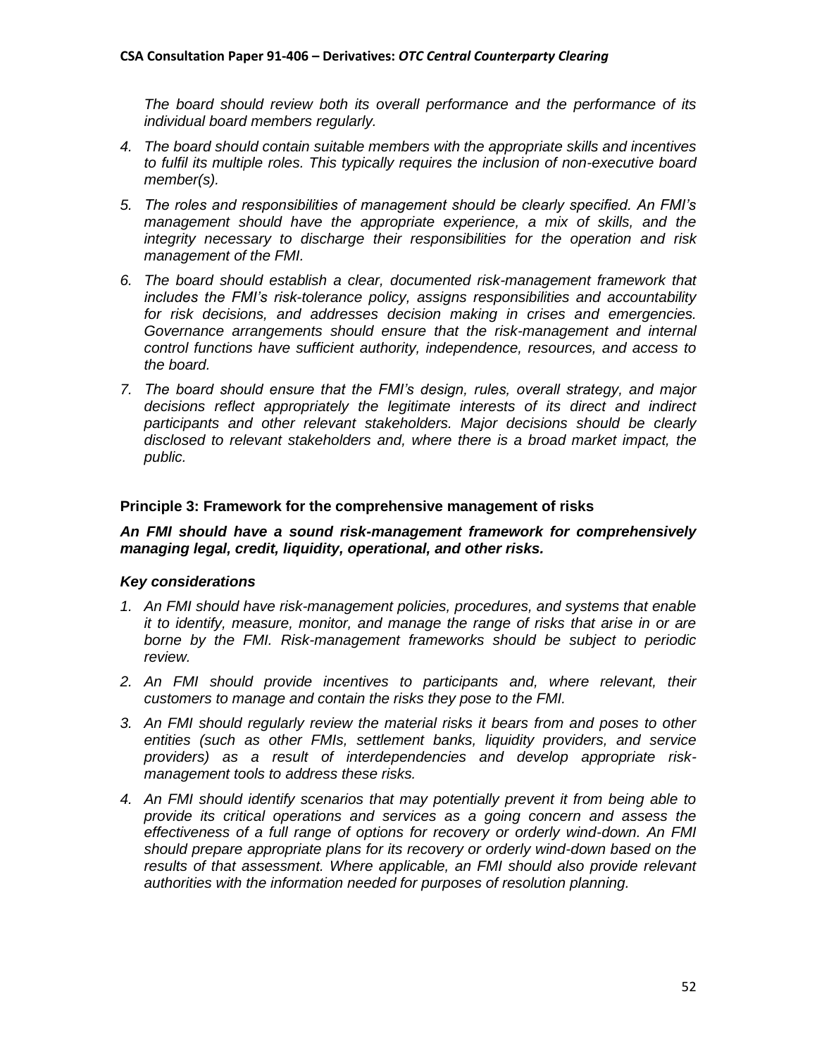*The board should review both its overall performance and the performance of its individual board members regularly.*

4. *The board should contain suitable members with the appropriate skills and incentives to fulfil its multiple roles. This typically requires the inclusion of non-executive board member(s).*

5. *The roles and responsibilities of management should be clearly specified. An FMI's management should have the appropriate experience, a mix of skills, and the integrity necessary to discharge their responsibilities for the operation and risk management of the FMI.*

6. *The board should establish a clear, documented risk-management framework that includes the FMI's risk-tolerance policy, assigns responsibilities and accountability for risk decisions, and addresses decision making in crises and emergencies. Governance arrangements should ensure that the risk-management and internal control functions have sufficient authority, independence, resources, and access to the board.*

7. *The board should ensure that the FMI's design, rules, overall strategy, and major decisions reflect appropriately the legitimate interests of its direct and indirect participants and other relevant stakeholders. Major decisions should be clearly disclosed to relevant stakeholders and, where there is a broad market impact, the public.*

### Principle 3: Framework for the comprehensive management of risks

***An FMI should have a sound risk-management framework for comprehensively managing legal, credit, liquidity, operational, and other risks.***

#### *Key considerations*

1. *An FMI should have risk-management policies, procedures, and systems that enable it to identify, measure, monitor, and manage the range of risks that arise in or are borne by the FMI. Risk-management frameworks should be subject to periodic review.*

2. *An FMI should provide incentives to participants and, where relevant, their customers to manage and contain the risks they pose to the FMI.*

3. *An FMI should regularly review the material risks it bears from and poses to other entities (such as other FMIs, settlement banks, liquidity providers, and service providers) as a result of interdependencies and develop appropriate risk-management tools to address these risks.*

4. *An FMI should identify scenarios that may potentially prevent it from being able to provide its critical operations and services as a going concern and assess the effectiveness of a full range of options for recovery or orderly wind-down. An FMI should prepare appropriate plans for its recovery or orderly wind-down based on the results of that assessment. Where applicable, an FMI should also provide relevant authorities with the information needed for purposes of resolution planning.*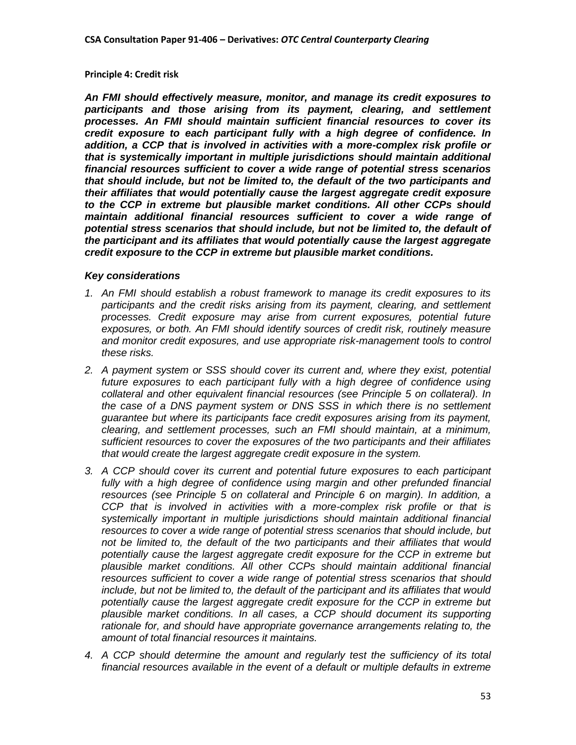**Principle 4: Credit risk**

***An FMI should effectively measure, monitor, and manage its credit exposures to participants and those arising from its payment, clearing, and settlement processes. An FMI should maintain sufficient financial resources to cover its credit exposure to each participant fully with a high degree of confidence. In addition, a CCP that is involved in activities with a more-complex risk profile or that is systemically important in multiple jurisdictions should maintain additional financial resources sufficient to cover a wide range of potential stress scenarios that should include, but not be limited to, the default of the two participants and their affiliates that would potentially cause the largest aggregate credit exposure to the CCP in extreme but plausible market conditions. All other CCPs should maintain additional financial resources sufficient to cover a wide range of potential stress scenarios that should include, but not be limited to, the default of the participant and its affiliates that would potentially cause the largest aggregate credit exposure to the CCP in extreme but plausible market conditions.***

***Key considerations***

1. *An FMI should establish a robust framework to manage its credit exposures to its participants and the credit risks arising from its payment, clearing, and settlement processes. Credit exposure may arise from current exposures, potential future exposures, or both. An FMI should identify sources of credit risk, routinely measure and monitor credit exposures, and use appropriate risk-management tools to control these risks.*
2. *A payment system or SSS should cover its current and, where they exist, potential future exposures to each participant fully with a high degree of confidence using collateral and other equivalent financial resources (see Principle 5 on collateral). In the case of a DNS payment system or DNS SSS in which there is no settlement guarantee but where its participants face credit exposures arising from its payment, clearing, and settlement processes, such an FMI should maintain, at a minimum, sufficient resources to cover the exposures of the two participants and their affiliates that would create the largest aggregate credit exposure in the system.*
3. *A CCP should cover its current and potential future exposures to each participant fully with a high degree of confidence using margin and other prefunded financial resources (see Principle 5 on collateral and Principle 6 on margin). In addition, a CCP that is involved in activities with a more-complex risk profile or that is systemically important in multiple jurisdictions should maintain additional financial resources to cover a wide range of potential stress scenarios that should include, but not be limited to, the default of the two participants and their affiliates that would potentially cause the largest aggregate credit exposure for the CCP in extreme but plausible market conditions. All other CCPs should maintain additional financial resources sufficient to cover a wide range of potential stress scenarios that should include, but not be limited to, the default of the participant and its affiliates that would potentially cause the largest aggregate credit exposure for the CCP in extreme but plausible market conditions. In all cases, a CCP should document its supporting rationale for, and should have appropriate governance arrangements relating to, the amount of total financial resources it maintains.*
4. *A CCP should determine the amount and regularly test the sufficiency of its total financial resources available in the event of a default or multiple defaults in extreme*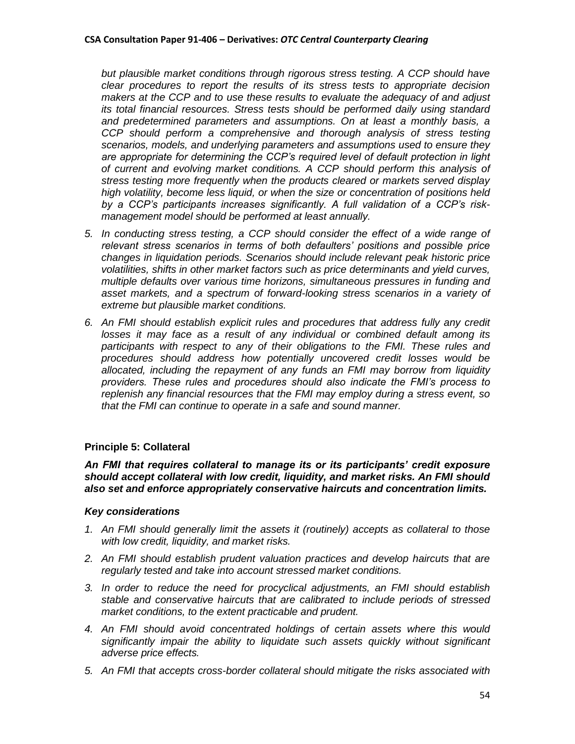*but plausible market conditions through rigorous stress testing. A CCP should have clear procedures to report the results of its stress tests to appropriate decision makers at the CCP and to use these results to evaluate the adequacy of and adjust its total financial resources. Stress tests should be performed daily using standard and predetermined parameters and assumptions. On at least a monthly basis, a CCP should perform a comprehensive and thorough analysis of stress testing scenarios, models, and underlying parameters and assumptions used to ensure they are appropriate for determining the CCP's required level of default protection in light of current and evolving market conditions. A CCP should perform this analysis of stress testing more frequently when the products cleared or markets served display high volatility, become less liquid, or when the size or concentration of positions held by a CCP's participants increases significantly. A full validation of a CCP's risk-management model should be performed at least annually.*

5. *In conducting stress testing, a CCP should consider the effect of a wide range of relevant stress scenarios in terms of both defaulters' positions and possible price changes in liquidation periods. Scenarios should include relevant peak historic price volatilities, shifts in other market factors such as price determinants and yield curves, multiple defaults over various time horizons, simultaneous pressures in funding and asset markets, and a spectrum of forward-looking stress scenarios in a variety of extreme but plausible market conditions.*

6. *An FMI should establish explicit rules and procedures that address fully any credit losses it may face as a result of any individual or combined default among its participants with respect to any of their obligations to the FMI. These rules and procedures should address how potentially uncovered credit losses would be allocated, including the repayment of any funds an FMI may borrow from liquidity providers. These rules and procedures should also indicate the FMI's process to replenish any financial resources that the FMI may employ during a stress event, so that the FMI can continue to operate in a safe and sound manner.*

### Principle 5: Collateral

***An FMI that requires collateral to manage its or its participants' credit exposure should accept collateral with low credit, liquidity, and market risks. An FMI should also set and enforce appropriately conservative haircuts and concentration limits.***

#### *Key considerations*

1. *An FMI should generally limit the assets it (routinely) accepts as collateral to those with low credit, liquidity, and market risks.*

2. *An FMI should establish prudent valuation practices and develop haircuts that are regularly tested and take into account stressed market conditions.*

3. *In order to reduce the need for procyclical adjustments, an FMI should establish stable and conservative haircuts that are calibrated to include periods of stressed market conditions, to the extent practicable and prudent.*

4. *An FMI should avoid concentrated holdings of certain assets where this would significantly impair the ability to liquidate such assets quickly without significant adverse price effects.*

5. *An FMI that accepts cross-border collateral should mitigate the risks associated with*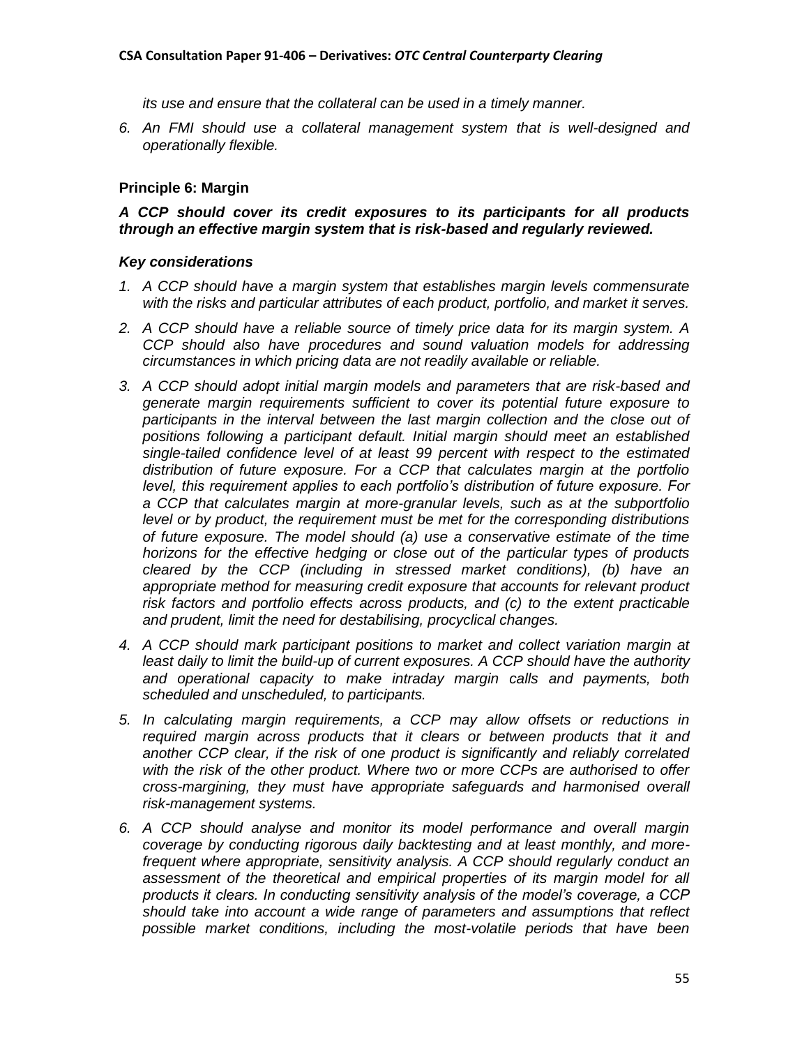*its use and ensure that the collateral can be used in a timely manner.*

6. *An FMI should use a collateral management system that is well-designed and operationally flexible.*

### Principle 6: Margin

***A CCP should cover its credit exposures to its participants for all products through an effective margin system that is risk-based and regularly reviewed.***

#### *Key considerations*

1. *A CCP should have a margin system that establishes margin levels commensurate with the risks and particular attributes of each product, portfolio, and market it serves.*
2. *A CCP should have a reliable source of timely price data for its margin system. A CCP should also have procedures and sound valuation models for addressing circumstances in which pricing data are not readily available or reliable.*
3. *A CCP should adopt initial margin models and parameters that are risk-based and generate margin requirements sufficient to cover its potential future exposure to participants in the interval between the last margin collection and the close out of positions following a participant default. Initial margin should meet an established single-tailed confidence level of at least 99 percent with respect to the estimated distribution of future exposure. For a CCP that calculates margin at the portfolio level, this requirement applies to each portfolio's distribution of future exposure. For a CCP that calculates margin at more-granular levels, such as at the subportfolio level or by product, the requirement must be met for the corresponding distributions of future exposure. The model should (a) use a conservative estimate of the time horizons for the effective hedging or close out of the particular types of products cleared by the CCP (including in stressed market conditions), (b) have an appropriate method for measuring credit exposure that accounts for relevant product risk factors and portfolio effects across products, and (c) to the extent practicable and prudent, limit the need for destabilising, procyclical changes.*
4. *A CCP should mark participant positions to market and collect variation margin at least daily to limit the build-up of current exposures. A CCP should have the authority and operational capacity to make intraday margin calls and payments, both scheduled and unscheduled, to participants.*
5. *In calculating margin requirements, a CCP may allow offsets or reductions in required margin across products that it clears or between products that it and another CCP clear, if the risk of one product is significantly and reliably correlated with the risk of the other product. Where two or more CCPs are authorised to offer cross-margining, they must have appropriate safeguards and harmonised overall risk-management systems.*
6. *A CCP should analyse and monitor its model performance and overall margin coverage by conducting rigorous daily backtesting and at least monthly, and more-frequent where appropriate, sensitivity analysis. A CCP should regularly conduct an assessment of the theoretical and empirical properties of its margin model for all products it clears. In conducting sensitivity analysis of the model's coverage, a CCP should take into account a wide range of parameters and assumptions that reflect possible market conditions, including the most-volatile periods that have been*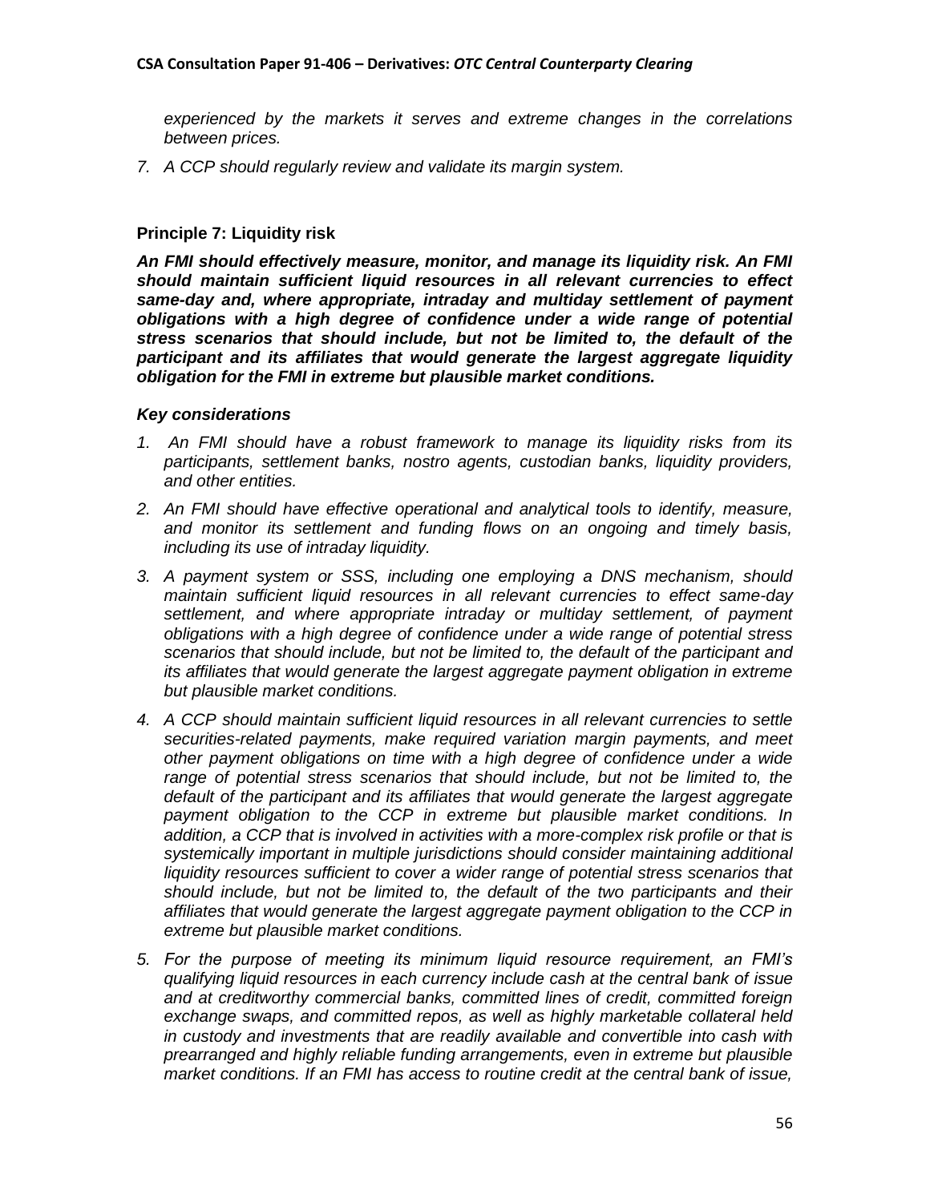*experienced by the markets it serves and extreme changes in the correlations between prices.*

7. *A CCP should regularly review and validate its margin system.*

### Principle 7: Liquidity risk

***An FMI should effectively measure, monitor, and manage its liquidity risk. An FMI should maintain sufficient liquid resources in all relevant currencies to effect same-day and, where appropriate, intraday and multiday settlement of payment obligations with a high degree of confidence under a wide range of potential stress scenarios that should include, but not be limited to, the default of the participant and its affiliates that would generate the largest aggregate liquidity obligation for the FMI in extreme but plausible market conditions.***

#### *Key considerations*

1. *An FMI should have a robust framework to manage its liquidity risks from its participants, settlement banks, nostro agents, custodian banks, liquidity providers, and other entities.*
2. *An FMI should have effective operational and analytical tools to identify, measure, and monitor its settlement and funding flows on an ongoing and timely basis, including its use of intraday liquidity.*
3. *A payment system or SSS, including one employing a DNS mechanism, should maintain sufficient liquid resources in all relevant currencies to effect same-day settlement, and where appropriate intraday or multiday settlement, of payment obligations with a high degree of confidence under a wide range of potential stress scenarios that should include, but not be limited to, the default of the participant and its affiliates that would generate the largest aggregate payment obligation in extreme but plausible market conditions.*
4. *A CCP should maintain sufficient liquid resources in all relevant currencies to settle securities-related payments, make required variation margin payments, and meet other payment obligations on time with a high degree of confidence under a wide range of potential stress scenarios that should include, but not be limited to, the default of the participant and its affiliates that would generate the largest aggregate payment obligation to the CCP in extreme but plausible market conditions. In addition, a CCP that is involved in activities with a more-complex risk profile or that is systemically important in multiple jurisdictions should consider maintaining additional liquidity resources sufficient to cover a wider range of potential stress scenarios that should include, but not be limited to, the default of the two participants and their affiliates that would generate the largest aggregate payment obligation to the CCP in extreme but plausible market conditions.*
5. *For the purpose of meeting its minimum liquid resource requirement, an FMI's qualifying liquid resources in each currency include cash at the central bank of issue and at creditworthy commercial banks, committed lines of credit, committed foreign exchange swaps, and committed repos, as well as highly marketable collateral held in custody and investments that are readily available and convertible into cash with prearranged and highly reliable funding arrangements, even in extreme but plausible market conditions. If an FMI has access to routine credit at the central bank of issue,*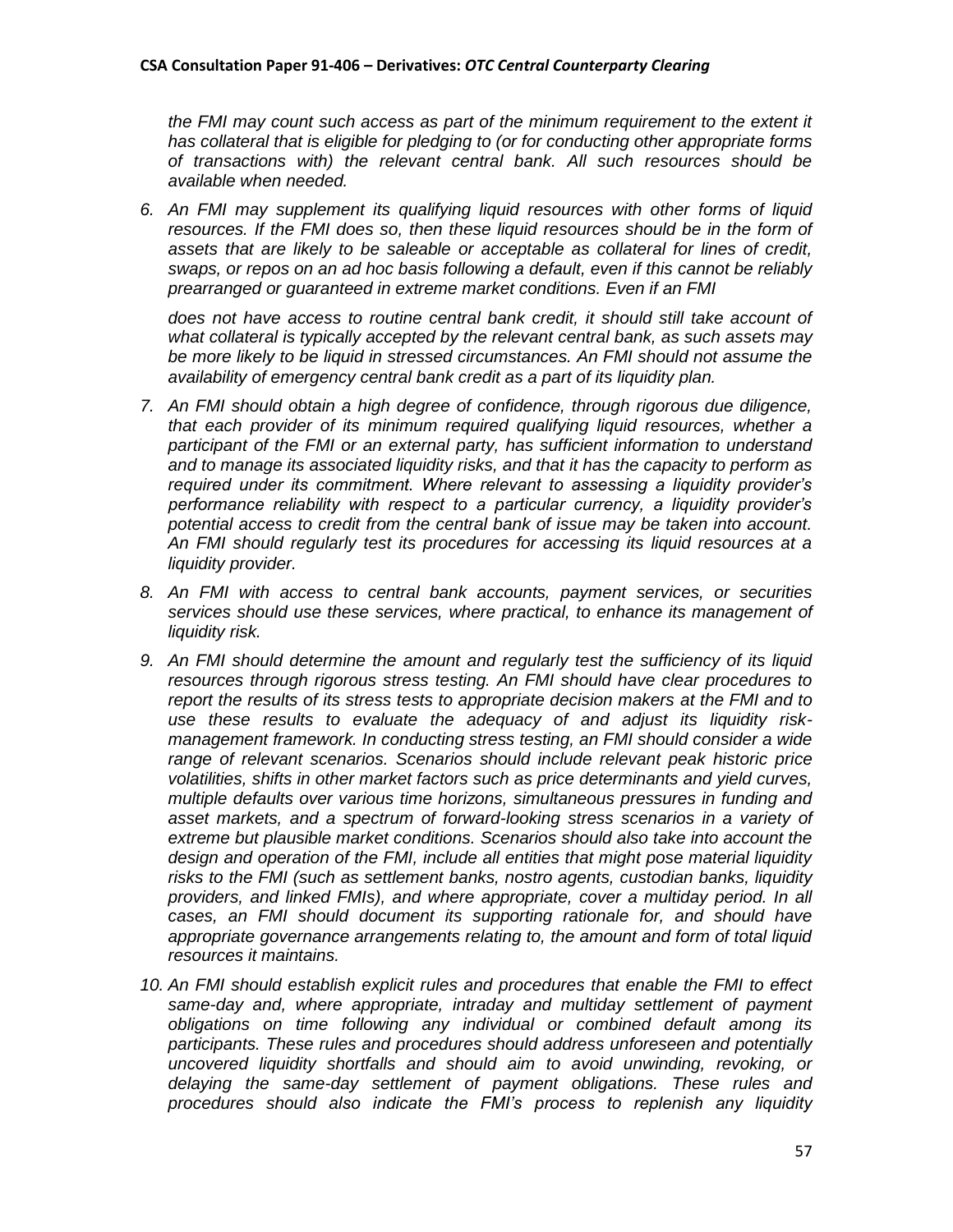*the FMI may count such access as part of the minimum requirement to the extent it has collateral that is eligible for pledging to (or for conducting other appropriate forms of transactions with) the relevant central bank. All such resources should be available when needed.*

6. *An FMI may supplement its qualifying liquid resources with other forms of liquid resources. If the FMI does so, then these liquid resources should be in the form of assets that are likely to be saleable or acceptable as collateral for lines of credit, swaps, or repos on an ad hoc basis following a default, even if this cannot be reliably prearranged or guaranteed in extreme market conditions. Even if an FMI does not have access to routine central bank credit, it should still take account of what collateral is typically accepted by the relevant central bank, as such assets may be more likely to be liquid in stressed circumstances. An FMI should not assume the availability of emergency central bank credit as a part of its liquidity plan.*

7. *An FMI should obtain a high degree of confidence, through rigorous due diligence, that each provider of its minimum required qualifying liquid resources, whether a participant of the FMI or an external party, has sufficient information to understand and to manage its associated liquidity risks, and that it has the capacity to perform as required under its commitment. Where relevant to assessing a liquidity provider's performance reliability with respect to a particular currency, a liquidity provider's potential access to credit from the central bank of issue may be taken into account. An FMI should regularly test its procedures for accessing its liquid resources at a liquidity provider.*

8. *An FMI with access to central bank accounts, payment services, or securities services should use these services, where practical, to enhance its management of liquidity risk.*

9. *An FMI should determine the amount and regularly test the sufficiency of its liquid resources through rigorous stress testing. An FMI should have clear procedures to report the results of its stress tests to appropriate decision makers at the FMI and to use these results to evaluate the adequacy of and adjust its liquidity risk-management framework. In conducting stress testing, an FMI should consider a wide range of relevant scenarios. Scenarios should include relevant peak historic price volatilities, shifts in other market factors such as price determinants and yield curves, multiple defaults over various time horizons, simultaneous pressures in funding and asset markets, and a spectrum of forward-looking stress scenarios in a variety of extreme but plausible market conditions. Scenarios should also take into account the design and operation of the FMI, include all entities that might pose material liquidity risks to the FMI (such as settlement banks, nostro agents, custodian banks, liquidity providers, and linked FMIs), and where appropriate, cover a multiday period. In all cases, an FMI should document its supporting rationale for, and should have appropriate governance arrangements relating to, the amount and form of total liquid resources it maintains.*

10. *An FMI should establish explicit rules and procedures that enable the FMI to effect same-day and, where appropriate, intraday and multiday settlement of payment obligations on time following any individual or combined default among its participants. These rules and procedures should address unforeseen and potentially uncovered liquidity shortfalls and should aim to avoid unwinding, revoking, or delaying the same-day settlement of payment obligations. These rules and procedures should also indicate the FMI's process to replenish any liquidity*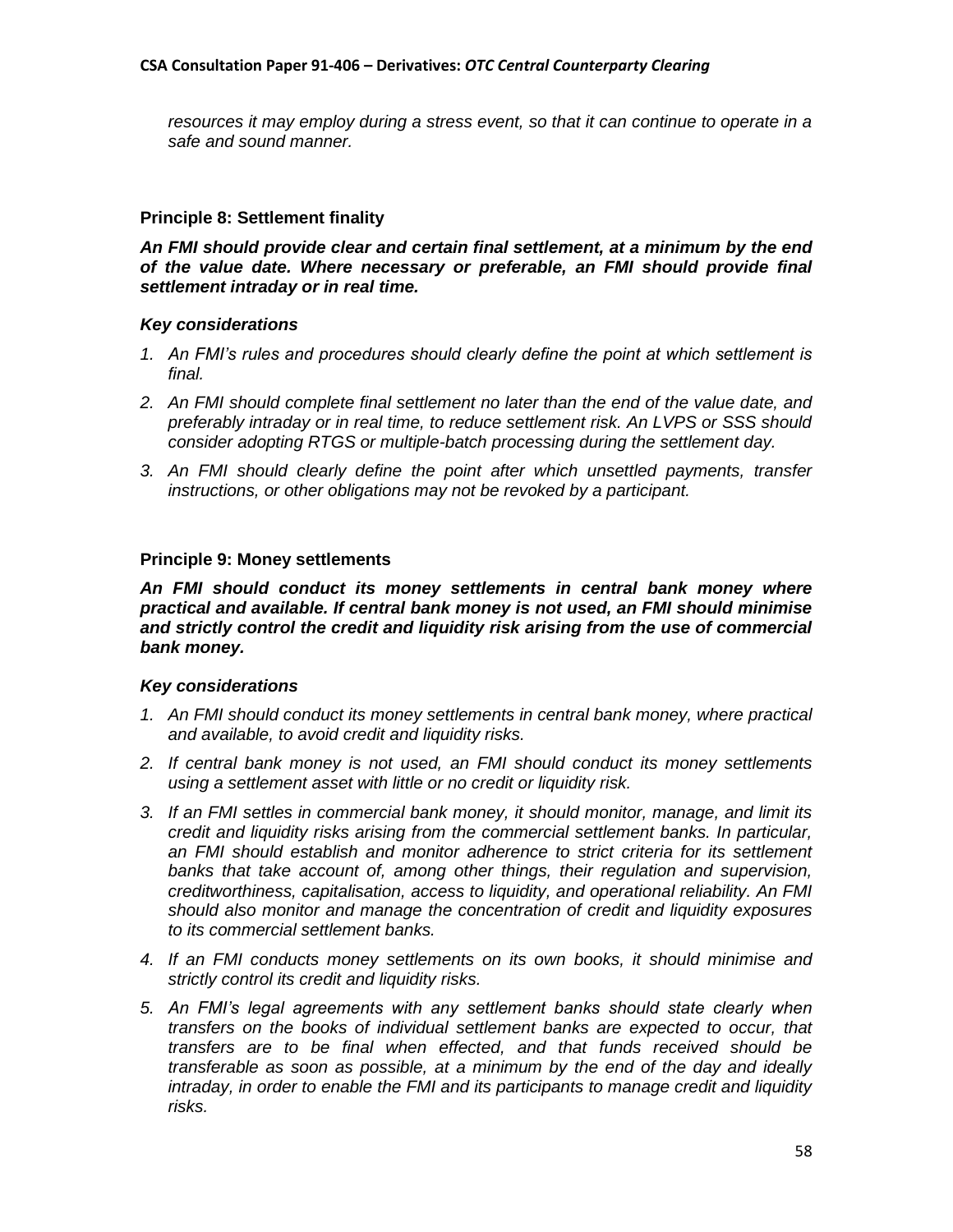*resources it may employ during a stress event, so that it can continue to operate in a safe and sound manner.*

### Principle 8: Settlement finality

***An FMI should provide clear and certain final settlement, at a minimum by the end of the value date. Where necessary or preferable, an FMI should provide final settlement intraday or in real time.***

***Key considerations***

1. *An FMI's rules and procedures should clearly define the point at which settlement is final.*
2. *An FMI should complete final settlement no later than the end of the value date, and preferably intraday or in real time, to reduce settlement risk. An LVPS or SSS should consider adopting RTGS or multiple-batch processing during the settlement day.*
3. *An FMI should clearly define the point after which unsettled payments, transfer instructions, or other obligations may not be revoked by a participant.*

### Principle 9: Money settlements

***An FMI should conduct its money settlements in central bank money where practical and available. If central bank money is not used, an FMI should minimise and strictly control the credit and liquidity risk arising from the use of commercial bank money.***

***Key considerations***

1. *An FMI should conduct its money settlements in central bank money, where practical and available, to avoid credit and liquidity risks.*
2. *If central bank money is not used, an FMI should conduct its money settlements using a settlement asset with little or no credit or liquidity risk.*
3. *If an FMI settles in commercial bank money, it should monitor, manage, and limit its credit and liquidity risks arising from the commercial settlement banks. In particular, an FMI should establish and monitor adherence to strict criteria for its settlement banks that take account of, among other things, their regulation and supervision, creditworthiness, capitalisation, access to liquidity, and operational reliability. An FMI should also monitor and manage the concentration of credit and liquidity exposures to its commercial settlement banks.*
4. *If an FMI conducts money settlements on its own books, it should minimise and strictly control its credit and liquidity risks.*
5. *An FMI's legal agreements with any settlement banks should state clearly when transfers on the books of individual settlement banks are expected to occur, that transfers are to be final when effected, and that funds received should be transferable as soon as possible, at a minimum by the end of the day and ideally intraday, in order to enable the FMI and its participants to manage credit and liquidity risks.*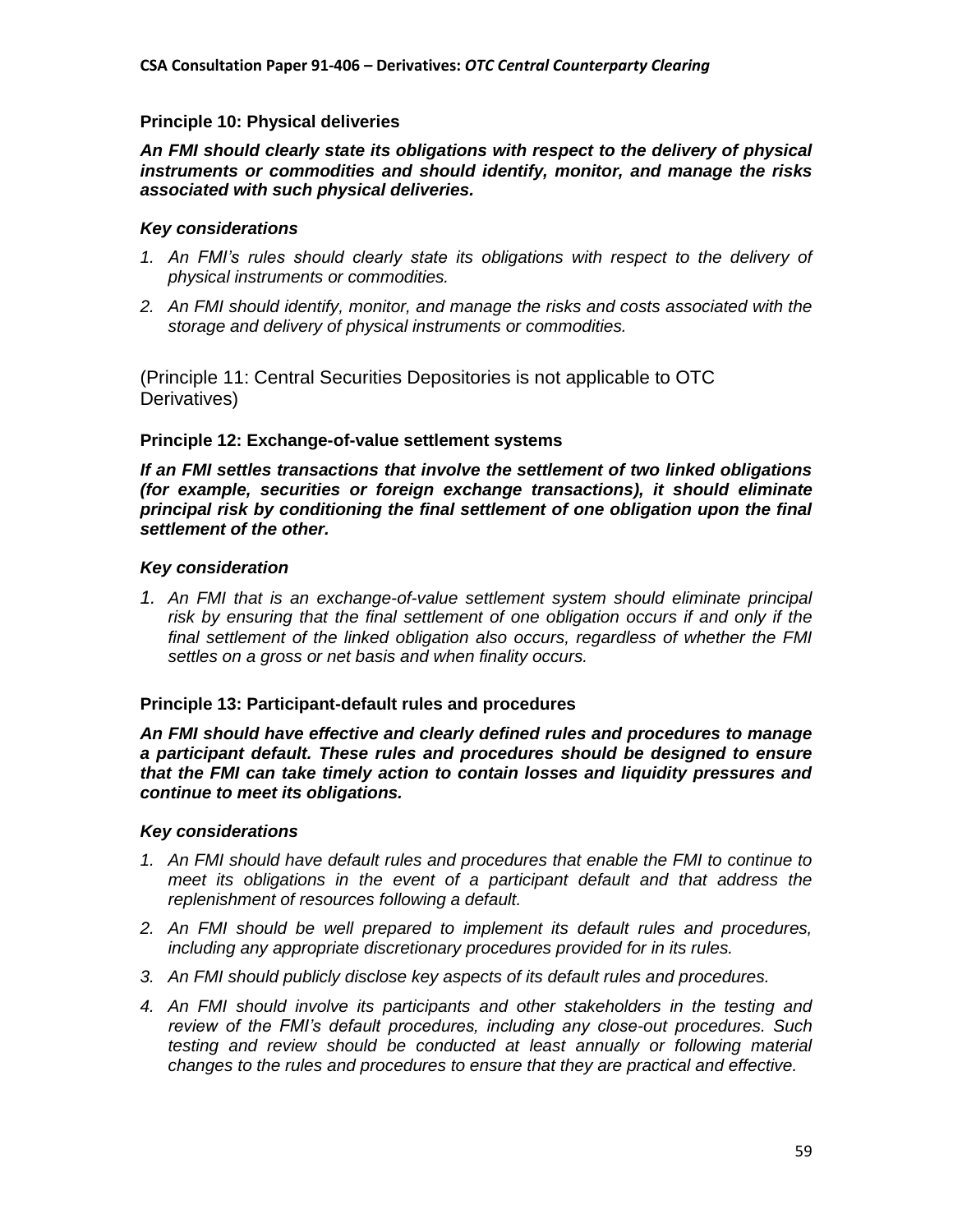### Principle 10: Physical deliveries

***An FMI should clearly state its obligations with respect to the delivery of physical instruments or commodities and should identify, monitor, and manage the risks associated with such physical deliveries.***

#### *Key considerations*

1. *An FMI's rules should clearly state its obligations with respect to the delivery of physical instruments or commodities.*
2. *An FMI should identify, monitor, and manage the risks and costs associated with the storage and delivery of physical instruments or commodities.*

(Principle 11: Central Securities Depositories is not applicable to OTC Derivatives)

### Principle 12: Exchange-of-value settlement systems

***If an FMI settles transactions that involve the settlement of two linked obligations (for example, securities or foreign exchange transactions), it should eliminate principal risk by conditioning the final settlement of one obligation upon the final settlement of the other.***

#### *Key consideration*

1. *An FMI that is an exchange-of-value settlement system should eliminate principal risk by ensuring that the final settlement of one obligation occurs if and only if the final settlement of the linked obligation also occurs, regardless of whether the FMI settles on a gross or net basis and when finality occurs.*

### Principle 13: Participant-default rules and procedures

***An FMI should have effective and clearly defined rules and procedures to manage a participant default. These rules and procedures should be designed to ensure that the FMI can take timely action to contain losses and liquidity pressures and continue to meet its obligations.***

#### *Key considerations*

1. *An FMI should have default rules and procedures that enable the FMI to continue to meet its obligations in the event of a participant default and that address the replenishment of resources following a default.*
2. *An FMI should be well prepared to implement its default rules and procedures, including any appropriate discretionary procedures provided for in its rules.*
3. *An FMI should publicly disclose key aspects of its default rules and procedures.*
4. *An FMI should involve its participants and other stakeholders in the testing and review of the FMI's default procedures, including any close-out procedures. Such testing and review should be conducted at least annually or following material changes to the rules and procedures to ensure that they are practical and effective.*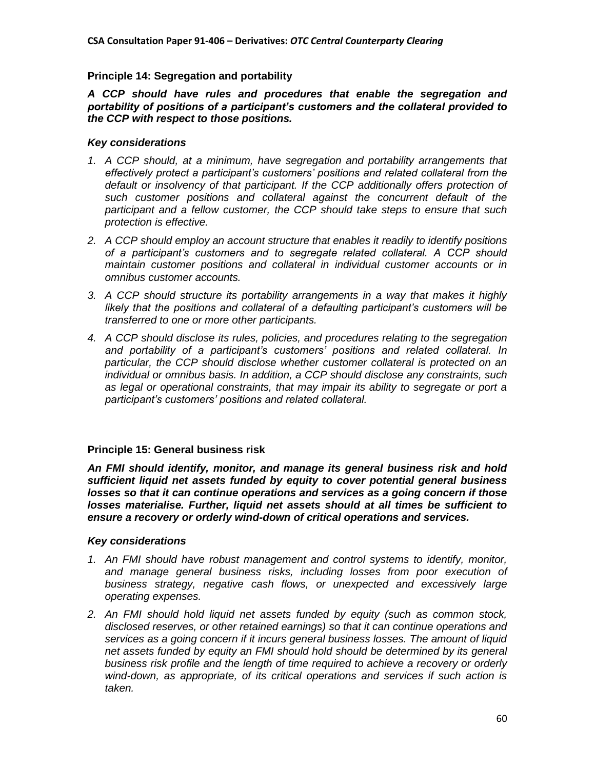### Principle 14: Segregation and portability

***A CCP should have rules and procedures that enable the segregation and portability of positions of a participant's customers and the collateral provided to the CCP with respect to those positions.***

#### *Key considerations*

1. *A CCP should, at a minimum, have segregation and portability arrangements that effectively protect a participant's customers' positions and related collateral from the default or insolvency of that participant. If the CCP additionally offers protection of such customer positions and collateral against the concurrent default of the participant and a fellow customer, the CCP should take steps to ensure that such protection is effective.*
2. *A CCP should employ an account structure that enables it readily to identify positions of a participant's customers and to segregate related collateral. A CCP should maintain customer positions and collateral in individual customer accounts or in omnibus customer accounts.*
3. *A CCP should structure its portability arrangements in a way that makes it highly likely that the positions and collateral of a defaulting participant's customers will be transferred to one or more other participants.*
4. *A CCP should disclose its rules, policies, and procedures relating to the segregation and portability of a participant's customers' positions and related collateral. In particular, the CCP should disclose whether customer collateral is protected on an individual or omnibus basis. In addition, a CCP should disclose any constraints, such as legal or operational constraints, that may impair its ability to segregate or port a participant's customers' positions and related collateral.*

### Principle 15: General business risk

***An FMI should identify, monitor, and manage its general business risk and hold sufficient liquid net assets funded by equity to cover potential general business losses so that it can continue operations and services as a going concern if those losses materialise. Further, liquid net assets should at all times be sufficient to ensure a recovery or orderly wind-down of critical operations and services.***

#### *Key considerations*

1. *An FMI should have robust management and control systems to identify, monitor, and manage general business risks, including losses from poor execution of business strategy, negative cash flows, or unexpected and excessively large operating expenses.*
2. *An FMI should hold liquid net assets funded by equity (such as common stock, disclosed reserves, or other retained earnings) so that it can continue operations and services as a going concern if it incurs general business losses. The amount of liquid net assets funded by equity an FMI should hold should be determined by its general business risk profile and the length of time required to achieve a recovery or orderly wind-down, as appropriate, of its critical operations and services if such action is taken.*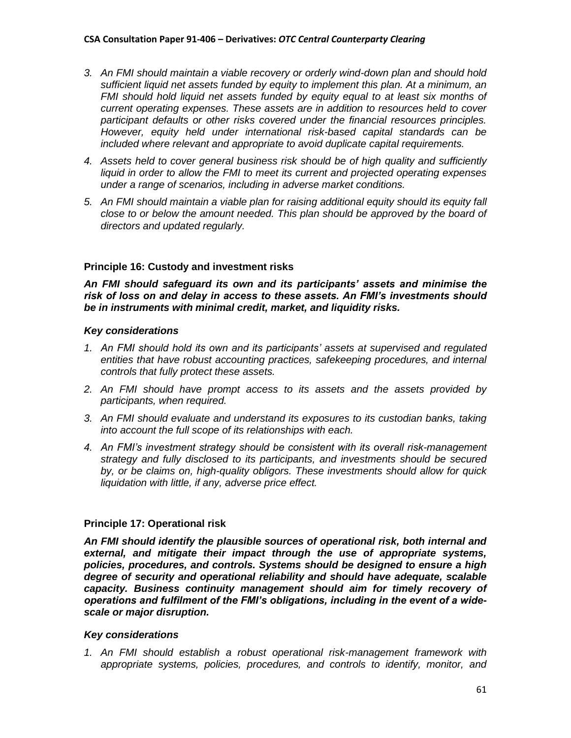3. *An FMI should maintain a viable recovery or orderly wind-down plan and should hold sufficient liquid net assets funded by equity to implement this plan. At a minimum, an FMI should hold liquid net assets funded by equity equal to at least six months of current operating expenses. These assets are in addition to resources held to cover participant defaults or other risks covered under the financial resources principles. However, equity held under international risk-based capital standards can be included where relevant and appropriate to avoid duplicate capital requirements.*

4. *Assets held to cover general business risk should be of high quality and sufficiently liquid in order to allow the FMI to meet its current and projected operating expenses under a range of scenarios, including in adverse market conditions.*

5. *An FMI should maintain a viable plan for raising additional equity should its equity fall close to or below the amount needed. This plan should be approved by the board of directors and updated regularly.*

### Principle 16: Custody and investment risks

***An FMI should safeguard its own and its participants' assets and minimise the risk of loss on and delay in access to these assets. An FMI's investments should be in instruments with minimal credit, market, and liquidity risks.***

#### *Key considerations*

1. *An FMI should hold its own and its participants' assets at supervised and regulated entities that have robust accounting practices, safekeeping procedures, and internal controls that fully protect these assets.*

2. *An FMI should have prompt access to its assets and the assets provided by participants, when required.*

3. *An FMI should evaluate and understand its exposures to its custodian banks, taking into account the full scope of its relationships with each.*

4. *An FMI's investment strategy should be consistent with its overall risk-management strategy and fully disclosed to its participants, and investments should be secured by, or be claims on, high-quality obligors. These investments should allow for quick liquidation with little, if any, adverse price effect.*

### Principle 17: Operational risk

***An FMI should identify the plausible sources of operational risk, both internal and external, and mitigate their impact through the use of appropriate systems, policies, procedures, and controls. Systems should be designed to ensure a high degree of security and operational reliability and should have adequate, scalable capacity. Business continuity management should aim for timely recovery of operations and fulfilment of the FMI's obligations, including in the event of a wide-scale or major disruption.***

#### *Key considerations*

1. *An FMI should establish a robust operational risk-management framework with appropriate systems, policies, procedures, and controls to identify, monitor, and*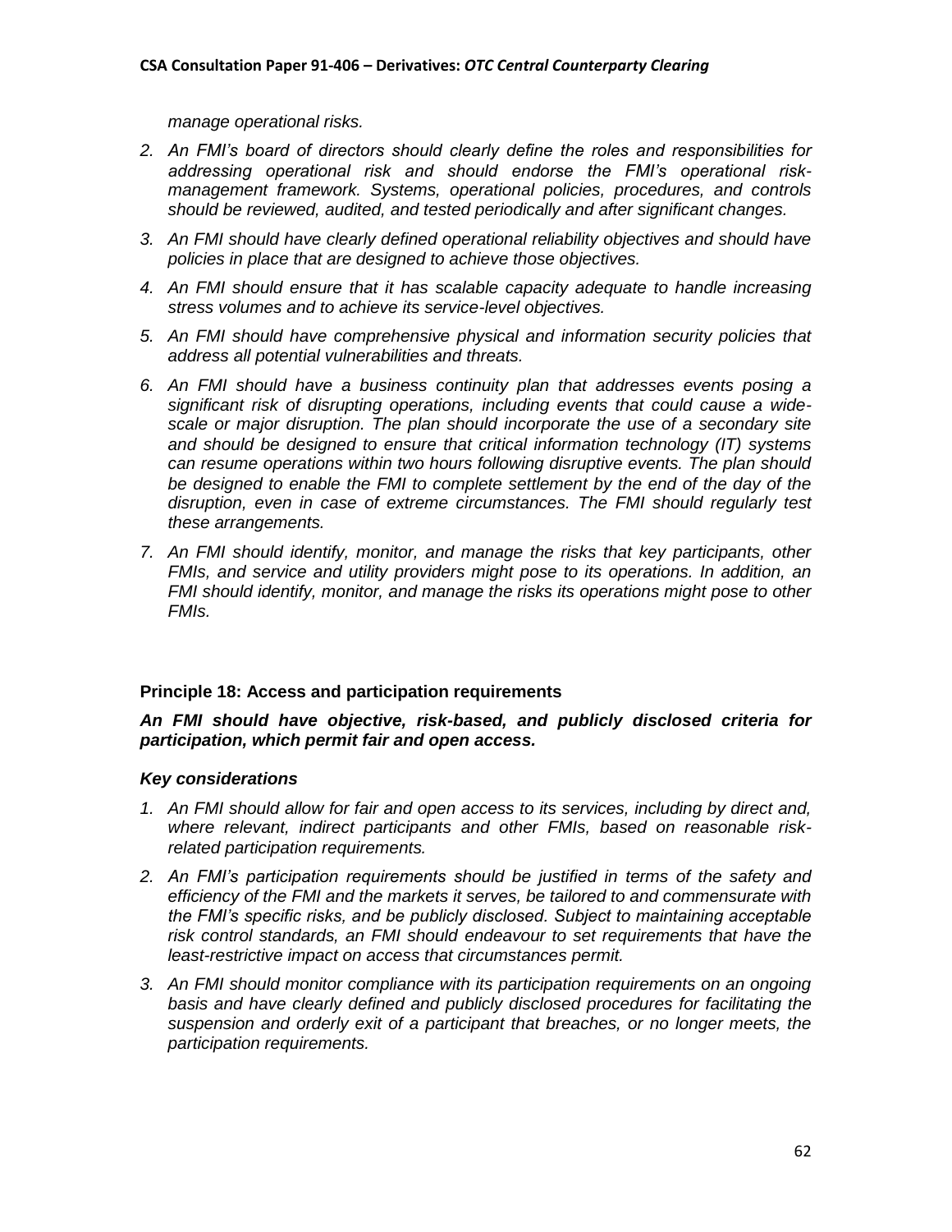*manage operational risks.*

2. *An FMI's board of directors should clearly define the roles and responsibilities for addressing operational risk and should endorse the FMI's operational risk-management framework. Systems, operational policies, procedures, and controls should be reviewed, audited, and tested periodically and after significant changes.*
3. *An FMI should have clearly defined operational reliability objectives and should have policies in place that are designed to achieve those objectives.*
4. *An FMI should ensure that it has scalable capacity adequate to handle increasing stress volumes and to achieve its service-level objectives.*
5. *An FMI should have comprehensive physical and information security policies that address all potential vulnerabilities and threats.*
6. *An FMI should have a business continuity plan that addresses events posing a significant risk of disrupting operations, including events that could cause a wide-scale or major disruption. The plan should incorporate the use of a secondary site and should be designed to ensure that critical information technology (IT) systems can resume operations within two hours following disruptive events. The plan should be designed to enable the FMI to complete settlement by the end of the day of the disruption, even in case of extreme circumstances. The FMI should regularly test these arrangements.*
7. *An FMI should identify, monitor, and manage the risks that key participants, other FMIs, and service and utility providers might pose to its operations. In addition, an FMI should identify, monitor, and manage the risks its operations might pose to other FMIs.*

### Principle 18: Access and participation requirements

***An FMI should have objective, risk-based, and publicly disclosed criteria for participation, which permit fair and open access.***

#### *Key considerations*

1. *An FMI should allow for fair and open access to its services, including by direct and, where relevant, indirect participants and other FMIs, based on reasonable risk-related participation requirements.*
2. *An FMI's participation requirements should be justified in terms of the safety and efficiency of the FMI and the markets it serves, be tailored to and commensurate with the FMI's specific risks, and be publicly disclosed. Subject to maintaining acceptable risk control standards, an FMI should endeavour to set requirements that have the least-restrictive impact on access that circumstances permit.*
3. *An FMI should monitor compliance with its participation requirements on an ongoing basis and have clearly defined and publicly disclosed procedures for facilitating the suspension and orderly exit of a participant that breaches, or no longer meets, the participation requirements.*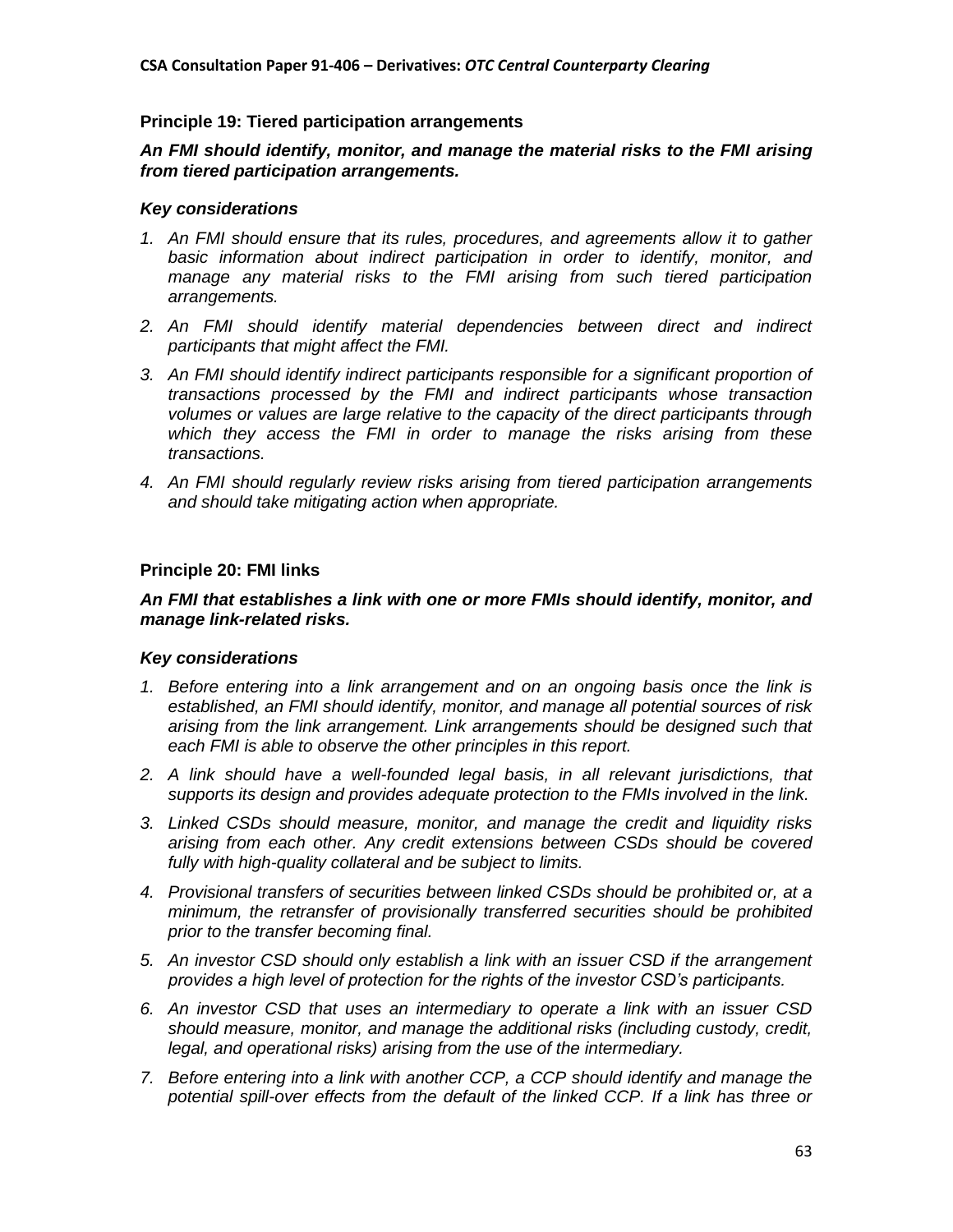### Principle 19: Tiered participation arrangements

***An FMI should identify, monitor, and manage the material risks to the FMI arising from tiered participation arrangements.***

***Key considerations***

1. *An FMI should ensure that its rules, procedures, and agreements allow it to gather basic information about indirect participation in order to identify, monitor, and manage any material risks to the FMI arising from such tiered participation arrangements.*
2. *An FMI should identify material dependencies between direct and indirect participants that might affect the FMI.*
3. *An FMI should identify indirect participants responsible for a significant proportion of transactions processed by the FMI and indirect participants whose transaction volumes or values are large relative to the capacity of the direct participants through which they access the FMI in order to manage the risks arising from these transactions.*
4. *An FMI should regularly review risks arising from tiered participation arrangements and should take mitigating action when appropriate.*

### Principle 20: FMI links

***An FMI that establishes a link with one or more FMIs should identify, monitor, and manage link-related risks.***

***Key considerations***

1. *Before entering into a link arrangement and on an ongoing basis once the link is established, an FMI should identify, monitor, and manage all potential sources of risk arising from the link arrangement. Link arrangements should be designed such that each FMI is able to observe the other principles in this report.*
2. *A link should have a well-founded legal basis, in all relevant jurisdictions, that supports its design and provides adequate protection to the FMIs involved in the link.*
3. *Linked CSDs should measure, monitor, and manage the credit and liquidity risks arising from each other. Any credit extensions between CSDs should be covered fully with high-quality collateral and be subject to limits.*
4. *Provisional transfers of securities between linked CSDs should be prohibited or, at a minimum, the retransfer of provisionally transferred securities should be prohibited prior to the transfer becoming final.*
5. *An investor CSD should only establish a link with an issuer CSD if the arrangement provides a high level of protection for the rights of the investor CSD's participants.*
6. *An investor CSD that uses an intermediary to operate a link with an issuer CSD should measure, monitor, and manage the additional risks (including custody, credit, legal, and operational risks) arising from the use of the intermediary.*
7. *Before entering into a link with another CCP, a CCP should identify and manage the potential spill-over effects from the default of the linked CCP. If a link has three or*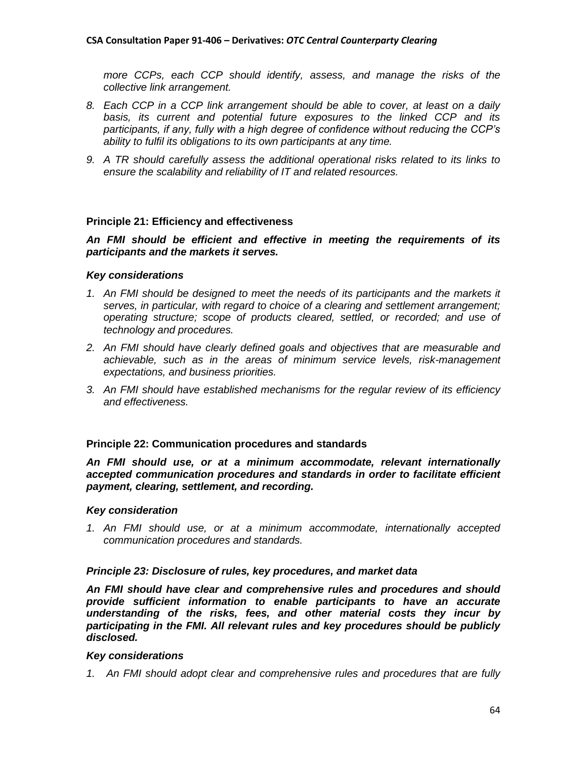*more CCPs, each CCP should identify, assess, and manage the risks of the collective link arrangement.*

8. *Each CCP in a CCP link arrangement should be able to cover, at least on a daily basis, its current and potential future exposures to the linked CCP and its participants, if any, fully with a high degree of confidence without reducing the CCP's ability to fulfil its obligations to its own participants at any time.*
9. *A TR should carefully assess the additional operational risks related to its links to ensure the scalability and reliability of IT and related resources.*

**Principle 21: Efficiency and effectiveness**

***An FMI should be efficient and effective in meeting the requirements of its participants and the markets it serves.***

***Key considerations***

1. *An FMI should be designed to meet the needs of its participants and the markets it serves, in particular, with regard to choice of a clearing and settlement arrangement; operating structure; scope of products cleared, settled, or recorded; and use of technology and procedures.*
2. *An FMI should have clearly defined goals and objectives that are measurable and achievable, such as in the areas of minimum service levels, risk-management expectations, and business priorities.*
3. *An FMI should have established mechanisms for the regular review of its efficiency and effectiveness.*

**Principle 22: Communication procedures and standards**

***An FMI should use, or at a minimum accommodate, relevant internationally accepted communication procedures and standards in order to facilitate efficient payment, clearing, settlement, and recording.***

***Key consideration***

1. *An FMI should use, or at a minimum accommodate, internationally accepted communication procedures and standards.*

***Principle 23: Disclosure of rules, key procedures, and market data***

***An FMI should have clear and comprehensive rules and procedures and should provide sufficient information to enable participants to have an accurate understanding of the risks, fees, and other material costs they incur by participating in the FMI. All relevant rules and key procedures should be publicly disclosed.***

***Key considerations***

1. *An FMI should adopt clear and comprehensive rules and procedures that are fully*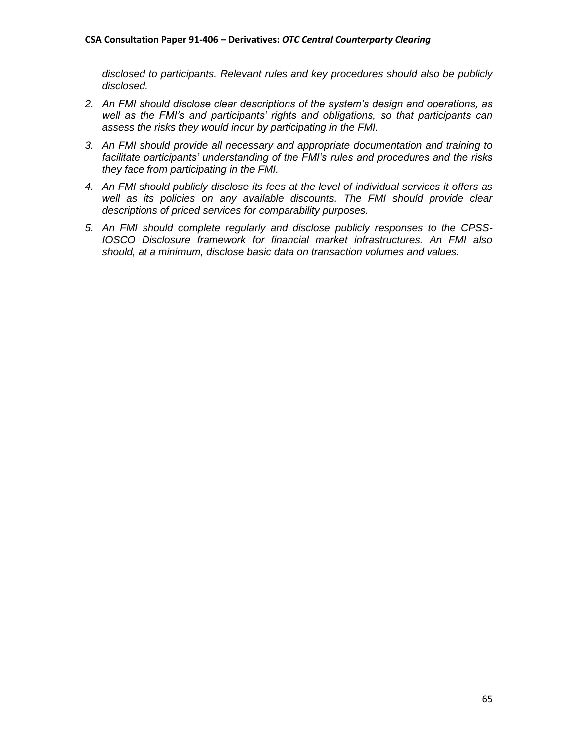*disclosed to participants. Relevant rules and key procedures should also be publicly disclosed.*

2. *An FMI should disclose clear descriptions of the system's design and operations, as well as the FMI's and participants' rights and obligations, so that participants can assess the risks they would incur by participating in the FMI.*

3. *An FMI should provide all necessary and appropriate documentation and training to facilitate participants' understanding of the FMI's rules and procedures and the risks they face from participating in the FMI.*

4. *An FMI should publicly disclose its fees at the level of individual services it offers as well as its policies on any available discounts. The FMI should provide clear descriptions of priced services for comparability purposes.*

5. *An FMI should complete regularly and disclose publicly responses to the CPSS-IOSCO Disclosure framework for financial market infrastructures. An FMI also should, at a minimum, disclose basic data on transaction volumes and values.*